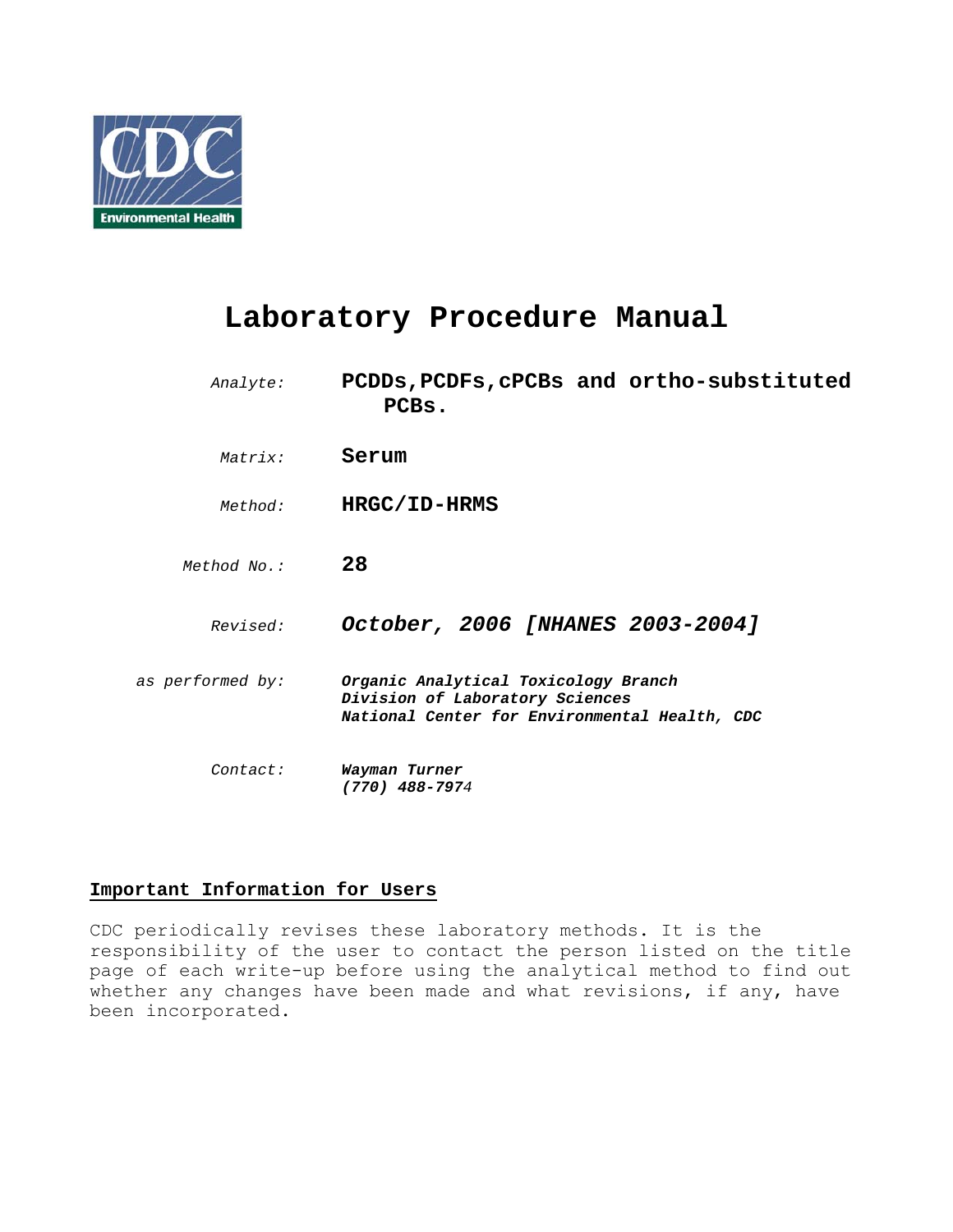# Laboratory Procedure Manual

| | |
|---|---|
| *Analyte:* | **PCDDs,PCDFs,cPCBs and ortho-substituted PCBs.** |
| *Matrix:* | **Serum** |
| *Method:* | **HRGC/ID-HRMS** |
| *Method No.:* | **28** |
| *Revised:* | ***October, 2006 [NHANES 2003-2004]*** |
| *as performed by:* | ***Organic Analytical Toxicology Branch***<br>***Division of Laboratory Sciences***<br>***National Center for Environmental Health, CDC*** |
| *Contact:* | ***Wayman Turner***<br>***(770) 488-7974*** |

## Important Information for Users

CDC periodically revises these laboratory methods. It is the responsibility of the user to contact the person listed on the title page of each write-up before using the analytical method to find out whether any changes have been made and what revisions, if any, have been incorporated.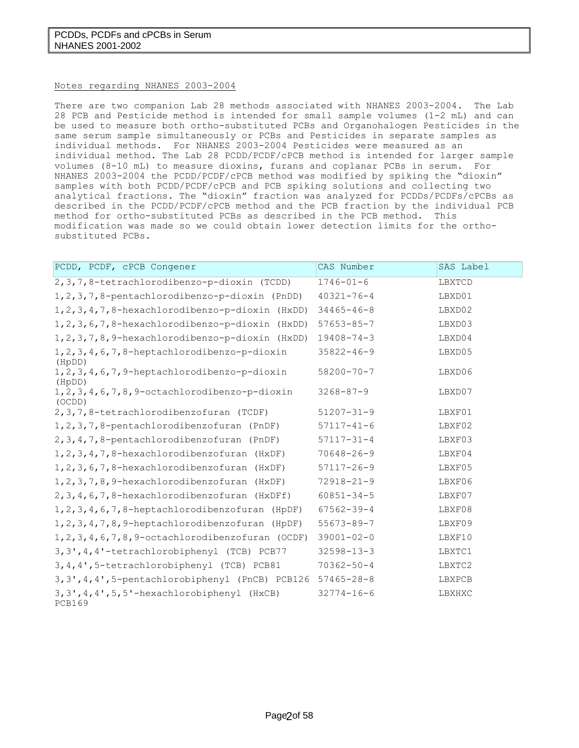Notes regarding NHANES 2003-2004

There are two companion Lab 28 methods associated with NHANES 2003-2004. The Lab 28 PCB and Pesticide method is intended for small sample volumes (1-2 mL) and can be used to measure both ortho-substituted PCBs and Organohalogen Pesticides in the same serum sample simultaneously or PCBs and Pesticides in separate samples as individual methods. For NHANES 2003-2004 Pesticides were measured as an individual method. The Lab 28 PCDD/PCDF/cPCB method is intended for larger sample volumes (8-10 mL) to measure dioxins, furans and coplanar PCBs in serum. For NHANES 2003-2004 the PCDD/PCDF/cPCB method was modified by spiking the "dioxin" samples with both PCDD/PCDF/cPCB and PCB spiking solutions and collecting two analytical fractions. The "dioxin" fraction was analyzed for PCDDs/PCDFs/cPCBs as described in the PCDD/PCDF/cPCB method and the PCB fraction by the individual PCB method for ortho-substituted PCBs as described in the PCB method. This modification was made so we could obtain lower detection limits for the ortho-substituted PCBs.

| PCDD, PCDF, cPCB Congener | CAS Number | SAS Label |
|---|---|---|
| 2,3,7,8-tetrachlorodibenzo-p-dioxin (TCDD) | 1746-01-6 | LBXTCD |
| 1,2,3,7,8-pentachlorodibenzo-p-dioxin (PnDD) | 40321-76-4 | LBXD01 |
| 1,2,3,4,7,8-hexachlorodibenzo-p-dioxin (HxDD) | 34465-46-8 | LBXD02 |
| 1,2,3,6,7,8-hexachlorodibenzo-p-dioxin (HxDD) | 57653-85-7 | LBXD03 |
| 1,2,3,7,8,9-hexachlorodibenzo-p-dioxin (HxDD) | 19408-74-3 | LBXD04 |
| 1,2,3,4,6,7,8-heptachlorodibenzo-p-dioxin (HpDD) | 35822-46-9 | LBXD05 |
| 1,2,3,4,6,7,9-heptachlorodibenzo-p-dioxin (HpDD) | 58200-70-7 | LBXD06 |
| 1,2,3,4,6,7,8,9-octachlorodibenzo-p-dioxin (OCDD) | 3268-87-9 | LBXD07 |
| 2,3,7,8-tetrachlorodibenzofuran (TCDF) | 51207-31-9 | LBXF01 |
| 1,2,3,7,8-pentachlorodibenzofuran (PnDF) | 57117-41-6 | LBXF02 |
| 2,3,4,7,8-pentachlorodibenzofuran (PnDF) | 57117-31-4 | LBXF03 |
| 1,2,3,4,7,8-hexachlorodibenzofuran (HxDF) | 70648-26-9 | LBXF04 |
| 1,2,3,6,7,8-hexachlorodibenzofuran (HxDF) | 57117-26-9 | LBXF05 |
| 1,2,3,7,8,9-hexachlorodibenzofuran (HxDF) | 72918-21-9 | LBXF06 |
| 2,3,4,6,7,8-hexachlorodibenzofuran (HxDFf) | 60851-34-5 | LBXF07 |
| 1,2,3,4,6,7,8-heptachlorodibenzofuran (HpDF) | 67562-39-4 | LBXF08 |
| 1,2,3,4,7,8,9-heptachlorodibenzofuran (HpDF) | 55673-89-7 | LBXF09 |
| 1,2,3,4,6,7,8,9-octachlorodibenzofuran (OCDF) | 39001-02-0 | LBXF10 |
| 3,3',4,4'-tetrachlorobiphenyl (TCB) PCB77 | 32598-13-3 | LBXTC1 |
| 3,4,4',5-tetrachlorobiphenyl (TCB) PCB81 | 70362-50-4 | LBXTC2 |
| 3,3',4,4',5-pentachlorobiphenyl (PnCB) PCB126 | 57465-28-8 | LBXPCB |
| 3,3',4,4',5,5'-hexachlorobiphenyl (HxCB) PCB169 | 32774-16-6 | LBXHXC |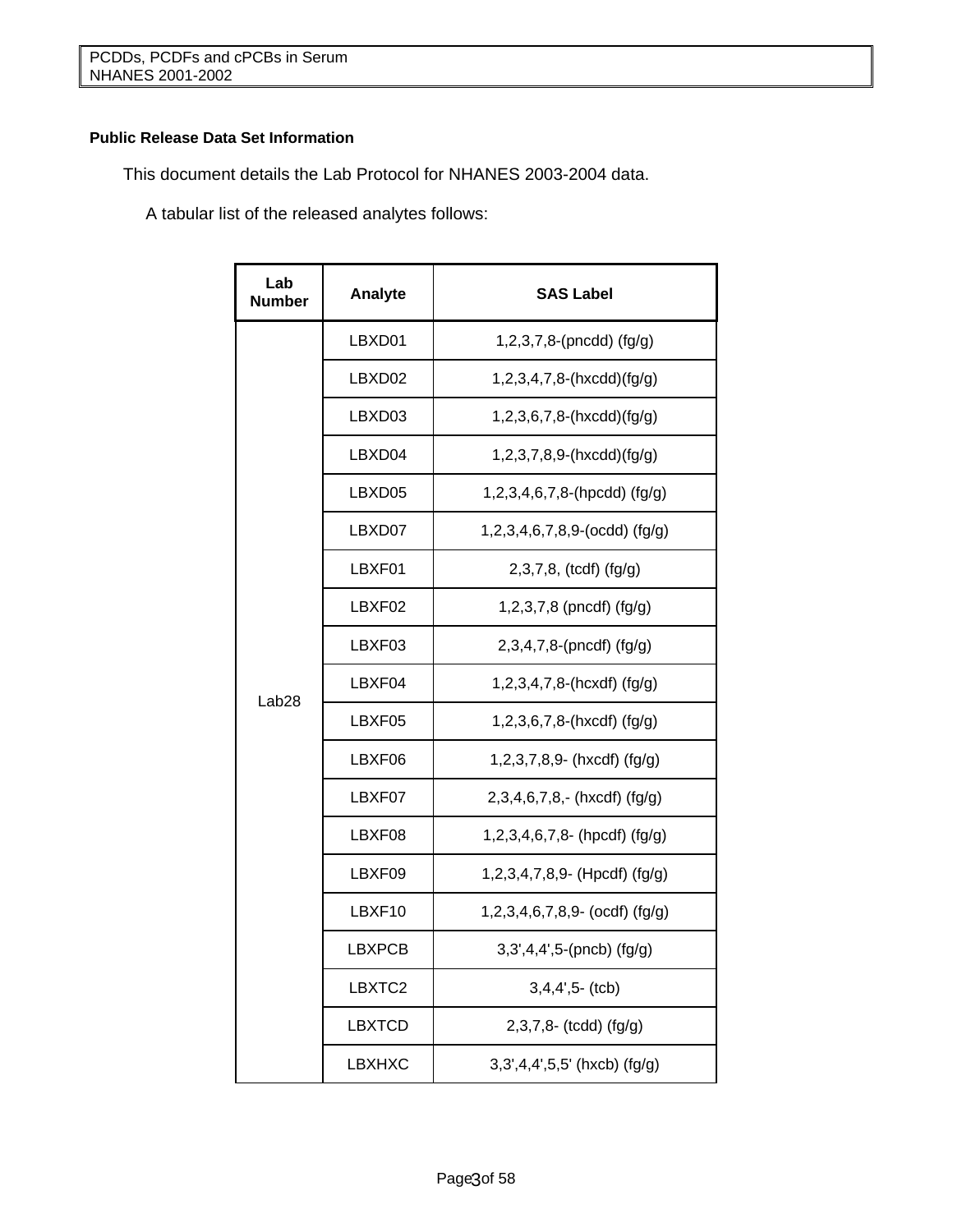### Public Release Data Set Information

This document details the Lab Protocol for NHANES 2003-2004 data.

A tabular list of the released analytes follows:

| Lab Number | Analyte | SAS Label |
|---|---|---|
| Lab28 | LBXD01 | 1,2,3,7,8-(pncdd) (fg/g) |
| | LBXD02 | 1,2,3,4,7,8-(hxcdd)(fg/g) |
| | LBXD03 | 1,2,3,6,7,8-(hxcdd)(fg/g) |
| | LBXD04 | 1,2,3,7,8,9-(hxcdd)(fg/g) |
| | LBXD05 | 1,2,3,4,6,7,8-(hpcdd) (fg/g) |
| | LBXD07 | 1,2,3,4,6,7,8,9-(ocdd) (fg/g) |
| | LBXF01 | 2,3,7,8, (tcdf) (fg/g) |
| | LBXF02 | 1,2,3,7,8 (pncdf) (fg/g) |
| | LBXF03 | 2,3,4,7,8-(pncdf) (fg/g) |
| | LBXF04 | 1,2,3,4,7,8-(hcxdf) (fg/g) |
| | LBXF05 | 1,2,3,6,7,8-(hxcdf) (fg/g) |
| | LBXF06 | 1,2,3,7,8,9- (hxcdf) (fg/g) |
| | LBXF07 | 2,3,4,6,7,8,- (hxcdf) (fg/g) |
| | LBXF08 | 1,2,3,4,6,7,8- (hpcdf) (fg/g) |
| | LBXF09 | 1,2,3,4,7,8,9- (Hpcdf) (fg/g) |
| | LBXF10 | 1,2,3,4,6,7,8,9- (ocdf) (fg/g) |
| | LBXPCB | 3,3',4,4',5-(pncb) (fg/g) |
| | LBXTC2 | 3,4,4',5- (tcb) |
| | LBXTCD | 2,3,7,8- (tcdd) (fg/g) |
| | LBXHXC | 3,3',4,4',5,5' (hxcb) (fg/g) |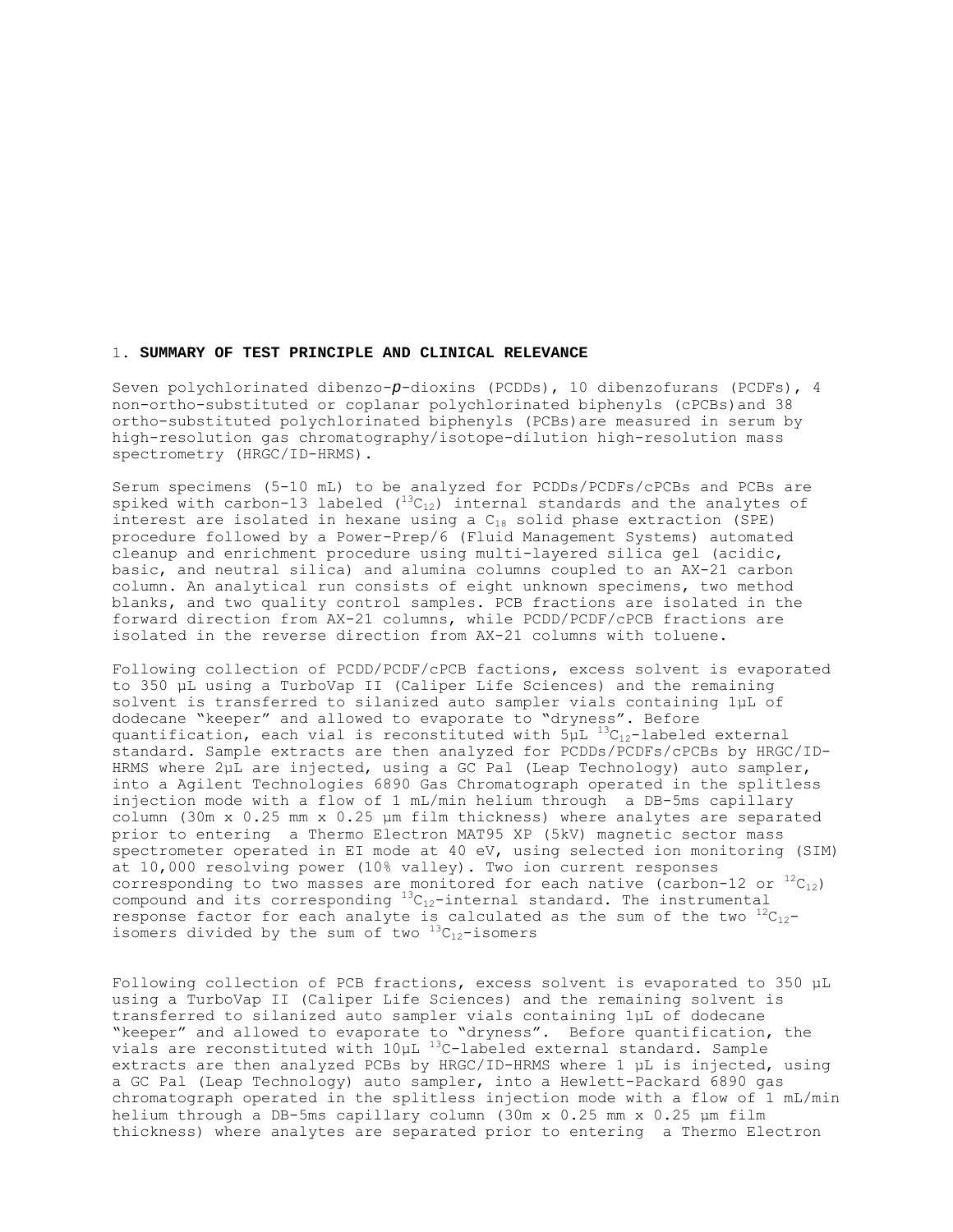## 1. **SUMMARY OF TEST PRINCIPLE AND CLINICAL RELEVANCE**

Seven polychlorinated dibenzo-*p*-dioxins (PCDDs), 10 dibenzofurans (PCDFs), 4 non-ortho-substituted or coplanar polychlorinated biphenyls (cPCBs)and 38 ortho-substituted polychlorinated biphenyls (PCBs)are measured in serum by high-resolution gas chromatography/isotope-dilution high-resolution mass spectrometry (HRGC/ID-HRMS).

Serum specimens (5-10 mL) to be analyzed for PCDDs/PCDFs/cPCBs and PCBs are spiked with carbon-13 labeled ($^{13}C_{12}$) internal standards and the analytes of interest are isolated in hexane using a $C_{18}$ solid phase extraction (SPE) procedure followed by a Power-Prep/6 (Fluid Management Systems) automated cleanup and enrichment procedure using multi-layered silica gel (acidic, basic, and neutral silica) and alumina columns coupled to an AX-21 carbon column. An analytical run consists of eight unknown specimens, two method blanks, and two quality control samples. PCB fractions are isolated in the forward direction from AX-21 columns, while PCDD/PCDF/cPCB fractions are isolated in the reverse direction from AX-21 columns with toluene.

Following collection of PCDD/PCDF/cPCB factions, excess solvent is evaporated to 350 µL using a TurboVap II (Caliper Life Sciences) and the remaining solvent is transferred to silanized auto sampler vials containing 1µL of dodecane "keeper" and allowed to evaporate to "dryness". Before quantification, each vial is reconstituted with 5µL $^{13}C_{12}$-labeled external standard. Sample extracts are then analyzed for PCDDs/PCDFs/cPCBs by HRGC/ID-HRMS where 2µL are injected, using a GC Pal (Leap Technology) auto sampler, into a Agilent Technologies 6890 Gas Chromatograph operated in the splitless injection mode with a flow of 1 mL/min helium through a DB-5ms capillary column (30m x 0.25 mm x 0.25 µm film thickness) where analytes are separated prior to entering a Thermo Electron MAT95 XP (5kV) magnetic sector mass spectrometer operated in EI mode at 40 eV, using selected ion monitoring (SIM) at 10,000 resolving power (10% valley). Two ion current responses corresponding to two masses are monitored for each native (carbon-12 or $^{12}C_{12}$) compound and its corresponding $^{13}C_{12}$-internal standard. The instrumental response factor for each analyte is calculated as the sum of the two $^{12}C_{12}$-isomers divided by the sum of two $^{13}C_{12}$-isomers

Following collection of PCB fractions, excess solvent is evaporated to 350 µL using a TurboVap II (Caliper Life Sciences) and the remaining solvent is transferred to silanized auto sampler vials containing 1µL of dodecane "keeper" and allowed to evaporate to "dryness". Before quantification, the vials are reconstituted with 10µL $^{13}C$-labeled external standard. Sample extracts are then analyzed PCBs by HRGC/ID-HRMS where 1 µL is injected, using a GC Pal (Leap Technology) auto sampler, into a Hewlett-Packard 6890 gas chromatograph operated in the splitless injection mode with a flow of 1 mL/min helium through a DB-5ms capillary column (30m x 0.25 mm x 0.25 µm film thickness) where analytes are separated prior to entering a Thermo Electron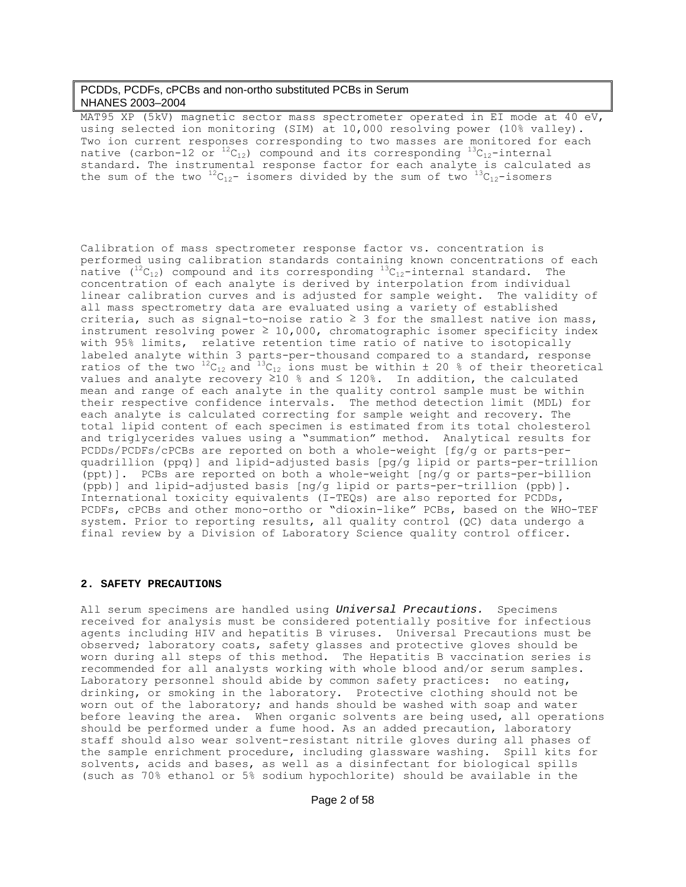MAT95 XP (5kV) magnetic sector mass spectrometer operated in EI mode at 40 eV, using selected ion monitoring (SIM) at 10,000 resolving power (10% valley). Two ion current responses corresponding to two masses are monitored for each native (carbon-12 or $^{12}C_{12}$) compound and its corresponding $^{13}C_{12}$-internal standard. The instrumental response factor for each analyte is calculated as the sum of the two $^{12}C_{12}$- isomers divided by the sum of two $^{13}C_{12}$-isomers

Calibration of mass spectrometer response factor vs. concentration is performed using calibration standards containing known concentrations of each native ($^{12}C_{12}$) compound and its corresponding $^{13}C_{12}$-internal standard. The concentration of each analyte is derived by interpolation from individual linear calibration curves and is adjusted for sample weight. The validity of all mass spectrometry data are evaluated using a variety of established criteria, such as signal-to-noise ratio ≥ 3 for the smallest native ion mass, instrument resolving power ≥ 10,000, chromatographic isomer specificity index with 95% limits, relative retention time ratio of native to isotopically labeled analyte within 3 parts-per-thousand compared to a standard, response ratios of the two $^{12}C_{12}$ and $^{13}C_{12}$ ions must be within ± 20 % of their theoretical values and analyte recovery ≥10 % and ≤ 120%. In addition, the calculated mean and range of each analyte in the quality control sample must be within their respective confidence intervals. The method detection limit (MDL) for each analyte is calculated correcting for sample weight and recovery. The total lipid content of each specimen is estimated from its total cholesterol and triglycerides values using a "summation" method. Analytical results for PCDDs/PCDFs/cPCBs are reported on both a whole-weight [fg/g or parts-per-quadrillion (ppq)] and lipid-adjusted basis [pg/g lipid or parts-per-trillion (ppt)]. PCBs are reported on both a whole-weight [ng/g or parts-per-billion (ppb)] and lipid-adjusted basis [ng/g lipid or parts-per-trillion (ppb)]. International toxicity equivalents (I-TEQs) are also reported for PCDDs, PCDFs, cPCBs and other mono-ortho or "dioxin-like" PCBs, based on the WHO-TEF system. Prior to reporting results, all quality control (QC) data undergo a final review by a Division of Laboratory Science quality control officer.

## 2. SAFETY PRECAUTIONS

All serum specimens are handled using *Universal Precautions.* Specimens received for analysis must be considered potentially positive for infectious agents including HIV and hepatitis B viruses. Universal Precautions must be observed; laboratory coats, safety glasses and protective gloves should be worn during all steps of this method. The Hepatitis B vaccination series is recommended for all analysts working with whole blood and/or serum samples. Laboratory personnel should abide by common safety practices: no eating, drinking, or smoking in the laboratory. Protective clothing should not be worn out of the laboratory; and hands should be washed with soap and water before leaving the area. When organic solvents are being used, all operations should be performed under a fume hood. As an added precaution, laboratory staff should also wear solvent-resistant nitrile gloves during all phases of the sample enrichment procedure, including glassware washing. Spill kits for solvents, acids and bases, as well as a disinfectant for biological spills (such as 70% ethanol or 5% sodium hypochlorite) should be available in the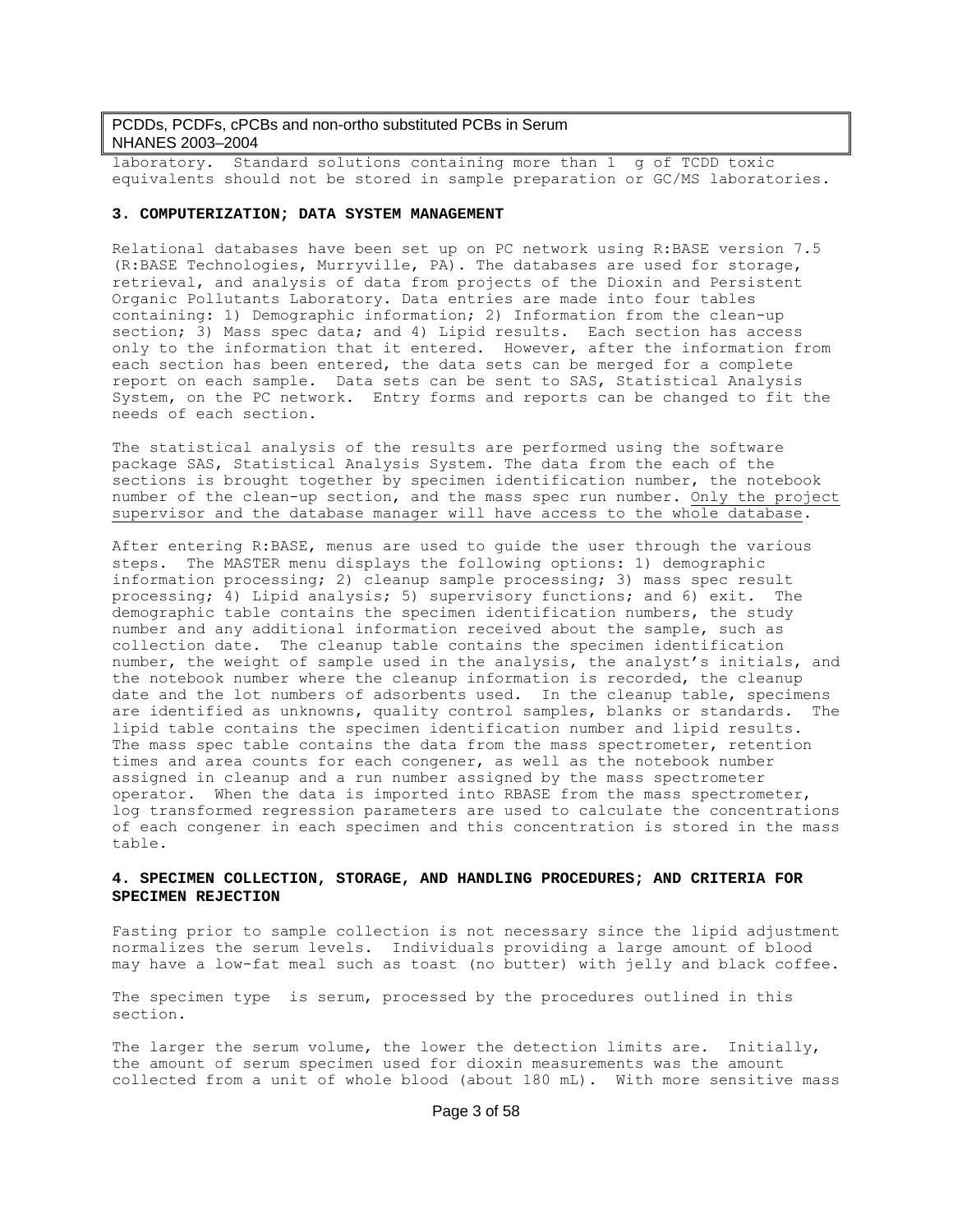laboratory. Standard solutions containing more than 1 g of TCDD toxic equivalents should not be stored in sample preparation or GC/MS laboratories.

## 3. COMPUTERIZATION; DATA SYSTEM MANAGEMENT

Relational databases have been set up on PC network using R:BASE version 7.5 (R:BASE Technologies, Murryville, PA). The databases are used for storage, retrieval, and analysis of data from projects of the Dioxin and Persistent Organic Pollutants Laboratory. Data entries are made into four tables containing: 1) Demographic information; 2) Information from the clean-up section; 3) Mass spec data; and 4) Lipid results. Each section has access only to the information that it entered. However, after the information from each section has been entered, the data sets can be merged for a complete report on each sample. Data sets can be sent to SAS, Statistical Analysis System, on the PC network. Entry forms and reports can be changed to fit the needs of each section.

The statistical analysis of the results are performed using the software package SAS, Statistical Analysis System. The data from the each of the sections is brought together by specimen identification number, the notebook number of the clean-up section, and the mass spec run number. Only the project supervisor and the database manager will have access to the whole database.

After entering R:BASE, menus are used to guide the user through the various steps. The MASTER menu displays the following options: 1) demographic information processing; 2) cleanup sample processing; 3) mass spec result processing; 4) Lipid analysis; 5) supervisory functions; and 6) exit. The demographic table contains the specimen identification numbers, the study number and any additional information received about the sample, such as collection date. The cleanup table contains the specimen identification number, the weight of sample used in the analysis, the analyst's initials, and the notebook number where the cleanup information is recorded, the cleanup date and the lot numbers of adsorbents used. In the cleanup table, specimens are identified as unknowns, quality control samples, blanks or standards. The lipid table contains the specimen identification number and lipid results. The mass spec table contains the data from the mass spectrometer, retention times and area counts for each congener, as well as the notebook number assigned in cleanup and a run number assigned by the mass spectrometer operator. When the data is imported into RBASE from the mass spectrometer, log transformed regression parameters are used to calculate the concentrations of each congener in each specimen and this concentration is stored in the mass table.

## 4. SPECIMEN COLLECTION, STORAGE, AND HANDLING PROCEDURES; AND CRITERIA FOR SPECIMEN REJECTION

Fasting prior to sample collection is not necessary since the lipid adjustment normalizes the serum levels. Individuals providing a large amount of blood may have a low-fat meal such as toast (no butter) with jelly and black coffee.

The specimen type is serum, processed by the procedures outlined in this section.

The larger the serum volume, the lower the detection limits are. Initially, the amount of serum specimen used for dioxin measurements was the amount collected from a unit of whole blood (about 180 mL). With more sensitive mass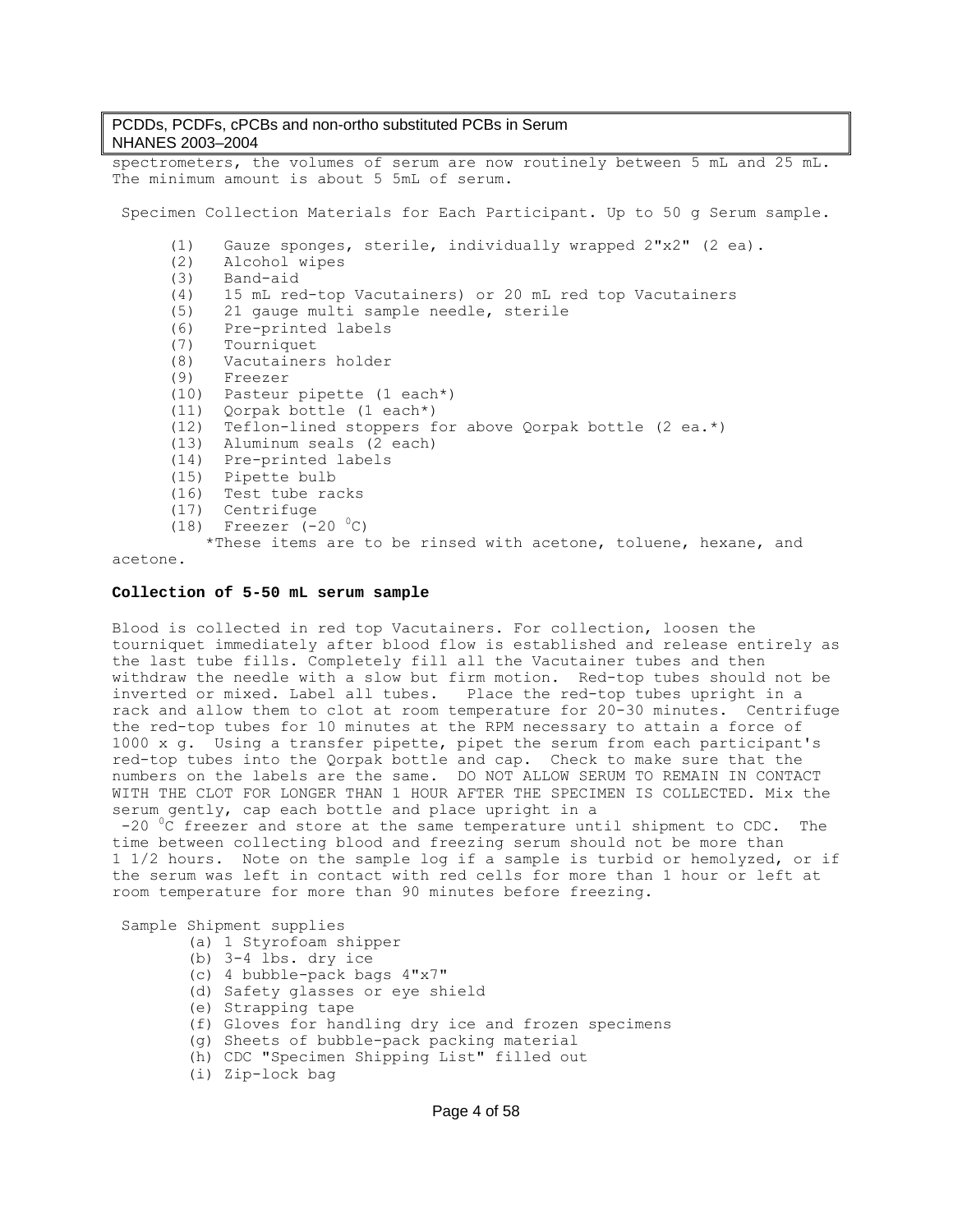spectrometers, the volumes of serum are now routinely between 5 mL and 25 mL. The minimum amount is about 5 5mL of serum.

Specimen Collection Materials for Each Participant. Up to 50 g Serum sample.

(1) Gauze sponges, sterile, individually wrapped 2"x2" (2 ea).
(2) Alcohol wipes
(3) Band-aid
(4) 15 mL red-top Vacutainers) or 20 mL red top Vacutainers
(5) 21 gauge multi sample needle, sterile
(6) Pre-printed labels
(7) Tourniquet
(8) Vacutainers holder
(9) Freezer
(10) Pasteur pipette (1 each*)
(11) Qorpak bottle (1 each*)
(12) Teflon-lined stoppers for above Qorpak bottle (2 ea.*)
(13) Aluminum seals (2 each)
(14) Pre-printed labels
(15) Pipette bulb
(16) Test tube racks
(17) Centrifuge
(18) Freezer (-20 $^0$C)

*These items are to be rinsed with acetone, toluene, hexane, and acetone.

**Collection of 5-50 mL serum sample**

Blood is collected in red top Vacutainers. For collection, loosen the tourniquet immediately after blood flow is established and release entirely as the last tube fills. Completely fill all the Vacutainer tubes and then withdraw the needle with a slow but firm motion. Red-top tubes should not be inverted or mixed. Label all tubes. Place the red-top tubes upright in a rack and allow them to clot at room temperature for 20-30 minutes. Centrifuge the red-top tubes for 10 minutes at the RPM necessary to attain a force of 1000 x g. Using a transfer pipette, pipet the serum from each participant's red-top tubes into the Qorpak bottle and cap. Check to make sure that the numbers on the labels are the same. DO NOT ALLOW SERUM TO REMAIN IN CONTACT WITH THE CLOT FOR LONGER THAN 1 HOUR AFTER THE SPECIMEN IS COLLECTED. Mix the serum gently, cap each bottle and place upright in a -20 $^0$C freezer and store at the same temperature until shipment to CDC. The time between collecting blood and freezing serum should not be more than 1 1/2 hours. Note on the sample log if a sample is turbid or hemolyzed, or if the serum was left in contact with red cells for more than 1 hour or left at room temperature for more than 90 minutes before freezing.

Sample Shipment supplies

(a) 1 Styrofoam shipper
(b) 3-4 lbs. dry ice
(c) 4 bubble-pack bags 4"x7"
(d) Safety glasses or eye shield
(e) Strapping tape
(f) Gloves for handling dry ice and frozen specimens
(g) Sheets of bubble-pack packing material
(h) CDC "Specimen Shipping List" filled out
(i) Zip-lock bag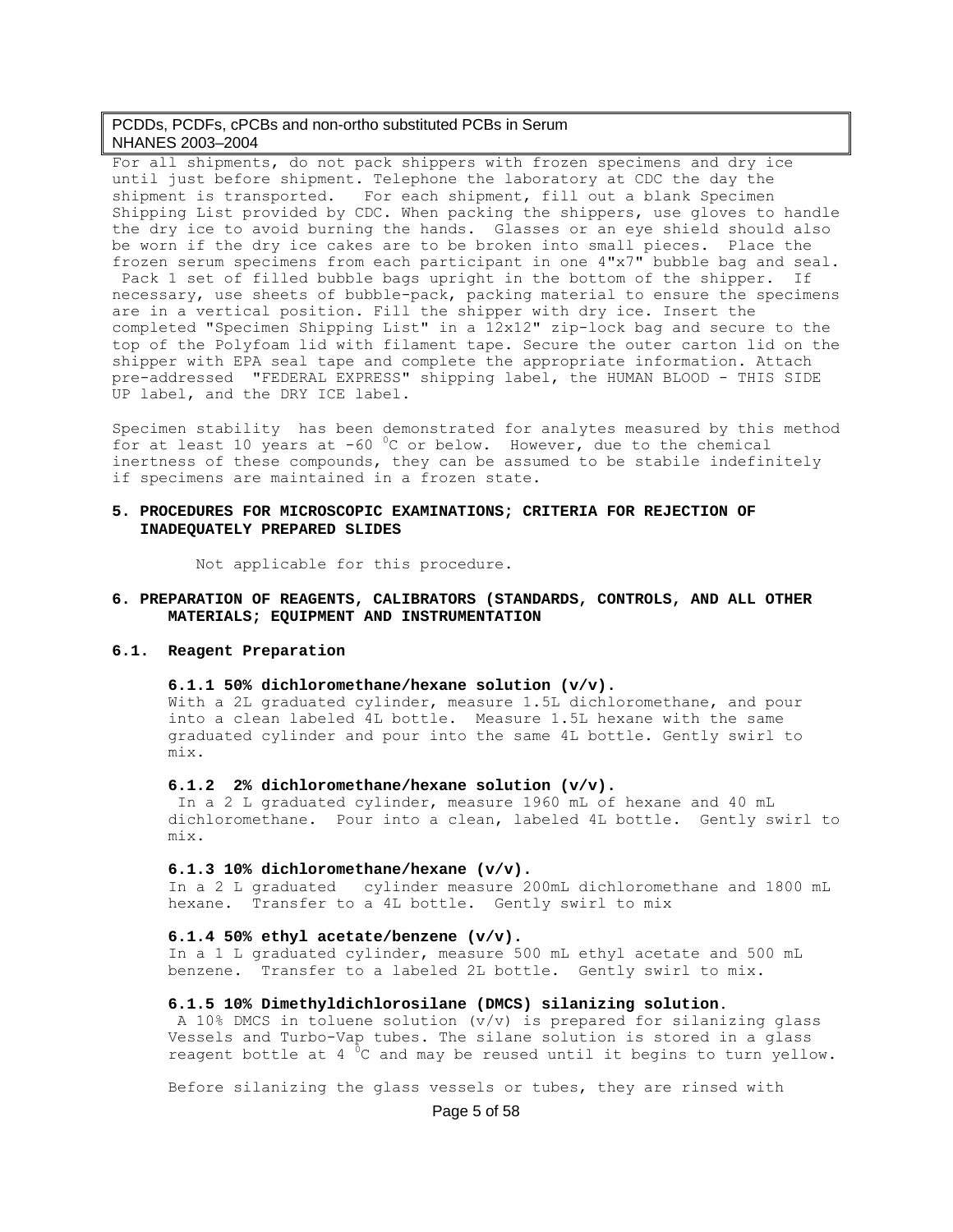For all shipments, do not pack shippers with frozen specimens and dry ice until just before shipment. Telephone the laboratory at CDC the day the shipment is transported. For each shipment, fill out a blank Specimen Shipping List provided by CDC. When packing the shippers, use gloves to handle the dry ice to avoid burning the hands. Glasses or an eye shield should also be worn if the dry ice cakes are to be broken into small pieces. Place the frozen serum specimens from each participant in one 4"x7" bubble bag and seal. Pack 1 set of filled bubble bags upright in the bottom of the shipper. If necessary, use sheets of bubble-pack, packing material to ensure the specimens are in a vertical position. Fill the shipper with dry ice. Insert the completed "Specimen Shipping List" in a 12x12" zip-lock bag and secure to the top of the Polyfoam lid with filament tape. Secure the outer carton lid on the shipper with EPA seal tape and complete the appropriate information. Attach pre-addressed "FEDERAL EXPRESS" shipping label, the HUMAN BLOOD - THIS SIDE UP label, and the DRY ICE label.

Specimen stability has been demonstrated for analytes measured by this method for at least 10 years at -60 $^{0}$C or below. However, due to the chemical inertness of these compounds, they can be assumed to be stabile indefinitely if specimens are maintained in a frozen state.

## 5. PROCEDURES FOR MICROSCOPIC EXAMINATIONS; CRITERIA FOR REJECTION OF INADEQUATELY PREPARED SLIDES

Not applicable for this procedure.

## 6. PREPARATION OF REAGENTS, CALIBRATORS (STANDARDS, CONTROLS, AND ALL OTHER MATERIALS; EQUIPMENT AND INSTRUMENTATION

### 6.1. Reagent Preparation

#### 6.1.1 50% dichloromethane/hexane solution (v/v).

With a 2L graduated cylinder, measure 1.5L dichloromethane, and pour into a clean labeled 4L bottle. Measure 1.5L hexane with the same graduated cylinder and pour into the same 4L bottle. Gently swirl to mix.

#### 6.1.2 2% dichloromethane/hexane solution (v/v).

In a 2 L graduated cylinder, measure 1960 mL of hexane and 40 mL dichloromethane. Pour into a clean, labeled 4L bottle. Gently swirl to mix.

#### 6.1.3 10% dichloromethane/hexane (v/v).

In a 2 L graduated cylinder measure 200mL dichloromethane and 1800 mL hexane. Transfer to a 4L bottle. Gently swirl to mix

#### 6.1.4 50% ethyl acetate/benzene (v/v).

In a 1 L graduated cylinder, measure 500 mL ethyl acetate and 500 mL benzene. Transfer to a labeled 2L bottle. Gently swirl to mix.

#### 6.1.5 10% Dimethyldichlorosilane (DMCS) silanizing solution.

A 10% DMCS in toluene solution (v/v) is prepared for silanizing glass Vessels and Turbo-Vap tubes. The silane solution is stored in a glass reagent bottle at 4 $^{0}$C and may be reused until it begins to turn yellow.

Before silanizing the glass vessels or tubes, they are rinsed with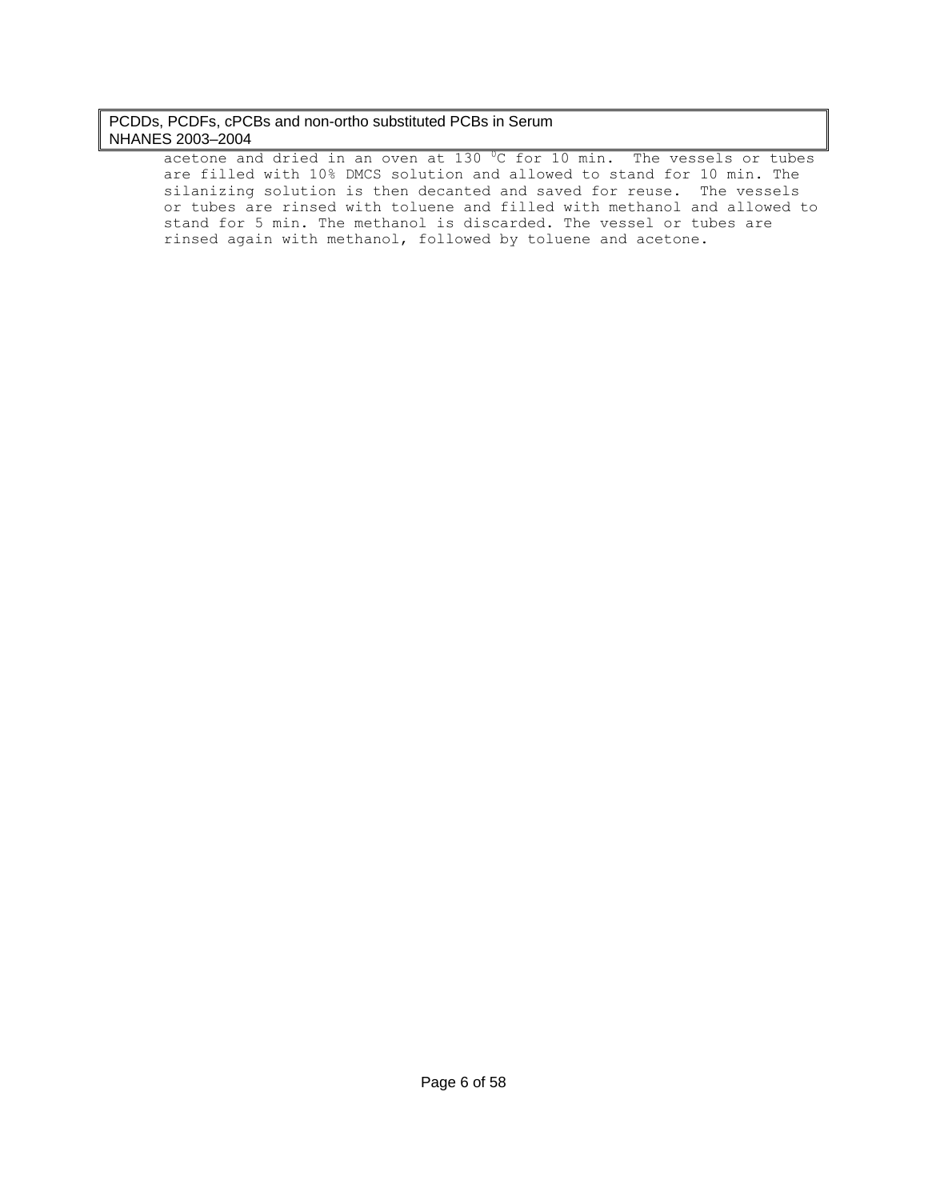acetone and dried in an oven at 130 $^{0}$C for 10 min. The vessels or tubes are filled with 10% DMCS solution and allowed to stand for 10 min. The silanizing solution is then decanted and saved for reuse. The vessels or tubes are rinsed with toluene and filled with methanol and allowed to stand for 5 min. The methanol is discarded. The vessel or tubes are rinsed again with methanol, followed by toluene and acetone.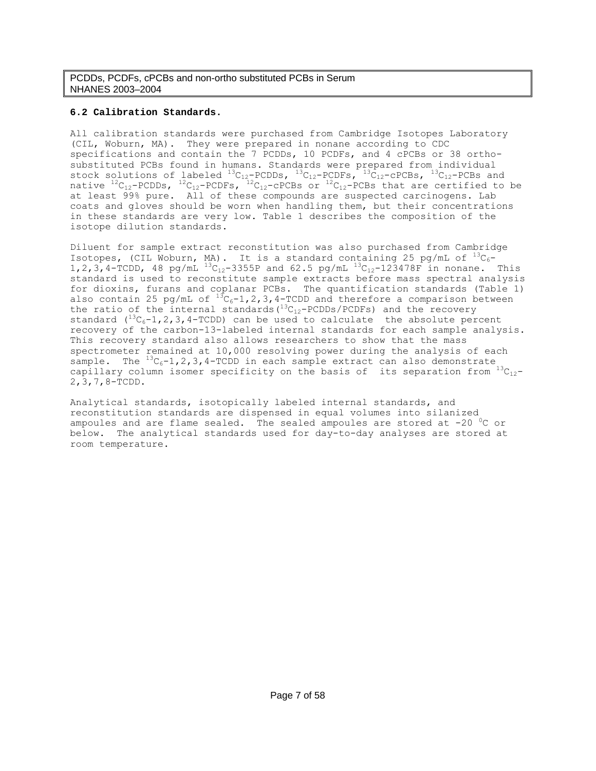### 6.2 Calibration Standards.

All calibration standards were purchased from Cambridge Isotopes Laboratory (CIL, Woburn, MA). They were prepared in nonane according to CDC specifications and contain the 7 PCDDs, 10 PCDFs, and 4 cPCBs or 38 ortho-substituted PCBs found in humans. Standards were prepared from individual stock solutions of labeled $^{13}C_{12}$-PCDDs, $^{13}C_{12}$-PCDFs, $^{13}C_{12}$-cPCBs, $^{13}C_{12}$-PCBs and native $^{12}C_{12}$-PCDDs, $^{12}C_{12}$-PCDFs, $^{12}C_{12}$-cPCBs or $^{12}C_{12}$-PCBs that are certified to be at least 99% pure. All of these compounds are suspected carcinogens. Lab coats and gloves should be worn when handling them, but their concentrations in these standards are very low. Table 1 describes the composition of the isotope dilution standards.

Diluent for sample extract reconstitution was also purchased from Cambridge Isotopes, (CIL Woburn, MA). It is a standard containing 25 pg/mL of $^{13}C_{6}$-1,2,3,4-TCDD, 48 pg/mL $^{13}C_{12}$-3355P and 62.5 pg/mL $^{13}C_{12}$-123478F in nonane. This standard is used to reconstitute sample extracts before mass spectral analysis for dioxins, furans and coplanar PCBs. The quantification standards (Table 1) also contain 25 pg/mL of $^{13}C_{6}$-1,2,3,4-TCDD and therefore a comparison between the ratio of the internal standards ($^{13}C_{12}$-PCDDs/PCDFs) and the recovery standard ($^{13}C_{6}$-1,2,3,4-TCDD) can be used to calculate the absolute percent recovery of the carbon-13-labeled internal standards for each sample analysis. This recovery standard also allows researchers to show that the mass spectrometer remained at 10,000 resolving power during the analysis of each sample. The $^{13}C_{6}$-1,2,3,4-TCDD in each sample extract can also demonstrate capillary column isomer specificity on the basis of its separation from $^{13}C_{12}$-2,3,7,8-TCDD.

Analytical standards, isotopically labeled internal standards, and reconstitution standards are dispensed in equal volumes into silanized ampoules and are flame sealed. The sealed ampoules are stored at -20 $^{0}$C or below. The analytical standards used for day-to-day analyses are stored at room temperature.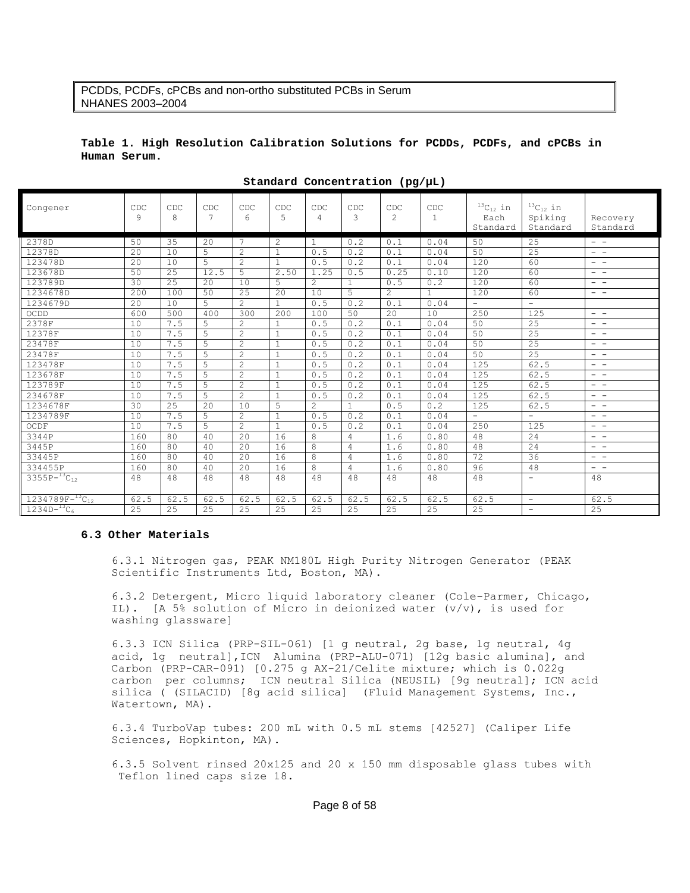**Table 1. High Resolution Calibration Solutions for PCDDs, PCDFs, and cPCBs in Human Serum.**

**Standard Concentration (pg/µL)**

| Congener | CDC 9 | CDC 8 | CDC 7 | CDC 6 | CDC 5 | CDC 4 | CDC 3 | CDC 2 | CDC 1 | $^{13}C_{12}$ in Each Standard | $^{13}C_{12}$ in Spiking Standard | Recovery Standard |
|---|---|---|---|---|---|---|---|---|---|---|---|---|
| 2378D | 50 | 35 | 20 | 7 | 2 | 1 | 0.2 | 0.1 | 0.04 | 50 | 25 | - - |
| 12378D | 20 | 10 | 5 | 2 | 1 | 0.5 | 0.2 | 0.1 | 0.04 | 50 | 25 | - - |
| 123478D | 20 | 10 | 5 | 2 | 1 | 0.5 | 0.2 | 0.1 | 0.04 | 120 | 60 | - - |
| 123678D | 50 | 25 | 12.5 | 5 | 2.50 | 1.25 | 0.5 | 0.25 | 0.10 | 120 | 60 | - - |
| 123789D | 30 | 25 | 20 | 10 | 5 | 2 | 1 | 0.5 | 0.2 | 120 | 60 | - - |
| 1234678D | 200 | 100 | 50 | 25 | 20 | 10 | 5 | 2 | 1 | 120 | 60 | - - |
| 1234679D | 20 | 10 | 5 | 2 | 1 | 0.5 | 0.2 | 0.1 | 0.04 | - | - | |
| OCDD | 600 | 500 | 400 | 300 | 200 | 100 | 50 | 20 | 10 | 250 | 125 | - - |
| 2378F | 10 | 7.5 | 5 | 2 | 1 | 0.5 | 0.2 | 0.1 | 0.04 | 50 | 25 | - - |
| 12378F | 10 | 7.5 | 5 | 2 | 1 | 0.5 | 0.2 | 0.1 | 0.04 | 50 | 25 | - - |
| 23478F | 10 | 7.5 | 5 | 2 | 1 | 0.5 | 0.2 | 0.1 | 0.04 | 50 | 25 | - - |
| 23478F | 10 | 7.5 | 5 | 2 | 1 | 0.5 | 0.2 | 0.1 | 0.04 | 50 | 25 | - - |
| 123478F | 10 | 7.5 | 5 | 2 | 1 | 0.5 | 0.2 | 0.1 | 0.04 | 125 | 62.5 | - - |
| 123678F | 10 | 7.5 | 5 | 2 | 1 | 0.5 | 0.2 | 0.1 | 0.04 | 125 | 62.5 | - - |
| 123789F | 10 | 7.5 | 5 | 2 | 1 | 0.5 | 0.2 | 0.1 | 0.04 | 125 | 62.5 | - - |
| 234678F | 10 | 7.5 | 5 | 2 | 1 | 0.5 | 0.2 | 0.1 | 0.04 | 125 | 62.5 | - - |
| 1234678F | 30 | 25 | 20 | 10 | 5 | 2 | 1 | 0.5 | 0.2 | 125 | 62.5 | - - |
| 1234789F | 10 | 7.5 | 5 | 2 | 1 | 0.5 | 0.2 | 0.1 | 0.04 | - | - | - - |
| OCDF | 10 | 7.5 | 5 | 2 | 1 | 0.5 | 0.2 | 0.1 | 0.04 | 250 | 125 | - - |
| 3344P | 160 | 80 | 40 | 20 | 16 | 8 | 4 | 1.6 | 0.80 | 48 | 24 | - - |
| 3445P | 160 | 80 | 40 | 20 | 16 | 8 | 4 | 1.6 | 0.80 | 48 | 24 | - - |
| 33445P | 160 | 80 | 40 | 20 | 16 | 8 | 4 | 1.6 | 0.80 | 72 | 36 | - - |
| 334455P | 160 | 80 | 40 | 20 | 16 | 8 | 4 | 1.6 | 0.80 | 96 | 48 | - - |
| 3355P-$^{13}C_{12}$ | 48 | 48 | 48 | 48 | 48 | 48 | 48 | 48 | 48 | 48 | - | 48 |
| 1234789F-$^{13}C_{12}$ | 62.5 | 62.5 | 62.5 | 62.5 | 62.5 | 62.5 | 62.5 | 62.5 | 62.5 | 62.5 | - | 62.5 |
| 1234D-$^{13}C_{6}$ | 25 | 25 | 25 | 25 | 25 | 25 | 25 | 25 | 25 | 25 | - | 25 |

### 6.3 Other Materials

6.3.1 Nitrogen gas, PEAK NM180L High Purity Nitrogen Generator (PEAK Scientific Instruments Ltd, Boston, MA).

6.3.2 Detergent, Micro liquid laboratory cleaner (Cole-Parmer, Chicago, IL). [A 5% solution of Micro in deionized water (v/v), is used for washing glassware]

6.3.3 ICN Silica (PRP-SIL-061) [1 g neutral, 2g base, 1g neutral, 4g acid, 1g neutral],ICN Alumina (PRP-ALU-071) [12g basic alumina], and Carbon (PRP-CAR-091) [0.275 g AX-21/Celite mixture; which is 0.022g carbon per columns; ICN neutral Silica (NEUSIL) [9g neutral]; ICN acid silica ( (SILACID) [8g acid silica] (Fluid Management Systems, Inc., Watertown, MA).

6.3.4 TurboVap tubes: 200 mL with 0.5 mL stems [42527] (Caliper Life Sciences, Hopkinton, MA).

6.3.5 Solvent rinsed 20x125 and 20 x 150 mm disposable glass tubes with Teflon lined caps size 18.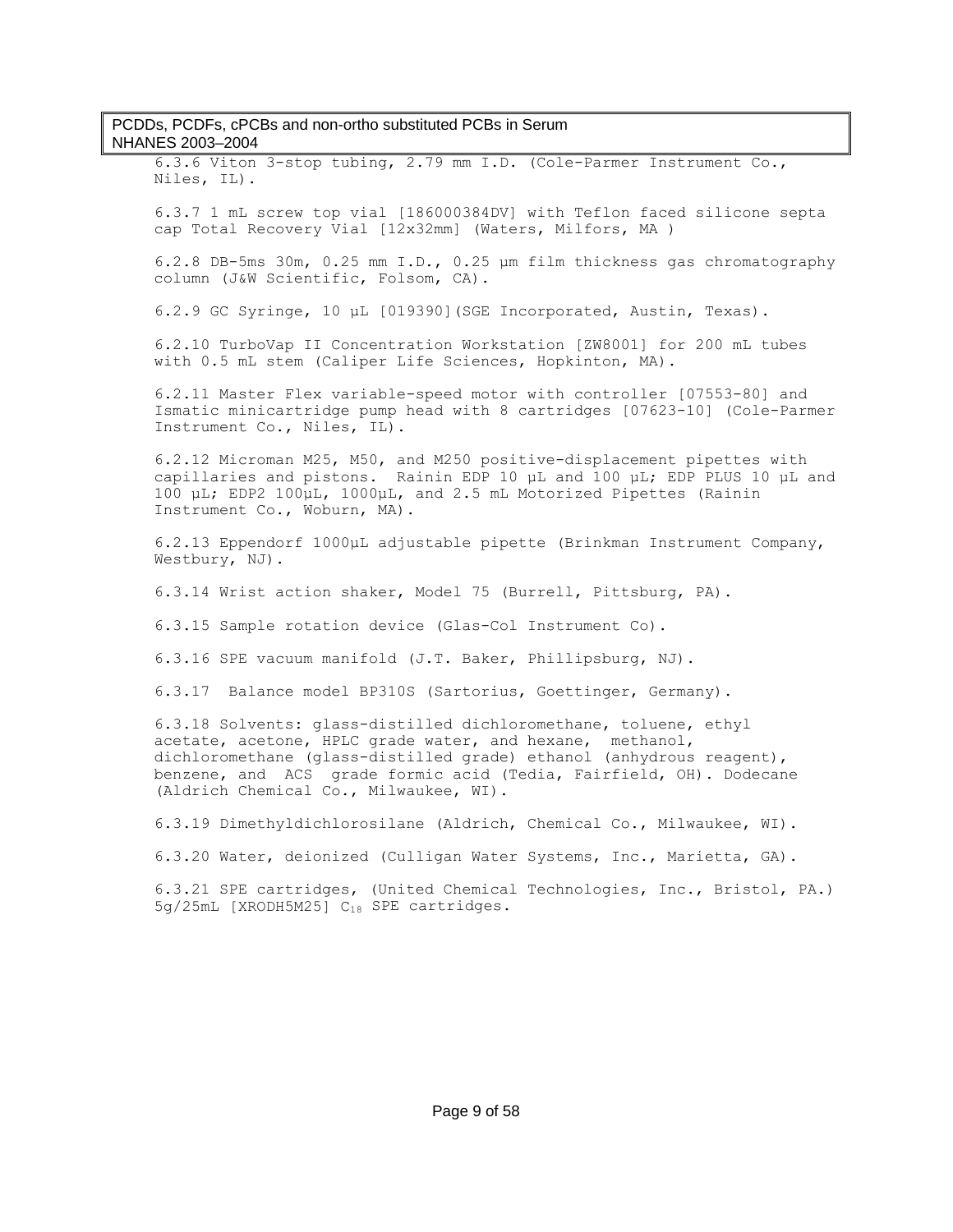6.3.6 Viton 3-stop tubing, 2.79 mm I.D. (Cole-Parmer Instrument Co., Niles, IL).

6.3.7 1 mL screw top vial [186000384DV] with Teflon faced silicone septa cap Total Recovery Vial [12x32mm] (Waters, Milfors, MA )

6.2.8 DB-5ms 30m, 0.25 mm I.D., 0.25 µm film thickness gas chromatography column (J&W Scientific, Folsom, CA).

6.2.9 GC Syringe, 10 µL [019390](SGE Incorporated, Austin, Texas).

6.2.10 TurboVap II Concentration Workstation [ZW8001] for 200 mL tubes with 0.5 mL stem (Caliper Life Sciences, Hopkinton, MA).

6.2.11 Master Flex variable-speed motor with controller [07553-80] and Ismatic minicartridge pump head with 8 cartridges [07623-10] (Cole-Parmer Instrument Co., Niles, IL).

6.2.12 Microman M25, M50, and M250 positive-displacement pipettes with capillaries and pistons. Rainin EDP 10 µL and 100 µL; EDP PLUS 10 µL and 100 µL; EDP2 100µL, 1000µL, and 2.5 mL Motorized Pipettes (Rainin Instrument Co., Woburn, MA).

6.2.13 Eppendorf 1000µL adjustable pipette (Brinkman Instrument Company, Westbury, NJ).

6.3.14 Wrist action shaker, Model 75 (Burrell, Pittsburg, PA).

6.3.15 Sample rotation device (Glas-Col Instrument Co).

6.3.16 SPE vacuum manifold (J.T. Baker, Phillipsburg, NJ).

6.3.17 Balance model BP310S (Sartorius, Goettinger, Germany).

6.3.18 Solvents: glass-distilled dichloromethane, toluene, ethyl acetate, acetone, HPLC grade water, and hexane, methanol, dichloromethane (glass-distilled grade) ethanol (anhydrous reagent), benzene, and ACS grade formic acid (Tedia, Fairfield, OH). Dodecane (Aldrich Chemical Co., Milwaukee, WI).

6.3.19 Dimethyldichlorosilane (Aldrich, Chemical Co., Milwaukee, WI).

6.3.20 Water, deionized (Culligan Water Systems, Inc., Marietta, GA).

6.3.21 SPE cartridges, (United Chemical Technologies, Inc., Bristol, PA.) 5g/25mL [XRODH5M25] $C_{18}$ SPE cartridges.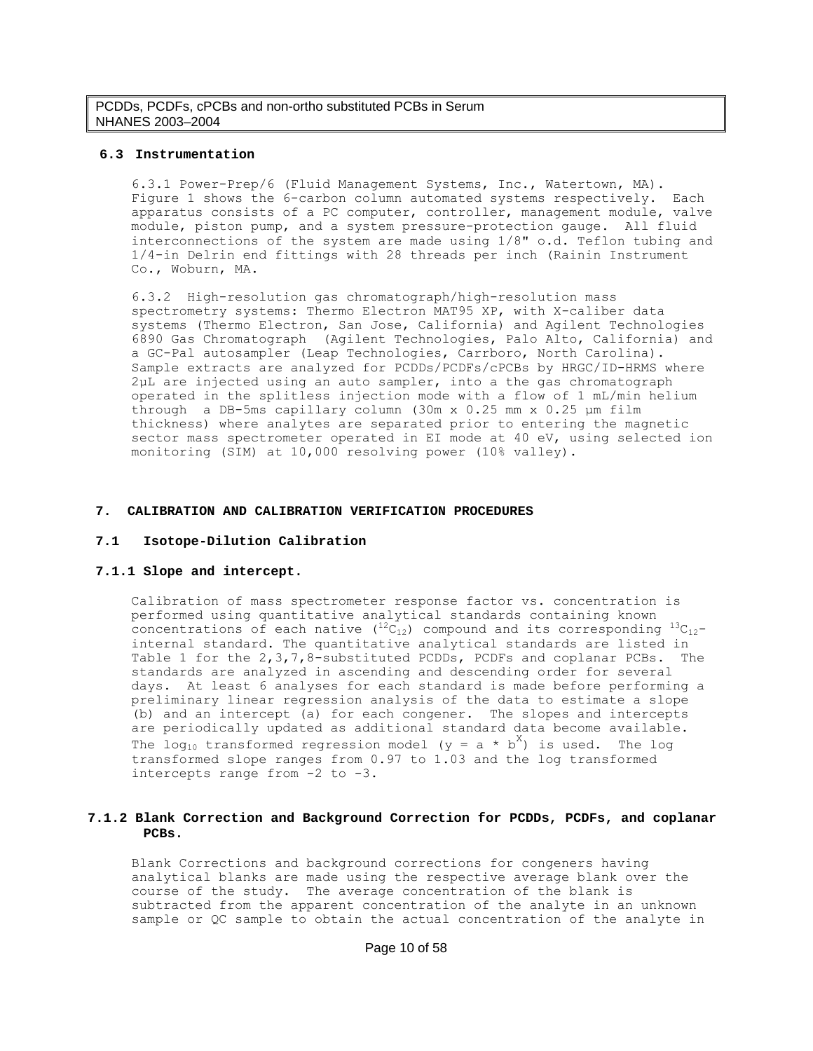### 6.3 Instrumentation

6.3.1 Power-Prep/6 (Fluid Management Systems, Inc., Watertown, MA). Figure 1 shows the 6-carbon column automated systems respectively. Each apparatus consists of a PC computer, controller, management module, valve module, piston pump, and a system pressure-protection gauge. All fluid interconnections of the system are made using 1/8" o.d. Teflon tubing and 1/4-in Delrin end fittings with 28 threads per inch (Rainin Instrument Co., Woburn, MA.

6.3.2 High-resolution gas chromatograph/high-resolution mass spectrometry systems: Thermo Electron MAT95 XP, with X-caliber data systems (Thermo Electron, San Jose, California) and Agilent Technologies 6890 Gas Chromatograph (Agilent Technologies, Palo Alto, California) and a GC-Pal autosampler (Leap Technologies, Carrboro, North Carolina). Sample extracts are analyzed for PCDDs/PCDFs/cPCBs by HRGC/ID-HRMS where 2µL are injected using an auto sampler, into a the gas chromatograph operated in the splitless injection mode with a flow of 1 mL/min helium through a DB-5ms capillary column (30m x 0.25 mm x 0.25 µm film thickness) where analytes are separated prior to entering the magnetic sector mass spectrometer operated in EI mode at 40 eV, using selected ion monitoring (SIM) at 10,000 resolving power (10% valley).

## 7. CALIBRATION AND CALIBRATION VERIFICATION PROCEDURES

### 7.1 Isotope-Dilution Calibration

#### 7.1.1 Slope and intercept.

Calibration of mass spectrometer response factor vs. concentration is performed using quantitative analytical standards containing known concentrations of each native ($^{12}C_{12}$) compound and its corresponding $^{13}C_{12}$-internal standard. The quantitative analytical standards are listed in Table 1 for the 2,3,7,8-substituted PCDDs, PCDFs and coplanar PCBs. The standards are analyzed in ascending and descending order for several days. At least 6 analyses for each standard is made before performing a preliminary linear regression analysis of the data to estimate a slope (b) and an intercept (a) for each congener. The slopes and intercepts are periodically updated as additional standard data become available. The $\log_{10}$ transformed regression model ($y = a * b^{X}$) is used. The log transformed slope ranges from 0.97 to 1.03 and the log transformed intercepts range from -2 to -3.

#### 7.1.2 Blank Correction and Background Correction for PCDDs, PCDFs, and coplanar PCBs.

Blank Corrections and background corrections for congeners having analytical blanks are made using the respective average blank over the course of the study. The average concentration of the blank is subtracted from the apparent concentration of the analyte in an unknown sample or QC sample to obtain the actual concentration of the analyte in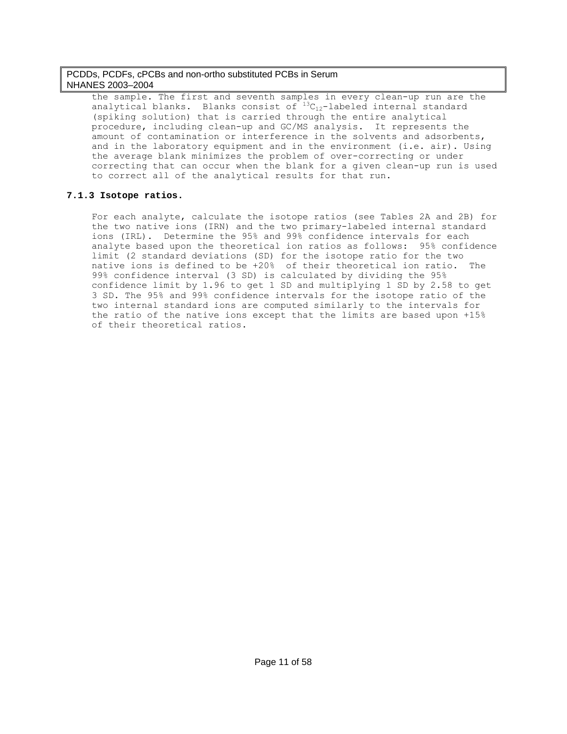the sample. The first and seventh samples in every clean-up run are the analytical blanks. Blanks consist of $^{13}C_{12}$-labeled internal standard (spiking solution) that is carried through the entire analytical procedure, including clean-up and GC/MS analysis. It represents the amount of contamination or interference in the solvents and adsorbents, and in the laboratory equipment and in the environment (i.e. air). Using the average blank minimizes the problem of over-correcting or under correcting that can occur when the blank for a given clean-up run is used to correct all of the analytical results for that run.

### 7.1.3 Isotope ratios.

For each analyte, calculate the isotope ratios (see Tables 2A and 2B) for the two native ions (IRN) and the two primary-labeled internal standard ions (IRL). Determine the 95% and 99% confidence intervals for each analyte based upon the theoretical ion ratios as follows: 95% confidence limit (2 standard deviations (SD) for the isotope ratio for the two native ions is defined to be +20% of their theoretical ion ratio. The 99% confidence interval (3 SD) is calculated by dividing the 95% confidence limit by 1.96 to get 1 SD and multiplying 1 SD by 2.58 to get 3 SD. The 95% and 99% confidence intervals for the isotope ratio of the two internal standard ions are computed similarly to the intervals for the ratio of the native ions except that the limits are based upon +15% of their theoretical ratios.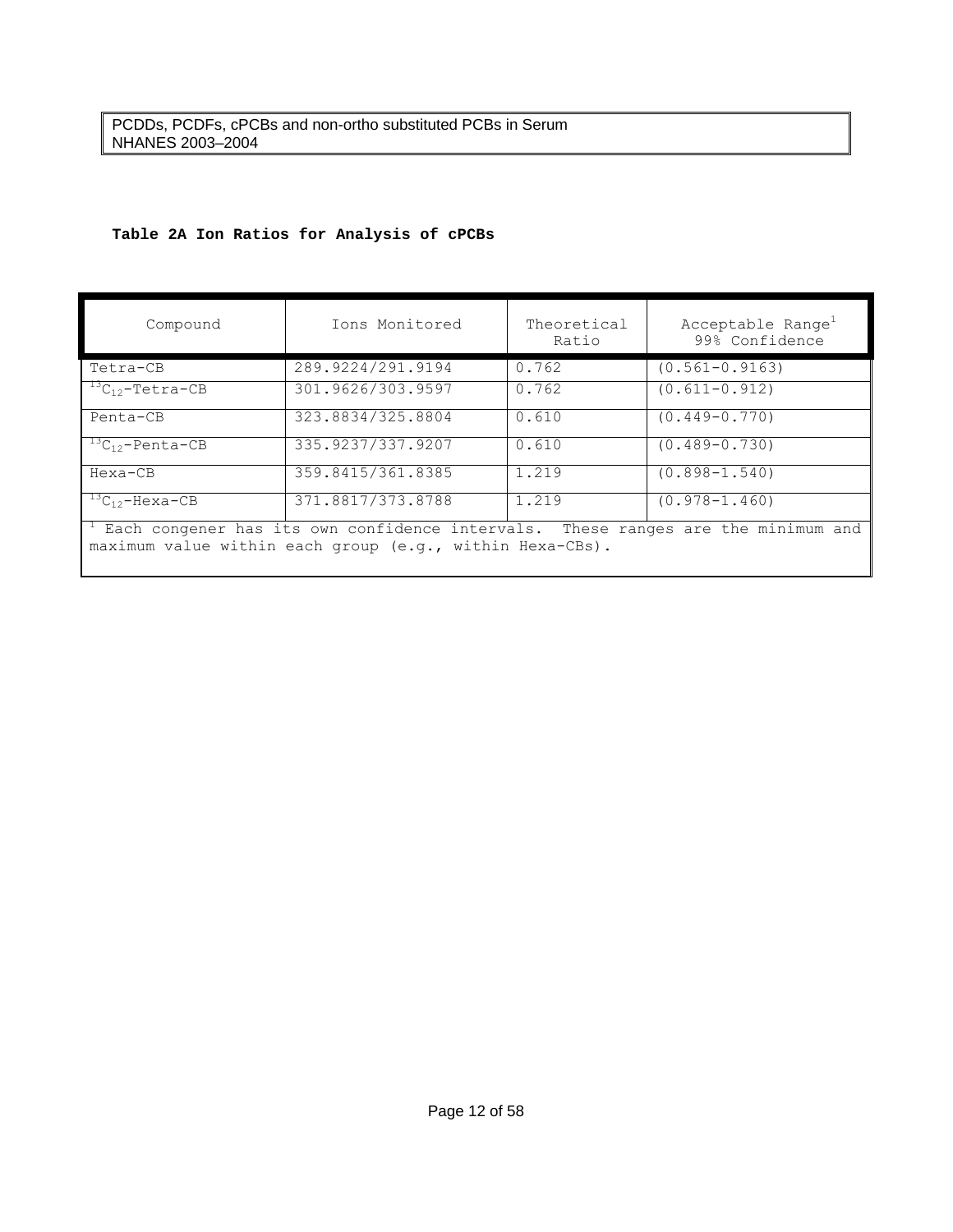**Table 2A Ion Ratios for Analysis of cPCBs**

| Compound | Ions Monitored | Theoretical Ratio | Acceptable Range[1] 99% Confidence |
|---|---|---|---|
| Tetra-CB | 289.9224/291.9194 | 0.762 | (0.561-0.9163) |
| $^{13}C_{12}$-Tetra-CB | 301.9626/303.9597 | 0.762 | (0.611-0.912) |
| Penta-CB | 323.8834/325.8804 | 0.610 | (0.449-0.770) |
| $^{13}C_{12}$-Penta-CB | 335.9237/337.9207 | 0.610 | (0.489-0.730) |
| Hexa-CB | 359.8415/361.8385 | 1.219 | (0.898-1.540) |
| $^{13}C_{12}$-Hexa-CB | 371.8817/373.8788 | 1.219 | (0.978-1.460) |

[1] Each congener has its own confidence intervals. These ranges are the minimum and maximum value within each group (e.g., within Hexa-CBs).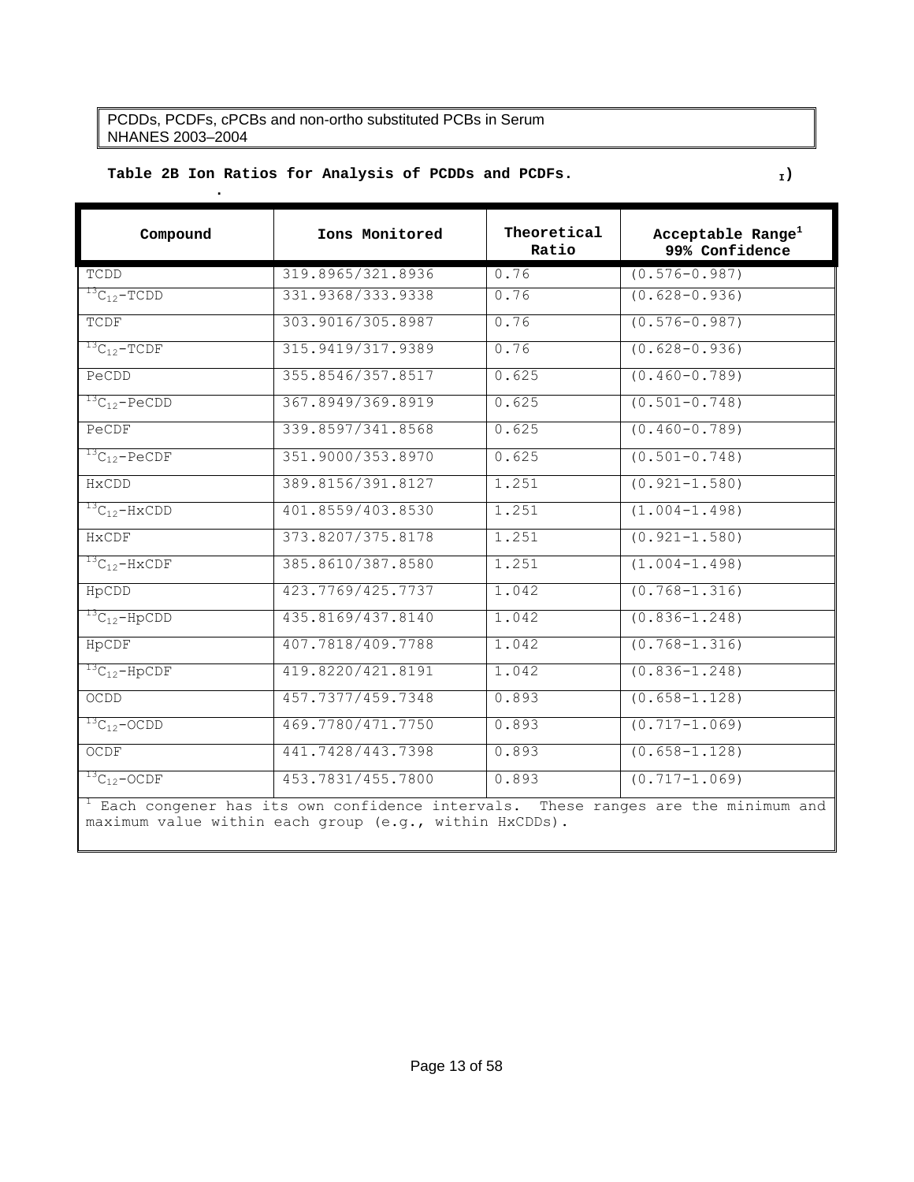**Table 2B Ion Ratios for Analysis of PCDDs and PCDFs.**

| Compound | Ions Monitored | Theoretical Ratio | Acceptable Range[1] 99% Confidence |
|---|---|---|---|
| TCDD | 319.8965/321.8936 | 0.76 | (0.576–0.987) |
| $^{13}C_{12}$-TCDD | 331.9368/333.9338 | 0.76 | (0.628–0.936) |
| TCDF | 303.9016/305.8987 | 0.76 | (0.576–0.987) |
| $^{13}C_{12}$-TCDF | 315.9419/317.9389 | 0.76 | (0.628–0.936) |
| PeCDD | 355.8546/357.8517 | 0.625 | (0.460–0.789) |
| $^{13}C_{12}$-PeCDD | 367.8949/369.8919 | 0.625 | (0.501–0.748) |
| PeCDF | 339.8597/341.8568 | 0.625 | (0.460–0.789) |
| $^{13}C_{12}$-PeCDF | 351.9000/353.8970 | 0.625 | (0.501–0.748) |
| HxCDD | 389.8156/391.8127 | 1.251 | (0.921–1.580) |
| $^{13}C_{12}$-HxCDD | 401.8559/403.8530 | 1.251 | (1.004–1.498) |
| HxCDF | 373.8207/375.8178 | 1.251 | (0.921–1.580) |
| $^{13}C_{12}$-HxCDF | 385.8610/387.8580 | 1.251 | (1.004–1.498) |
| HpCDD | 423.7769/425.7737 | 1.042 | (0.768–1.316) |
| $^{13}C_{12}$-HpCDD | 435.8169/437.8140 | 1.042 | (0.836–1.248) |
| HpCDF | 407.7818/409.7788 | 1.042 | (0.768–1.316) |
| $^{13}C_{12}$-HpCDF | 419.8220/421.8191 | 1.042 | (0.836–1.248) |
| OCDD | 457.7377/459.7348 | 0.893 | (0.658–1.128) |
| $^{13}C_{12}$-OCDD | 469.7780/471.7750 | 0.893 | (0.717–1.069) |
| OCDF | 441.7428/443.7398 | 0.893 | (0.658–1.128) |
| $^{13}C_{12}$-OCDF | 453.7831/455.7800 | 0.893 | (0.717–1.069) |

[1] Each congener has its own confidence intervals. These ranges are the minimum and maximum value within each group (e.g., within HxCDDs).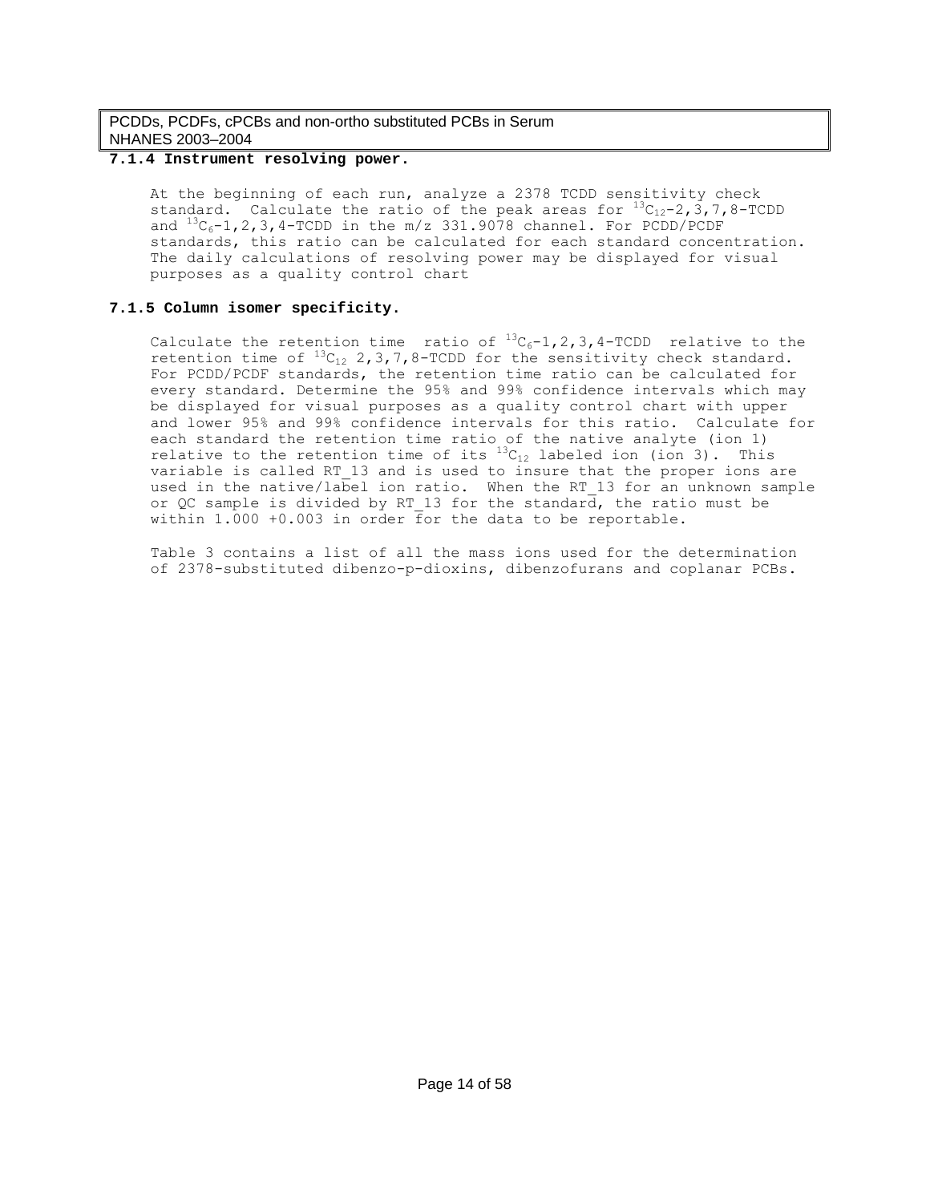### 7.1.4 Instrument resolving power.

At the beginning of each run, analyze a 2378 TCDD sensitivity check standard. Calculate the ratio of the peak areas for $^{13}C_{12}$-2,3,7,8-TCDD and $^{13}C_{6}$-1,2,3,4-TCDD in the m/z 331.9078 channel. For PCDD/PCDF standards, this ratio can be calculated for each standard concentration. The daily calculations of resolving power may be displayed for visual purposes as a quality control chart

### 7.1.5 Column isomer specificity.

Calculate the retention time ratio of $^{13}C_{6}$-1,2,3,4-TCDD relative to the retention time of $^{13}C_{12}$ 2,3,7,8-TCDD for the sensitivity check standard. For PCDD/PCDF standards, the retention time ratio can be calculated for every standard. Determine the 95% and 99% confidence intervals which may be displayed for visual purposes as a quality control chart with upper and lower 95% and 99% confidence intervals for this ratio. Calculate for each standard the retention time ratio of the native analyte (ion 1) relative to the retention time of its $^{13}C_{12}$ labeled ion (ion 3). This variable is called RT_13 and is used to insure that the proper ions are used in the native/label ion ratio. When the RT_13 for an unknown sample or QC sample is divided by RT_13 for the standard, the ratio must be within 1.000 +0.003 in order for the data to be reportable.

Table 3 contains a list of all the mass ions used for the determination of 2378-substituted dibenzo-p-dioxins, dibenzofurans and coplanar PCBs.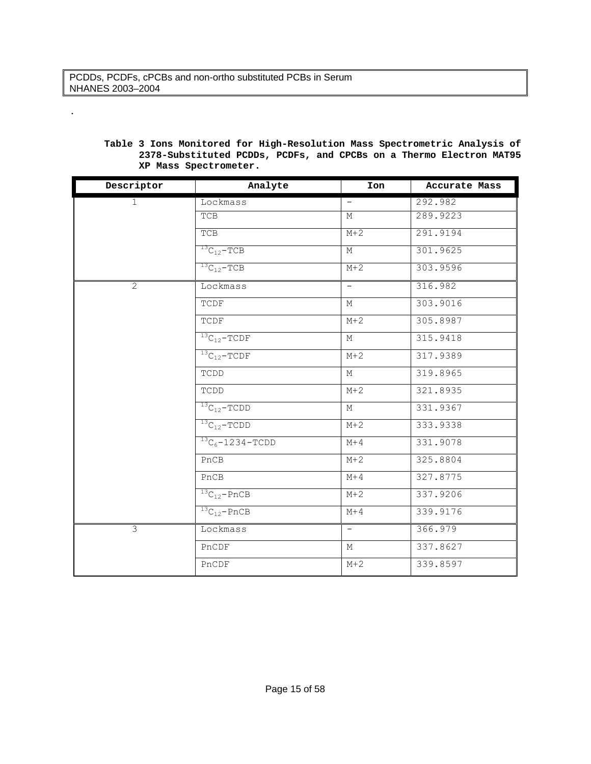.

**Table 3 Ions Monitored for High-Resolution Mass Spectrometric Analysis of 2378-Substituted PCDDs, PCDFs, and CPCBs on a Thermo Electron MAT95 XP Mass Spectrometer.**

| Descriptor | Analyte | Ion | Accurate Mass |
|---|---|---|---|
| 1 | Lockmass | - | 292.982 |
| | TCB | M | 289.9223 |
| | TCB | M+2 | 291.9194 |
| | $^{13}C_{12}$-TCB | M | 301.9625 |
| | $^{13}C_{12}$-TCB | M+2 | 303.9596 |
| 2 | Lockmass | - | 316.982 |
| | TCDF | M | 303.9016 |
| | TCDF | M+2 | 305.8987 |
| | $^{13}C_{12}$-TCDF | M | 315.9418 |
| | $^{13}C_{12}$-TCDF | M+2 | 317.9389 |
| | TCDD | M | 319.8965 |
| | TCDD | M+2 | 321.8935 |
| | $^{13}C_{12}$-TCDD | M | 331.9367 |
| | $^{13}C_{12}$-TCDD | M+2 | 333.9338 |
| | $^{13}C_{6}$-1234-TCDD | M+4 | 331.9078 |
| | PnCB | M+2 | 325.8804 |
| | PnCB | M+4 | 327.8775 |
| | $^{13}C_{12}$-PnCB | M+2 | 337.9206 |
| | $^{13}C_{12}$-PnCB | M+4 | 339.9176 |
| 3 | Lockmass | - | 366.979 |
| | PnCDF | M | 337.8627 |
| | PnCDF | M+2 | 339.8597 |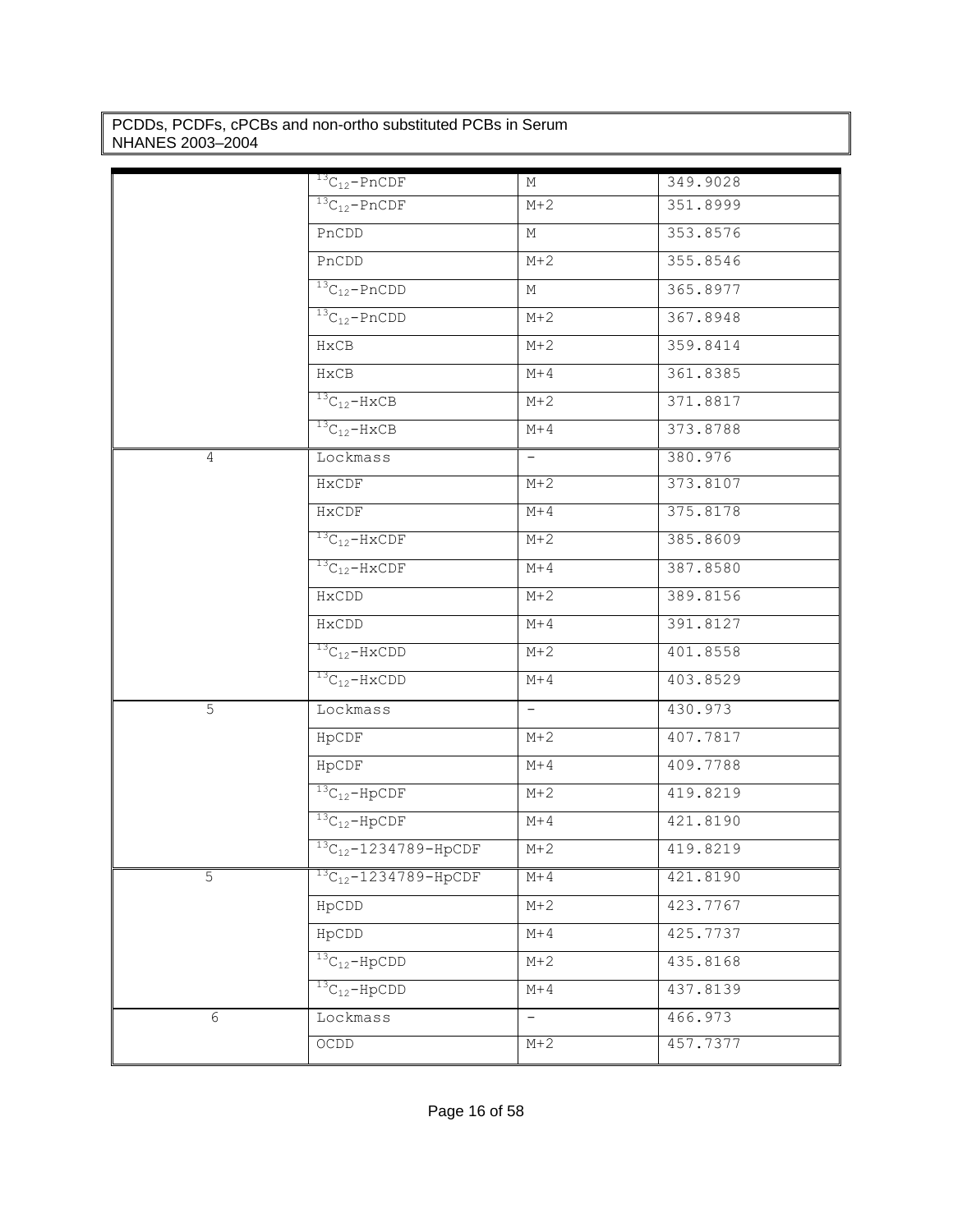| | | | |
|---|---|---|---|
| | $^{13}C_{12}$-PnCDF | M | 349.9028 |
| | $^{13}C_{12}$-PnCDF | M+2 | 351.8999 |
| | PnCDD | M | 353.8576 |
| | PnCDD | M+2 | 355.8546 |
| | $^{13}C_{12}$-PnCDD | M | 365.8977 |
| | $^{13}C_{12}$-PnCDD | M+2 | 367.8948 |
| | HxCB | M+2 | 359.8414 |
| | HxCB | M+4 | 361.8385 |
| | $^{13}C_{12}$-HxCB | M+2 | 371.8817 |
| | $^{13}C_{12}$-HxCB | M+4 | 373.8788 |
| 4 | Lockmass | - | 380.976 |
| | HxCDF | M+2 | 373.8107 |
| | HxCDF | M+4 | 375.8178 |
| | $^{13}C_{12}$-HxCDF | M+2 | 385.8609 |
| | $^{13}C_{12}$-HxCDF | M+4 | 387.8580 |
| | HxCDD | M+2 | 389.8156 |
| | HxCDD | M+4 | 391.8127 |
| | $^{13}C_{12}$-HxCDD | M+2 | 401.8558 |
| | $^{13}C_{12}$-HxCDD | M+4 | 403.8529 |
| 5 | Lockmass | - | 430.973 |
| | HpCDF | M+2 | 407.7817 |
| | HpCDF | M+4 | 409.7788 |
| | $^{13}C_{12}$-HpCDF | M+2 | 419.8219 |
| | $^{13}C_{12}$-HpCDF | M+4 | 421.8190 |
| | $^{13}C_{12}$-1234789-HpCDF | M+2 | 419.8219 |
| 5 | $^{13}C_{12}$-1234789-HpCDF | M+4 | 421.8190 |
| | HpCDD | M+2 | 423.7767 |
| | HpCDD | M+4 | 425.7737 |
| | $^{13}C_{12}$-HpCDD | M+2 | 435.8168 |
| | $^{13}C_{12}$-HpCDD | M+4 | 437.8139 |
| 6 | Lockmass | - | 466.973 |
| | OCDD | M+2 | 457.7377 |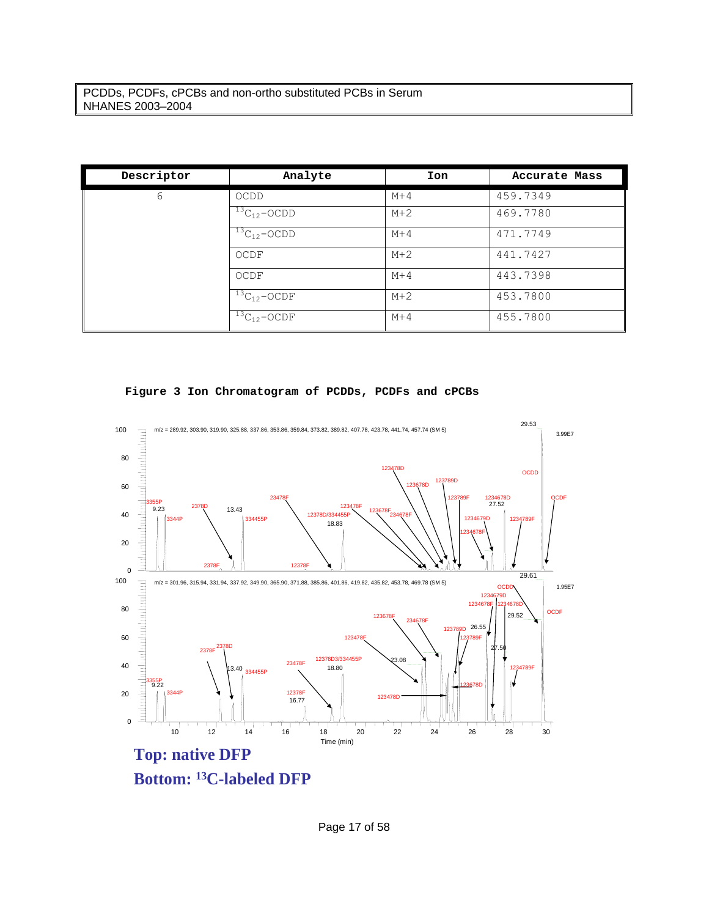| Descriptor | Analyte | Ion | Accurate Mass |
|---|---|---|---|
| 6 | OCDD | M+4 | 459.7349 |
| | $^{13}C_{12}$-OCDD | M+2 | 469.7780 |
| | $^{13}C_{12}$-OCDD | M+4 | 471.7749 |
| | OCDF | M+2 | 441.7427 |
| | OCDF | M+4 | 443.7398 |
| | $^{13}C_{12}$-OCDF | M+2 | 453.7800 |
| | $^{13}C_{12}$-OCDF | M+4 | 455.7800 |

**Figure 3 Ion Chromatogram of PCDDs, PCDFs and cPCBs**

**Top: native DFP**

**Bottom: $^{13}$C-labeled DFP**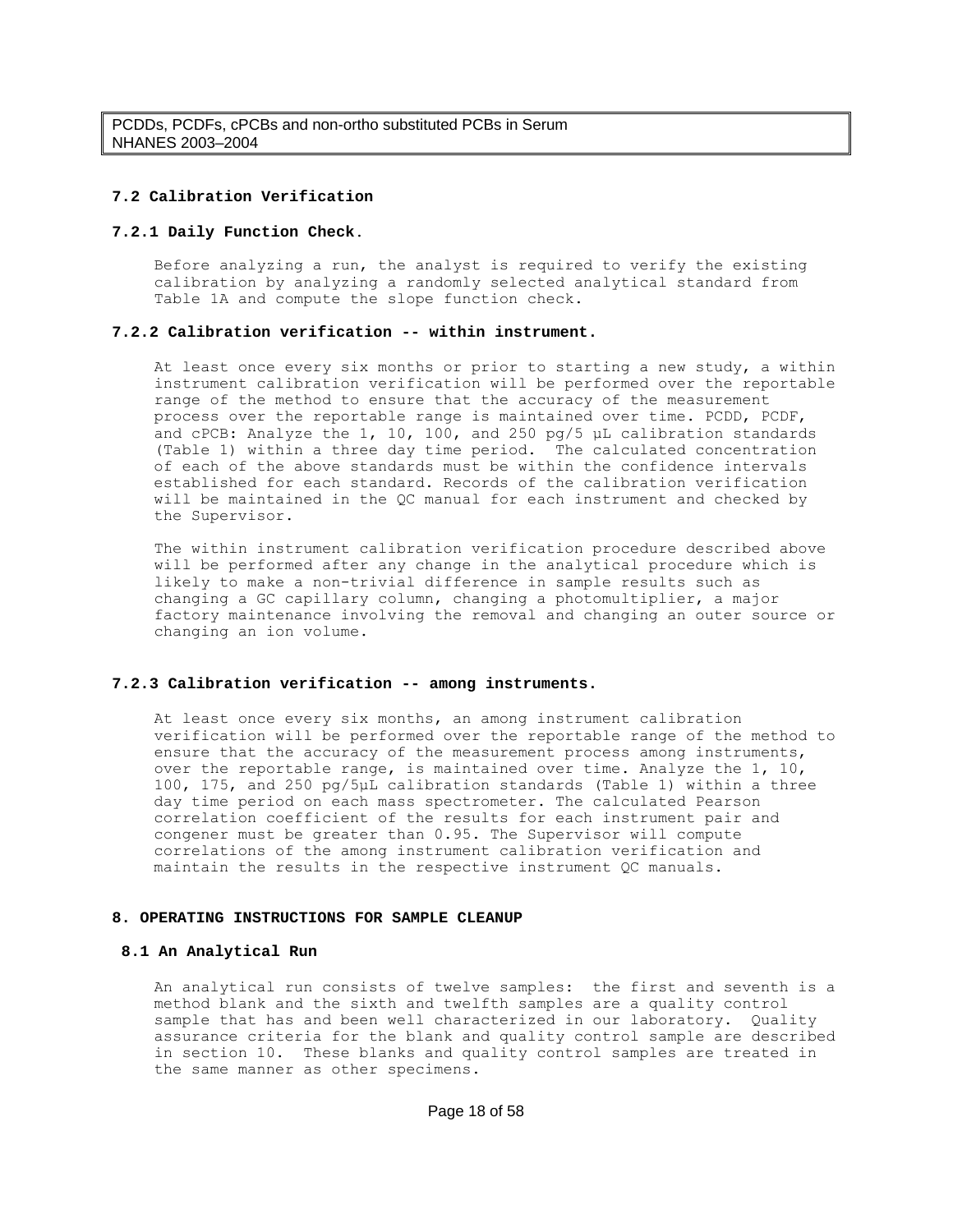### 7.2 Calibration Verification

#### 7.2.1 Daily Function Check.

Before analyzing a run, the analyst is required to verify the existing calibration by analyzing a randomly selected analytical standard from Table 1A and compute the slope function check.

#### 7.2.2 Calibration verification -- within instrument.

At least once every six months or prior to starting a new study, a within instrument calibration verification will be performed over the reportable range of the method to ensure that the accuracy of the measurement process over the reportable range is maintained over time. PCDD, PCDF, and cPCB: Analyze the 1, 10, 100, and 250 pg/5 µL calibration standards (Table 1) within a three day time period. The calculated concentration of each of the above standards must be within the confidence intervals established for each standard. Records of the calibration verification will be maintained in the QC manual for each instrument and checked by the Supervisor.

The within instrument calibration verification procedure described above will be performed after any change in the analytical procedure which is likely to make a non-trivial difference in sample results such as changing a GC capillary column, changing a photomultiplier, a major factory maintenance involving the removal and changing an outer source or changing an ion volume.

#### 7.2.3 Calibration verification -- among instruments.

At least once every six months, an among instrument calibration verification will be performed over the reportable range of the method to ensure that the accuracy of the measurement process among instruments, over the reportable range, is maintained over time. Analyze the 1, 10, 100, 175, and 250 pg/5µL calibration standards (Table 1) within a three day time period on each mass spectrometer. The calculated Pearson correlation coefficient of the results for each instrument pair and congener must be greater than 0.95. The Supervisor will compute correlations of the among instrument calibration verification and maintain the results in the respective instrument QC manuals.

## 8. OPERATING INSTRUCTIONS FOR SAMPLE CLEANUP

### 8.1 An Analytical Run

An analytical run consists of twelve samples: the first and seventh is a method blank and the sixth and twelfth samples are a quality control sample that has and been well characterized in our laboratory. Quality assurance criteria for the blank and quality control sample are described in section 10. These blanks and quality control samples are treated in the same manner as other specimens.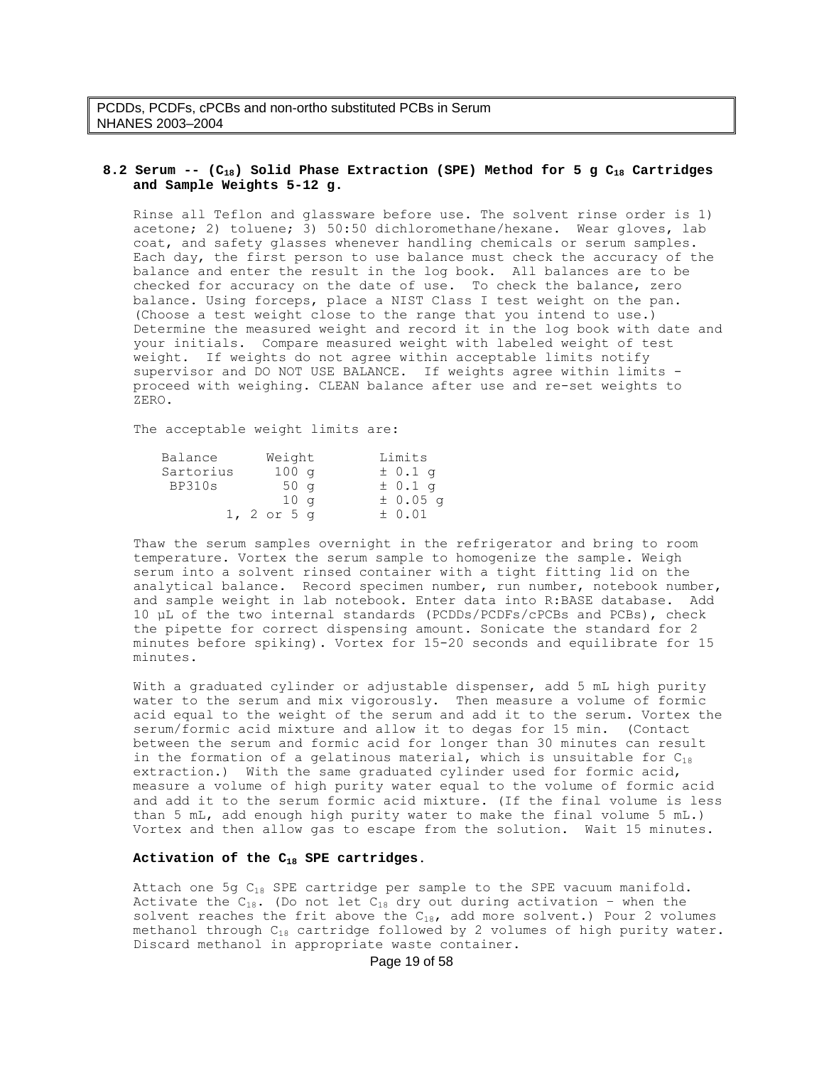### 8.2 Serum -- ($C_{18}$) Solid Phase Extraction (SPE) Method for 5 g $C_{18}$ Cartridges and Sample Weights 5-12 g.

Rinse all Teflon and glassware before use. The solvent rinse order is 1) acetone; 2) toluene; 3) 50:50 dichloromethane/hexane. Wear gloves, lab coat, and safety glasses whenever handling chemicals or serum samples. Each day, the first person to use balance must check the accuracy of the balance and enter the result in the log book. All balances are to be checked for accuracy on the date of use. To check the balance, zero balance. Using forceps, place a NIST Class I test weight on the pan. (Choose a test weight close to the range that you intend to use.) Determine the measured weight and record it in the log book with date and your initials. Compare measured weight with labeled weight of test weight. If weights do not agree within acceptable limits notify supervisor and DO NOT USE BALANCE. If weights agree within limits - proceed with weighing. CLEAN balance after use and re-set weights to ZERO.

The acceptable weight limits are:

| Balance | Weight | Limits |
|---|---|---|
| Sartorius | 100 g | ± 0.1 g |
| BP310s | 50 g | ± 0.1 g |
| | 10 g | ± 0.05 g |
| | 1, 2 or 5 g | ± 0.01 |

Thaw the serum samples overnight in the refrigerator and bring to room temperature. Vortex the serum sample to homogenize the sample. Weigh serum into a solvent rinsed container with a tight fitting lid on the analytical balance. Record specimen number, run number, notebook number, and sample weight in lab notebook. Enter data into R:BASE database. Add 10 µL of the two internal standards (PCDDs/PCDFs/cPCBs and PCBs), check the pipette for correct dispensing amount. Sonicate the standard for 2 minutes before spiking). Vortex for 15-20 seconds and equilibrate for 15 minutes.

With a graduated cylinder or adjustable dispenser, add 5 mL high purity water to the serum and mix vigorously. Then measure a volume of formic acid equal to the weight of the serum and add it to the serum. Vortex the serum/formic acid mixture and allow it to degas for 15 min. (Contact between the serum and formic acid for longer than 30 minutes can result in the formation of a gelatinous material, which is unsuitable for $C_{18}$ extraction.) With the same graduated cylinder used for formic acid, measure a volume of high purity water equal to the volume of formic acid and add it to the serum formic acid mixture. (If the final volume is less than 5 mL, add enough high purity water to make the final volume 5 mL.) Vortex and then allow gas to escape from the solution. Wait 15 minutes.

#### Activation of the $C_{18}$ SPE cartridges.

Attach one 5g $C_{18}$ SPE cartridge per sample to the SPE vacuum manifold. Activate the $C_{18}$. (Do not let $C_{18}$ dry out during activation – when the solvent reaches the frit above the $C_{18}$, add more solvent.) Pour 2 volumes methanol through $C_{18}$ cartridge followed by 2 volumes of high purity water. Discard methanol in appropriate waste container.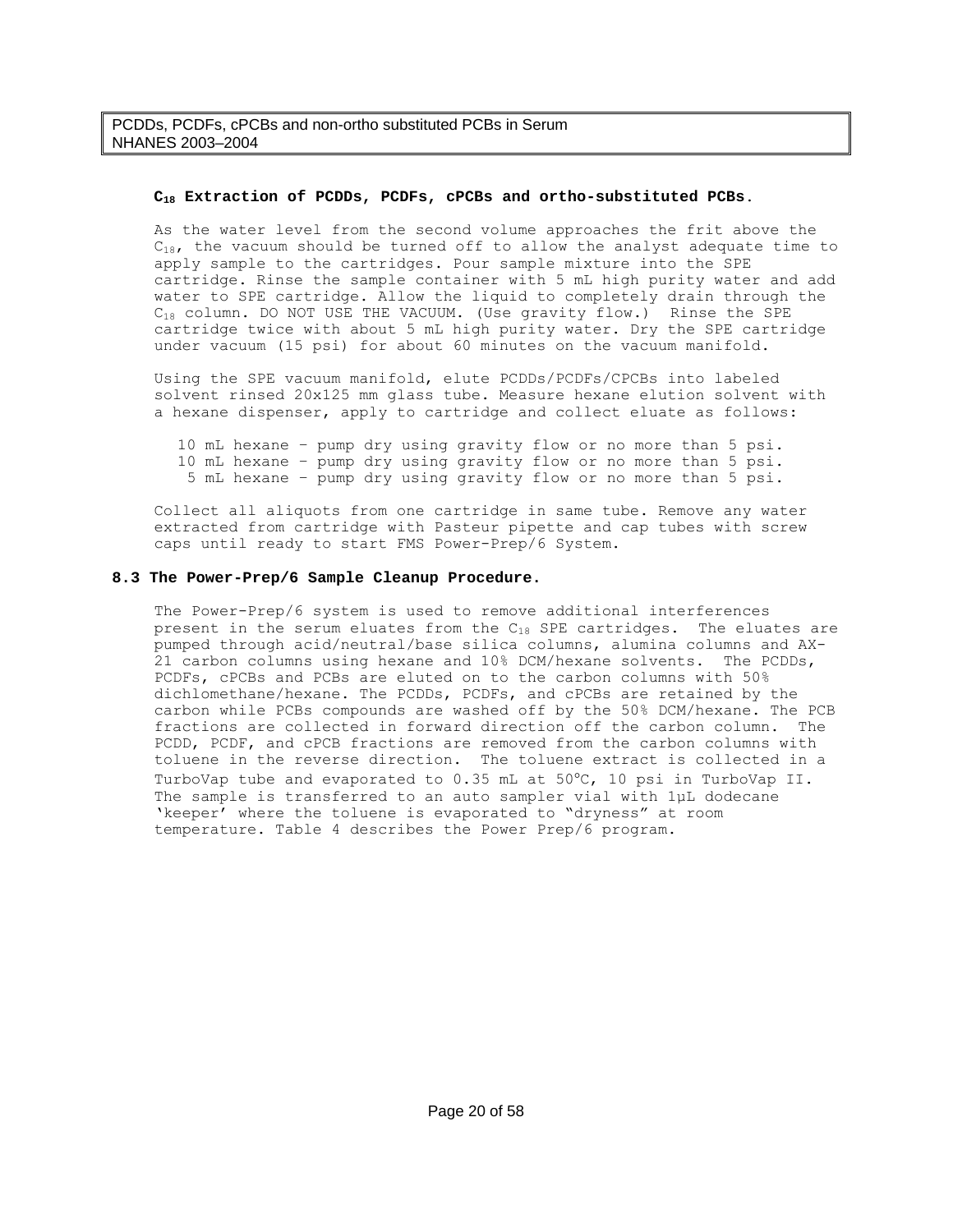### $C_{18}$ Extraction of PCDDs, PCDFs, cPCBs and ortho-substituted PCBs.

As the water level from the second volume approaches the frit above the $C_{18}$, the vacuum should be turned off to allow the analyst adequate time to apply sample to the cartridges. Pour sample mixture into the SPE cartridge. Rinse the sample container with 5 mL high purity water and add water to SPE cartridge. Allow the liquid to completely drain through the $C_{18}$ column. DO NOT USE THE VACUUM. (Use gravity flow.) Rinse the SPE cartridge twice with about 5 mL high purity water. Dry the SPE cartridge under vacuum (15 psi) for about 60 minutes on the vacuum manifold.

Using the SPE vacuum manifold, elute PCDDs/PCDFs/CPCBs into labeled solvent rinsed 20x125 mm glass tube. Measure hexane elution solvent with a hexane dispenser, apply to cartridge and collect eluate as follows:

10 mL hexane – pump dry using gravity flow or no more than 5 psi.
10 mL hexane – pump dry using gravity flow or no more than 5 psi.
5 mL hexane – pump dry using gravity flow or no more than 5 psi.

Collect all aliquots from one cartridge in same tube. Remove any water extracted from cartridge with Pasteur pipette and cap tubes with screw caps until ready to start FMS Power-Prep/6 System.

## 8.3 The Power-Prep/6 Sample Cleanup Procedure.

The Power-Prep/6 system is used to remove additional interferences present in the serum eluates from the $C_{18}$ SPE cartridges. The eluates are pumped through acid/neutral/base silica columns, alumina columns and AX-21 carbon columns using hexane and 10% DCM/hexane solvents. The PCDDs, PCDFs, cPCBs and PCBs are eluted on to the carbon columns with 50% dichlomethane/hexane. The PCDDs, PCDFs, and cPCBs are retained by the carbon while PCBs compounds are washed off by the 50% DCM/hexane. The PCB fractions are collected in forward direction off the carbon column. The PCDD, PCDF, and cPCB fractions are removed from the carbon columns with toluene in the reverse direction. The toluene extract is collected in a TurboVap tube and evaporated to 0.35 mL at 50°C, 10 psi in TurboVap II. The sample is transferred to an auto sampler vial with 1µL dodecane 'keeper' where the toluene is evaporated to "dryness" at room temperature. Table 4 describes the Power Prep/6 program.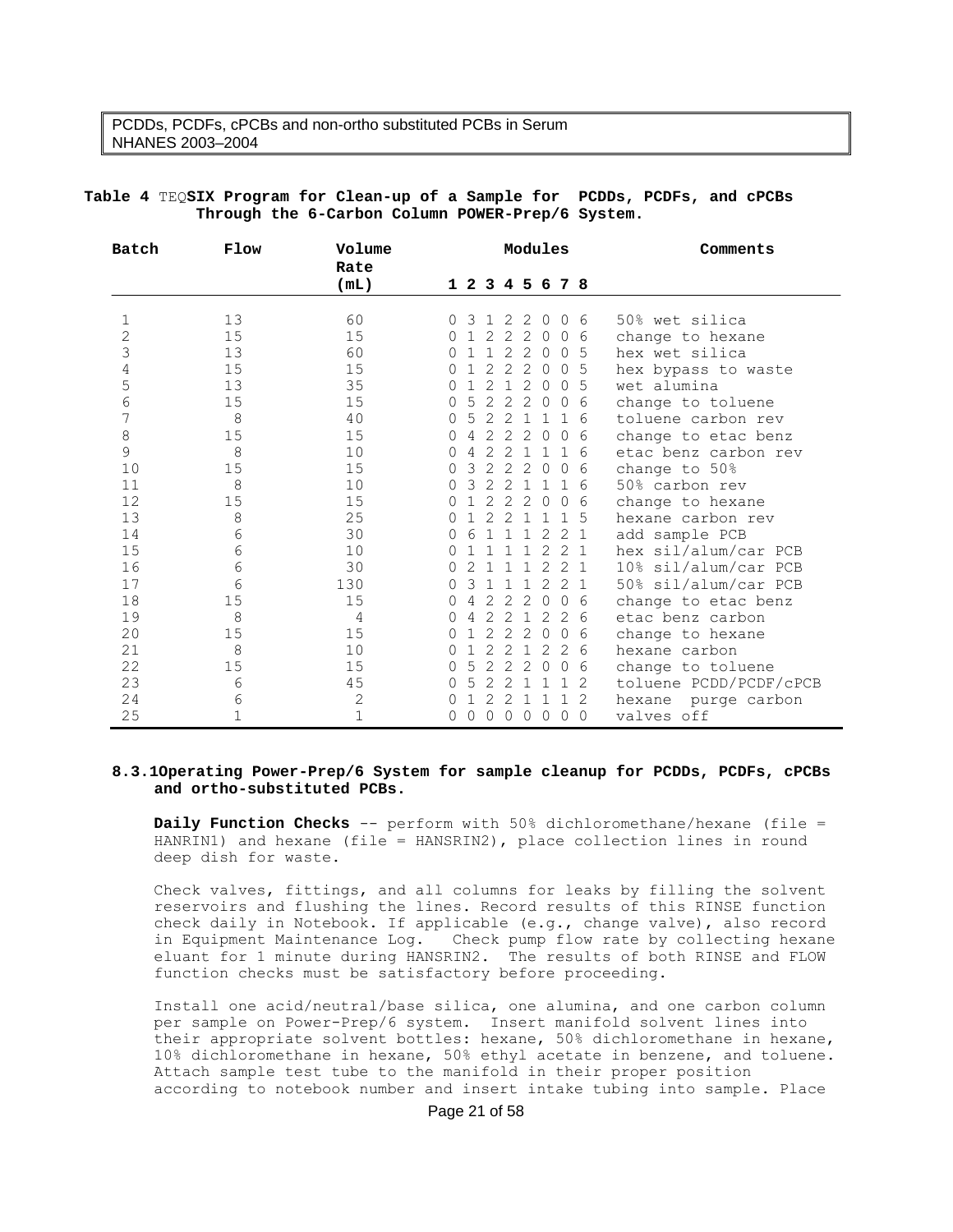**Table 4** TEQ**SIX Program for Clean-up of a Sample for PCDDs, PCDFs, and cPCBs Through the 6-Carbon Column POWER-Prep/6 System.**

| Batch | Flow | Volume Rate (mL) | Modules 1 2 3 4 5 6 7 8 | Comments |
|---|---|---|---|---|
| 1 | 13 | 60 | 0 3 1 2 2 0 0 6 | 50% wet silica |
| 2 | 15 | 15 | 0 1 2 2 2 0 0 6 | change to hexane |
| 3 | 13 | 60 | 0 1 1 2 2 0 0 5 | hex wet silica |
| 4 | 15 | 15 | 0 1 2 2 2 0 0 5 | hex bypass to waste |
| 5 | 13 | 35 | 0 1 2 1 2 0 0 5 | wet alumina |
| 6 | 15 | 15 | 0 5 2 2 2 0 0 6 | change to toluene |
| 7 | 8 | 40 | 0 5 2 2 1 1 1 6 | toluene carbon rev |
| 8 | 15 | 15 | 0 4 2 2 2 0 0 6 | change to etac benz |
| 9 | 8 | 10 | 0 4 2 2 1 1 1 6 | etac benz carbon rev |
| 10 | 15 | 15 | 0 3 2 2 2 0 0 6 | change to 50% |
| 11 | 8 | 10 | 0 3 2 2 1 1 1 6 | 50% carbon rev |
| 12 | 15 | 15 | 0 1 2 2 2 0 0 6 | change to hexane |
| 13 | 8 | 25 | 0 1 2 2 1 1 1 5 | hexane carbon rev |
| 14 | 6 | 30 | 0 6 1 1 1 2 2 1 | add sample PCB |
| 15 | 6 | 10 | 0 1 1 1 1 2 2 1 | hex sil/alum/car PCB |
| 16 | 6 | 30 | 0 2 1 1 1 2 2 1 | 10% sil/alum/car PCB |
| 17 | 6 | 130 | 0 3 1 1 1 2 2 1 | 50% sil/alum/car PCB |
| 18 | 15 | 15 | 0 4 2 2 2 0 0 6 | change to etac benz |
| 19 | 8 | 4 | 0 4 2 2 1 2 2 6 | etac benz carbon |
| 20 | 15 | 15 | 0 1 2 2 2 0 0 6 | change to hexane |
| 21 | 8 | 10 | 0 1 2 2 1 2 2 6 | hexane carbon |
| 22 | 15 | 15 | 0 5 2 2 2 0 0 6 | change to toluene |
| 23 | 6 | 45 | 0 5 2 2 1 1 1 2 | toluene PCDD/PCDF/cPCB |
| 24 | 6 | 2 | 0 1 2 2 1 1 1 2 | hexane purge carbon |
| 25 | 1 | 1 | 0 0 0 0 0 0 0 0 | valves off |

**8.3.1Operating Power-Prep/6 System for sample cleanup for PCDDs, PCDFs, cPCBs and ortho-substituted PCBs.**

**Daily Function Checks** -- perform with 50% dichloromethane/hexane (file = HANRIN1) and hexane (file = HANSRIN2), place collection lines in round deep dish for waste.

Check valves, fittings, and all columns for leaks by filling the solvent reservoirs and flushing the lines. Record results of this RINSE function check daily in Notebook. If applicable (e.g., change valve), also record in Equipment Maintenance Log. Check pump flow rate by collecting hexane eluant for 1 minute during HANSRIN2. The results of both RINSE and FLOW function checks must be satisfactory before proceeding.

Install one acid/neutral/base silica, one alumina, and one carbon column per sample on Power-Prep/6 system. Insert manifold solvent lines into their appropriate solvent bottles: hexane, 50% dichloromethane in hexane, 10% dichloromethane in hexane, 50% ethyl acetate in benzene, and toluene. Attach sample test tube to the manifold in their proper position according to notebook number and insert intake tubing into sample. Place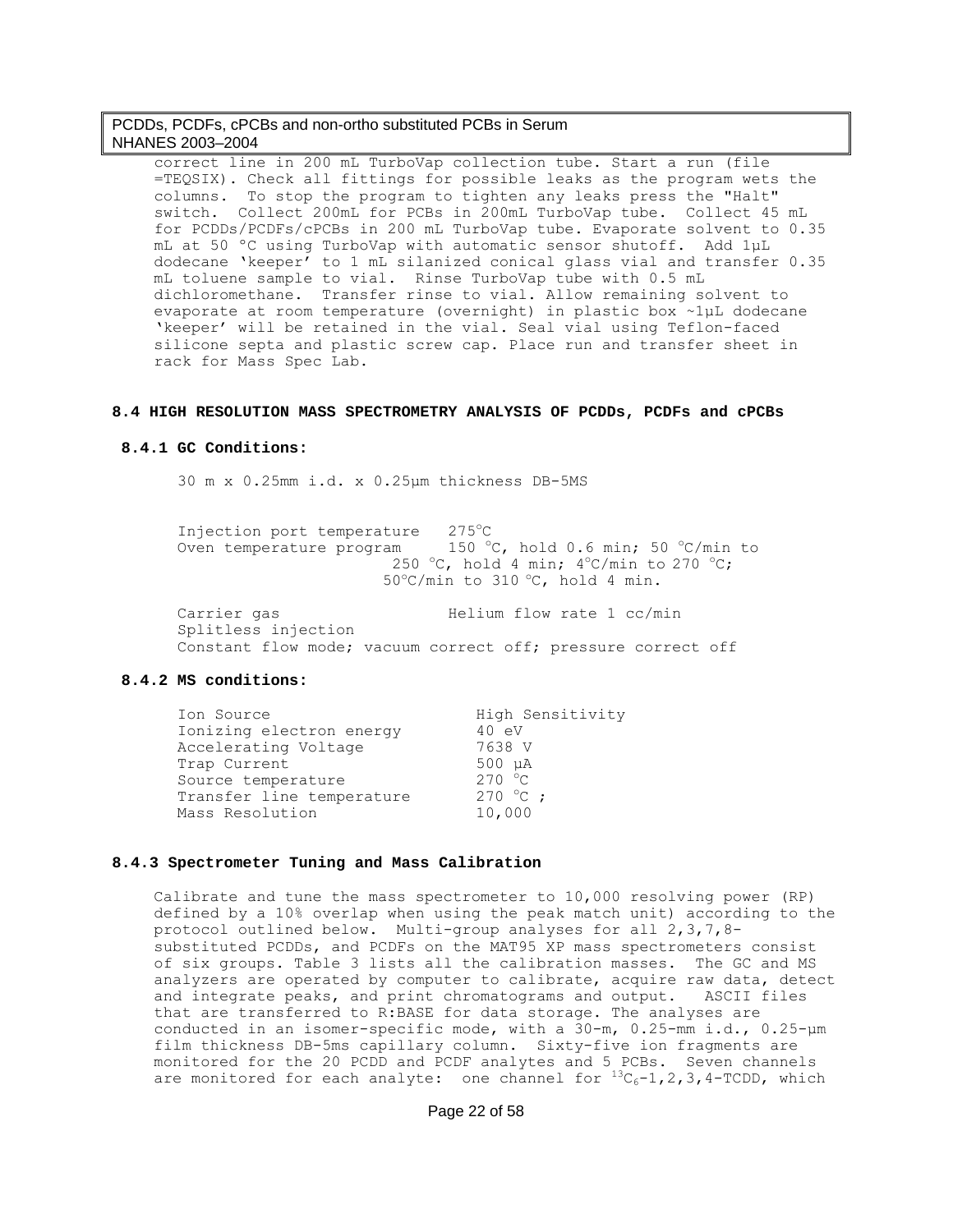correct line in 200 mL TurboVap collection tube. Start a run (file =TEQSIX). Check all fittings for possible leaks as the program wets the columns. To stop the program to tighten any leaks press the "Halt" switch. Collect 200mL for PCBs in 200mL TurboVap tube. Collect 45 mL for PCDDs/PCDFs/cPCBs in 200 mL TurboVap tube. Evaporate solvent to 0.35 mL at 50 °C using TurboVap with automatic sensor shutoff. Add 1µL dodecane 'keeper' to 1 mL silanized conical glass vial and transfer 0.35 mL toluene sample to vial. Rinse TurboVap tube with 0.5 mL dichloromethane. Transfer rinse to vial. Allow remaining solvent to evaporate at room temperature (overnight) in plastic box ~1µL dodecane 'keeper' will be retained in the vial. Seal vial using Teflon-faced silicone septa and plastic screw cap. Place run and transfer sheet in rack for Mass Spec Lab.

## 8.4 HIGH RESOLUTION MASS SPECTROMETRY ANALYSIS OF PCDDs, PCDFs and cPCBs

### 8.4.1 GC Conditions:

30 m x 0.25mm i.d. x 0.25µm thickness DB-5MS

Injection port temperature 275°C
Oven temperature program 150 °C, hold 0.6 min; 50 °C/min to 250 °C, hold 4 min; 4°C/min to 270 °C; 50°C/min to 310 °C, hold 4 min.

Carrier gas Helium flow rate 1 cc/min
Splitless injection
Constant flow mode; vacuum correct off; pressure correct off

### 8.4.2 MS conditions:

| | |
|---|---|
| Ion Source | High Sensitivity |
| Ionizing electron energy | 40 eV |
| Accelerating Voltage | 7638 V |
| Trap Current | 500 µA |
| Source temperature | 270 °C |
| Transfer line temperature | 270 °C ; |
| Mass Resolution | 10,000 |

### 8.4.3 Spectrometer Tuning and Mass Calibration

Calibrate and tune the mass spectrometer to 10,000 resolving power (RP) defined by a 10% overlap when using the peak match unit) according to the protocol outlined below. Multi-group analyses for all 2,3,7,8-substituted PCDDs, and PCDFs on the MAT95 XP mass spectrometers consist of six groups. Table 3 lists all the calibration masses. The GC and MS analyzers are operated by computer to calibrate, acquire raw data, detect and integrate peaks, and print chromatograms and output. ASCII files that are transferred to R:BASE for data storage. The analyses are conducted in an isomer-specific mode, with a 30-m, 0.25-mm i.d., 0.25-µm film thickness DB-5ms capillary column. Sixty-five ion fragments are monitored for the 20 PCDD and PCDF analytes and 5 PCBs. Seven channels are monitored for each analyte: one channel for $^{13}C_6$-1,2,3,4-TCDD, which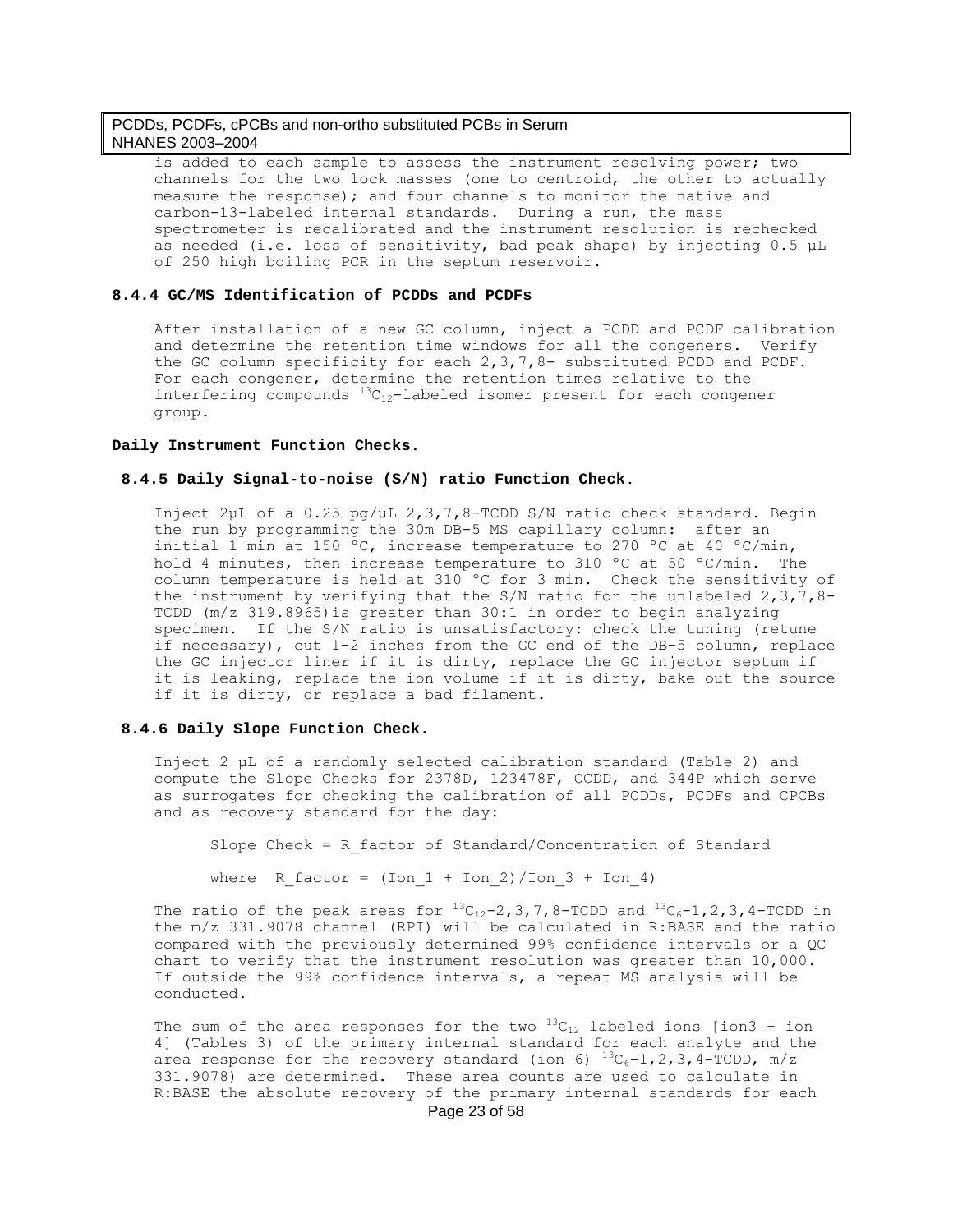is added to each sample to assess the instrument resolving power; two channels for the two lock masses (one to centroid, the other to actually measure the response); and four channels to monitor the native and carbon-13-labeled internal standards. During a run, the mass spectrometer is recalibrated and the instrument resolution is rechecked as needed (i.e. loss of sensitivity, bad peak shape) by injecting 0.5 µL of 250 high boiling PCR in the septum reservoir.

#### 8.4.4 GC/MS Identification of PCDDs and PCDFs

After installation of a new GC column, inject a PCDD and PCDF calibration and determine the retention time windows for all the congeners. Verify the GC column specificity for each 2,3,7,8- substituted PCDD and PCDF. For each congener, determine the retention times relative to the interfering compounds $^{13}C_{12}$-labeled isomer present for each congener group.

**Daily Instrument Function Checks.**

#### 8.4.5 Daily Signal-to-noise (S/N) ratio Function Check.

Inject 2µL of a 0.25 pg/µL 2,3,7,8-TCDD S/N ratio check standard. Begin the run by programming the 30m DB-5 MS capillary column: after an initial 1 min at 150 °C, increase temperature to 270 °C at 40 °C/min, hold 4 minutes, then increase temperature to 310 °C at 50 °C/min. The column temperature is held at 310 °C for 3 min. Check the sensitivity of the instrument by verifying that the S/N ratio for the unlabeled 2,3,7,8-TCDD (m/z 319.8965)is greater than 30:1 in order to begin analyzing specimen. If the S/N ratio is unsatisfactory: check the tuning (retune if necessary), cut 1-2 inches from the GC end of the DB-5 column, replace the GC injector liner if it is dirty, replace the GC injector septum if it is leaking, replace the ion volume if it is dirty, bake out the source if it is dirty, or replace a bad filament.

#### 8.4.6 Daily Slope Function Check.

Inject 2 µL of a randomly selected calibration standard (Table 2) and compute the Slope Checks for 2378D, 123478F, OCDD, and 344P which serve as surrogates for checking the calibration of all PCDDs, PCDFs and CPCBs and as recovery standard for the day:

Slope Check = R_factor of Standard/Concentration of Standard

where R_factor = (Ion_1 + Ion_2)/Ion_3 + Ion_4)

The ratio of the peak areas for $^{13}C_{12}$-2,3,7,8-TCDD and $^{13}C_{6}$-1,2,3,4-TCDD in the m/z 331.9078 channel (RPI) will be calculated in R:BASE and the ratio compared with the previously determined 99% confidence intervals or a QC chart to verify that the instrument resolution was greater than 10,000. If outside the 99% confidence intervals, a repeat MS analysis will be conducted.

The sum of the area responses for the two $^{13}C_{12}$ labeled ions [ion3 + ion 4] (Tables 3) of the primary internal standard for each analyte and the area response for the recovery standard (ion 6) $^{13}C_{6}$-1,2,3,4-TCDD, m/z 331.9078) are determined. These area counts are used to calculate in R:BASE the absolute recovery of the primary internal standards for each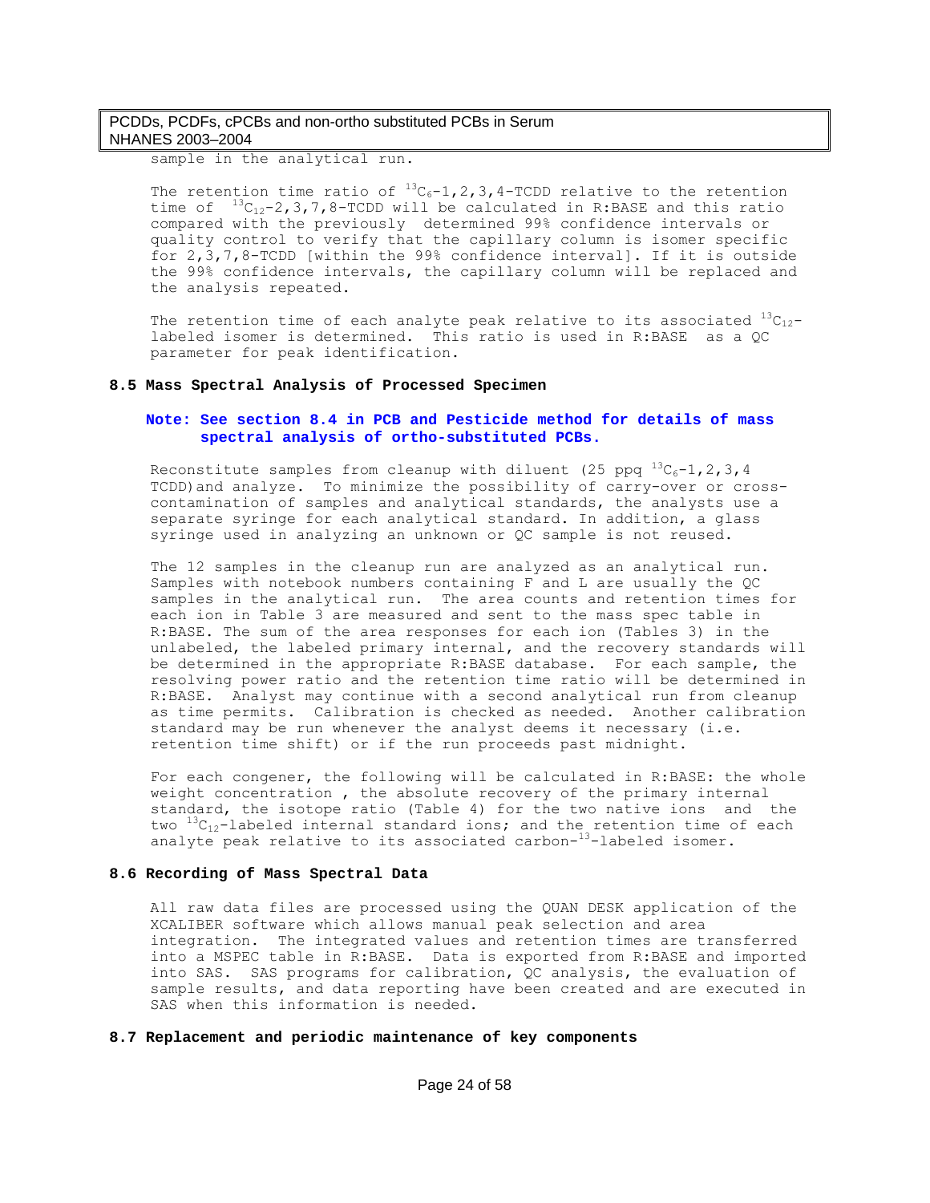sample in the analytical run.

The retention time ratio of $^{13}C_6$-1,2,3,4-TCDD relative to the retention time of $^{13}C_{12}$-2,3,7,8-TCDD will be calculated in R:BASE and this ratio compared with the previously determined 99% confidence intervals or quality control to verify that the capillary column is isomer specific for 2,3,7,8-TCDD [within the 99% confidence interval]. If it is outside the 99% confidence intervals, the capillary column will be replaced and the analysis repeated.

The retention time of each analyte peak relative to its associated $^{13}C_{12}$-labeled isomer is determined. This ratio is used in R:BASE as a QC parameter for peak identification.

### 8.5 Mass Spectral Analysis of Processed Specimen

**Note: See section 8.4 in PCB and Pesticide method for details of mass spectral analysis of ortho-substituted PCBs.**

Reconstitute samples from cleanup with diluent (25 ppq $^{13}C_6$-1,2,3,4 TCDD)and analyze. To minimize the possibility of carry-over or cross-contamination of samples and analytical standards, the analysts use a separate syringe for each analytical standard. In addition, a glass syringe used in analyzing an unknown or QC sample is not reused.

The 12 samples in the cleanup run are analyzed as an analytical run. Samples with notebook numbers containing F and L are usually the QC samples in the analytical run. The area counts and retention times for each ion in Table 3 are measured and sent to the mass spec table in R:BASE. The sum of the area responses for each ion (Tables 3) in the unlabeled, the labeled primary internal, and the recovery standards will be determined in the appropriate R:BASE database. For each sample, the resolving power ratio and the retention time ratio will be determined in R:BASE. Analyst may continue with a second analytical run from cleanup as time permits. Calibration is checked as needed. Another calibration standard may be run whenever the analyst deems it necessary (i.e. retention time shift) or if the run proceeds past midnight.

For each congener, the following will be calculated in R:BASE: the whole weight concentration , the absolute recovery of the primary internal standard, the isotope ratio (Table 4) for the two native ions and the two $^{13}C_{12}$-labeled internal standard ions; and the retention time of each analyte peak relative to its associated carbon-$^{13}$-labeled isomer.

### 8.6 Recording of Mass Spectral Data

All raw data files are processed using the QUAN DESK application of the XCALIBER software which allows manual peak selection and area integration. The integrated values and retention times are transferred into a MSPEC table in R:BASE. Data is exported from R:BASE and imported into SAS. SAS programs for calibration, QC analysis, the evaluation of sample results, and data reporting have been created and are executed in SAS when this information is needed.

### 8.7 Replacement and periodic maintenance of key components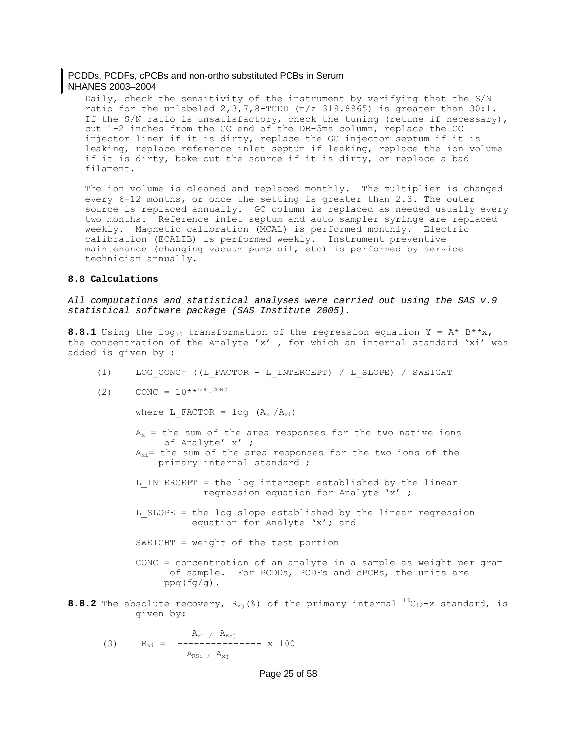Daily, check the sensitivity of the instrument by verifying that the S/N ratio for the unlabeled 2,3,7,8-TCDD (m/z 319.8965) is greater than 30:1. If the S/N ratio is unsatisfactory, check the tuning (retune if necessary), cut 1-2 inches from the GC end of the DB-5ms column, replace the GC injector liner if it is dirty, replace the GC injector septum if it is leaking, replace reference inlet septum if leaking, replace the ion volume if it is dirty, bake out the source if it is dirty, or replace a bad filament.

The ion volume is cleaned and replaced monthly. The multiplier is changed every 6-12 months, or once the setting is greater than 2.3. The outer source is replaced annually. GC column is replaced as needed usually every two months. Reference inlet septum and auto sampler syringe are replaced weekly. Magnetic calibration (MCAL) is performed monthly. Electric calibration (ECALIB) is performed weekly. Instrument preventive maintenance (changing vacuum pump oil, etc) is performed by service technician annually.

### 8.8 Calculations

*All computations and statistical analyses were carried out using the SAS v.9 statistical software package (SAS Institute 2005).*

**8.8.1** Using the $\log_{10}$ transformation of the regression equation Y = A* B**x, the concentration of the Analyte 'x' , for which an internal standard 'xi' was added is given by :

(1) LOG_CONC= ((L_FACTOR - L_INTERCEPT) / L_SLOPE) / SWEIGHT

(2) CONC = $10^{**LOG\_CONC}$

where L_FACTOR = log ($A_x$ /$A_{xi}$)

$A_x$ = the sum of the area responses for the two native ions of Analyte' x' ;

$A_{xi}$= the sum of the area responses for the two ions of the primary internal standard ;

L_INTERCEPT = the log intercept established by the linear regression equation for Analyte 'x' ;

L_SLOPE = the log slope established by the linear regression equation for Analyte 'x'; and

SWEIGHT = weight of the test portion

CONC = concentration of an analyte in a sample as weight per gram of sample. For PCDDs, PCDFs and cPCBs, the units are ppq(fg/g).

**8.8.2** The absolute recovery, $R_{xj}$(%) of the primary internal $^{13}C_{12}$-x standard, is given by:

$$(3) \quad R_{xi} = \frac{A_{xi} / A_{RSj}}{A_{RSi} / A_{xj}} \times 100$$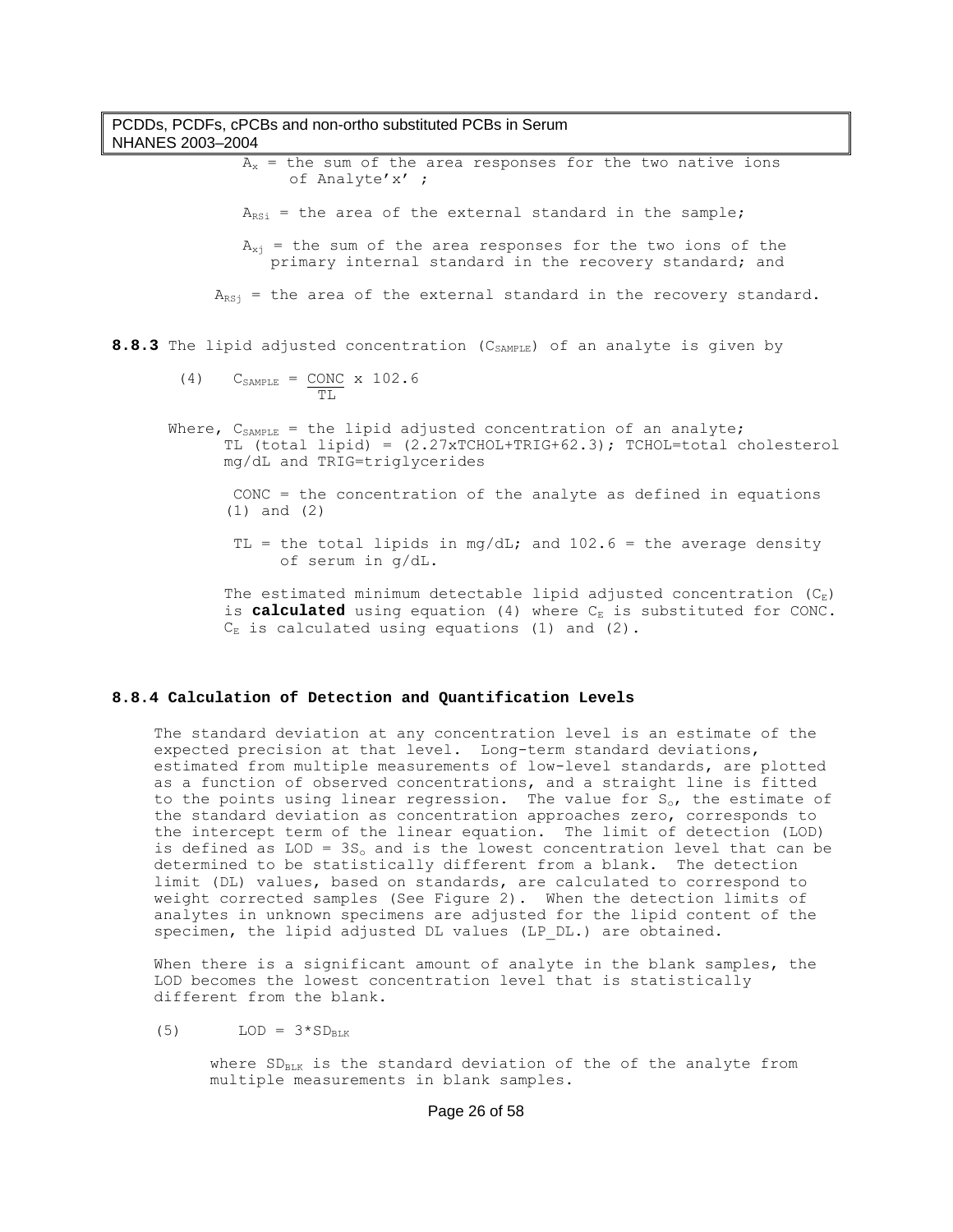$A_x$ = the sum of the area responses for the two native ions of Analyte'x' ;

$A_{RSi}$ = the area of the external standard in the sample;

$A_{xj}$ = the sum of the area responses for the two ions of the primary internal standard in the recovery standard; and

$A_{RSj}$ = the area of the external standard in the recovery standard.

**8.8.3** The lipid adjusted concentration ($C_{SAMPLE}$) of an analyte is given by

$$(4) \quad C_{SAMPLE} = \frac{CONC}{TL} \times 102.6$$

Where, $C_{SAMPLE}$ = the lipid adjusted concentration of an analyte;
TL (total lipid) = (2.27xTCHOL+TRIG+62.3); TCHOL=total cholesterol mg/dL and TRIG=triglycerides

CONC = the concentration of the analyte as defined in equations (1) and (2)

TL = the total lipids in mg/dL; and 102.6 = the average density of serum in g/dL.

The estimated minimum detectable lipid adjusted concentration ($C_E$) is **calculated** using equation (4) where $C_E$ is substituted for CONC. $C_E$ is calculated using equations (1) and (2).

### 8.8.4 Calculation of Detection and Quantification Levels

The standard deviation at any concentration level is an estimate of the expected precision at that level. Long-term standard deviations, estimated from multiple measurements of low-level standards, are plotted as a function of observed concentrations, and a straight line is fitted to the points using linear regression. The value for $S_o$, the estimate of the standard deviation as concentration approaches zero, corresponds to the intercept term of the linear equation. The limit of detection (LOD) is defined as LOD = $3S_o$ and is the lowest concentration level that can be determined to be statistically different from a blank. The detection limit (DL) values, based on standards, are calculated to correspond to weight corrected samples (See Figure 2). When the detection limits of analytes in unknown specimens are adjusted for the lipid content of the specimen, the lipid adjusted DL values (LP_DL.) are obtained.

When there is a significant amount of analyte in the blank samples, the LOD becomes the lowest concentration level that is statistically different from the blank.

$$(5) \quad LOD = 3*SD_{BLK}$$

where $SD_{BLK}$ is the standard deviation of the of the analyte from multiple measurements in blank samples.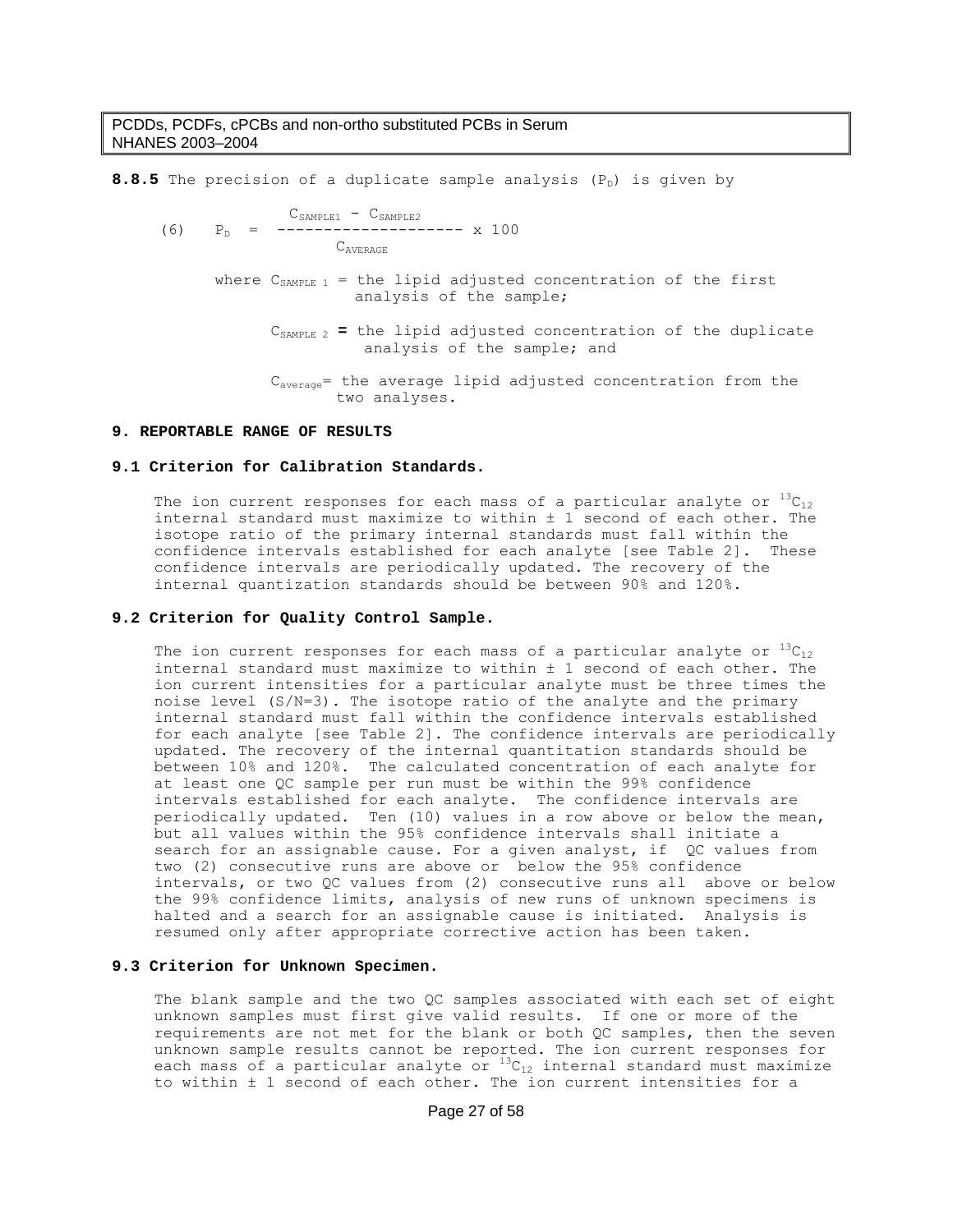**8.8.5** The precision of a duplicate sample analysis ($P_D$) is given by

$$(6) \quad P_D = \frac{C_{SAMPLE1} - C_{SAMPLE2}}{C_{AVERAGE}} \times 100$$

where $C_{SAMPLE\ 1}$ = the lipid adjusted concentration of the first analysis of the sample;

$C_{SAMPLE\ 2}$ **=** the lipid adjusted concentration of the duplicate analysis of the sample; and

$C_{average}$= the average lipid adjusted concentration from the two analyses.

## 9. REPORTABLE RANGE OF RESULTS

### 9.1 Criterion for Calibration Standards.

The ion current responses for each mass of a particular analyte or $^{13}C_{12}$ internal standard must maximize to within ± 1 second of each other. The isotope ratio of the primary internal standards must fall within the confidence intervals established for each analyte [see Table 2]. These confidence intervals are periodically updated. The recovery of the internal quantization standards should be between 90% and 120%.

### 9.2 Criterion for Quality Control Sample.

The ion current responses for each mass of a particular analyte or $^{13}C_{12}$ internal standard must maximize to within ± 1 second of each other. The ion current intensities for a particular analyte must be three times the noise level (S/N=3). The isotope ratio of the analyte and the primary internal standard must fall within the confidence intervals established for each analyte [see Table 2]. The confidence intervals are periodically updated. The recovery of the internal quantitation standards should be between 10% and 120%. The calculated concentration of each analyte for at least one QC sample per run must be within the 99% confidence intervals established for each analyte. The confidence intervals are periodically updated. Ten (10) values in a row above or below the mean, but all values within the 95% confidence intervals shall initiate a search for an assignable cause. For a given analyst, if QC values from two (2) consecutive runs are above or below the 95% confidence intervals, or two QC values from (2) consecutive runs all above or below the 99% confidence limits, analysis of new runs of unknown specimens is halted and a search for an assignable cause is initiated. Analysis is resumed only after appropriate corrective action has been taken.

### 9.3 Criterion for Unknown Specimen.

The blank sample and the two QC samples associated with each set of eight unknown samples must first give valid results. If one or more of the requirements are not met for the blank or both QC samples, then the seven unknown sample results cannot be reported. The ion current responses for each mass of a particular analyte or $^{13}C_{12}$ internal standard must maximize to within ± 1 second of each other. The ion current intensities for a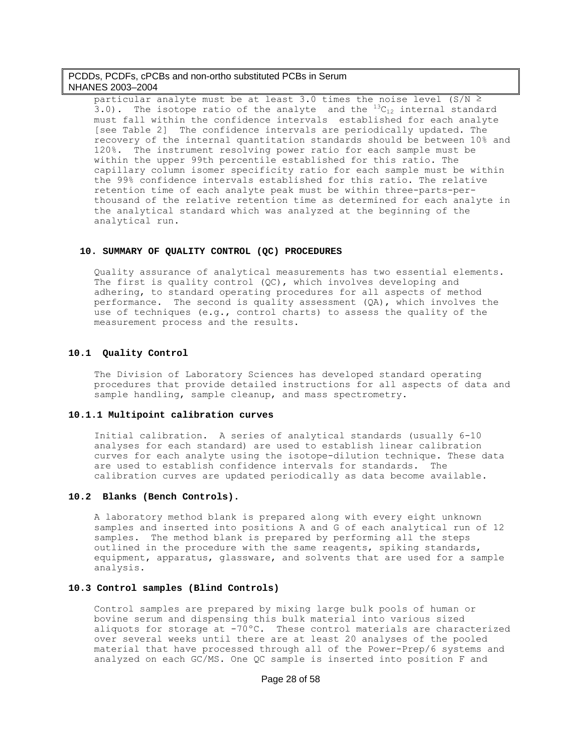particular analyte must be at least 3.0 times the noise level (S/N ≥ 3.0). The isotope ratio of the analyte and the $^{13}C_{12}$ internal standard must fall within the confidence intervals established for each analyte [see Table 2] The confidence intervals are periodically updated. The recovery of the internal quantitation standards should be between 10% and 120%. The instrument resolving power ratio for each sample must be within the upper 99th percentile established for this ratio. The capillary column isomer specificity ratio for each sample must be within the 99% confidence intervals established for this ratio. The relative retention time of each analyte peak must be within three-parts-per-thousand of the relative retention time as determined for each analyte in the analytical standard which was analyzed at the beginning of the analytical run.

## 10. SUMMARY OF QUALITY CONTROL (QC) PROCEDURES

Quality assurance of analytical measurements has two essential elements. The first is quality control (QC), which involves developing and adhering, to standard operating procedures for all aspects of method performance. The second is quality assessment (QA), which involves the use of techniques (e.g., control charts) to assess the quality of the measurement process and the results.

### 10.1 Quality Control

The Division of Laboratory Sciences has developed standard operating procedures that provide detailed instructions for all aspects of data and sample handling, sample cleanup, and mass spectrometry.

#### 10.1.1 Multipoint calibration curves

Initial calibration. A series of analytical standards (usually 6-10 analyses for each standard) are used to establish linear calibration curves for each analyte using the isotope-dilution technique. These data are used to establish confidence intervals for standards. The calibration curves are updated periodically as data become available.

### 10.2 Blanks (Bench Controls).

A laboratory method blank is prepared along with every eight unknown samples and inserted into positions A and G of each analytical run of 12 samples. The method blank is prepared by performing all the steps outlined in the procedure with the same reagents, spiking standards, equipment, apparatus, glassware, and solvents that are used for a sample analysis.

### 10.3 Control samples (Blind Controls)

Control samples are prepared by mixing large bulk pools of human or bovine serum and dispensing this bulk material into various sized aliquots for storage at -70°C. These control materials are characterized over several weeks until there are at least 20 analyses of the pooled material that have processed through all of the Power-Prep/6 systems and analyzed on each GC/MS. One QC sample is inserted into position F and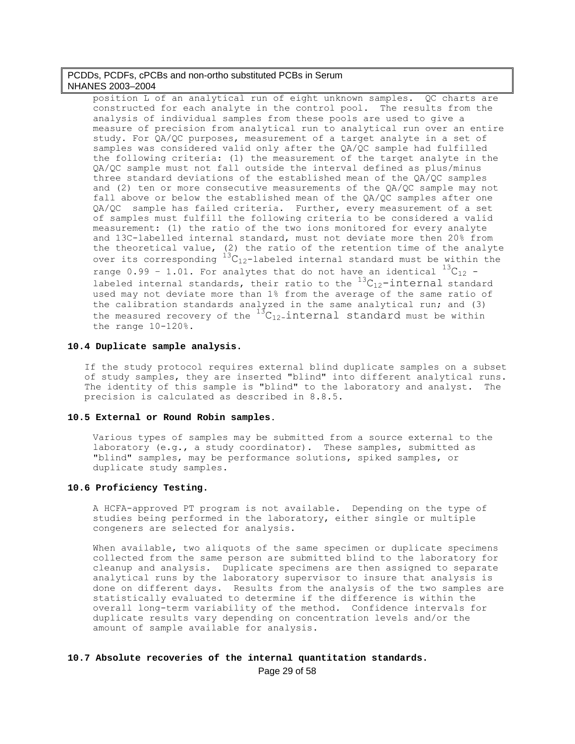position L of an analytical run of eight unknown samples. QC charts are constructed for each analyte in the control pool. The results from the analysis of individual samples from these pools are used to give a measure of precision from analytical run to analytical run over an entire study. For QA/QC purposes, measurement of a target analyte in a set of samples was considered valid only after the QA/QC sample had fulfilled the following criteria: (1) the measurement of the target analyte in the QA/QC sample must not fall outside the interval defined as plus/minus three standard deviations of the established mean of the QA/QC samples and (2) ten or more consecutive measurements of the QA/QC sample may not fall above or below the established mean of the QA/QC samples after one QA/QC sample has failed criteria. Further, every measurement of a set of samples must fulfill the following criteria to be considered a valid measurement: (1) the ratio of the two ions monitored for every analyte and 13C-labelled internal standard, must not deviate more then 20% from the theoretical value, (2) the ratio of the retention time of the analyte over its corresponding $^{13}C_{12}$-labeled internal standard must be within the range 0.99 – 1.01. For analytes that do not have an identical $^{13}C_{12}$ -labeled internal standards, their ratio to the $^{13}C_{12}$-internal standard used may not deviate more than 1% from the average of the same ratio of the calibration standards analyzed in the same analytical run; and (3) the measured recovery of the $^{13}C_{12}$-internal standard must be within the range 10-120%.

**10.4 Duplicate sample analysis.**

If the study protocol requires external blind duplicate samples on a subset of study samples, they are inserted "blind" into different analytical runs. The identity of this sample is "blind" to the laboratory and analyst. The precision is calculated as described in 8.8.5.

**10.5 External or Round Robin samples.**

Various types of samples may be submitted from a source external to the laboratory (e.g., a study coordinator). These samples, submitted as "blind" samples, may be performance solutions, spiked samples, or duplicate study samples.

**10.6 Proficiency Testing.**

A HCFA-approved PT program is not available. Depending on the type of studies being performed in the laboratory, either single or multiple congeners are selected for analysis.

When available, two aliquots of the same specimen or duplicate specimens collected from the same person are submitted blind to the laboratory for cleanup and analysis. Duplicate specimens are then assigned to separate analytical runs by the laboratory supervisor to insure that analysis is done on different days. Results from the analysis of the two samples are statistically evaluated to determine if the difference is within the overall long-term variability of the method. Confidence intervals for duplicate results vary depending on concentration levels and/or the amount of sample available for analysis.

**10.7 Absolute recoveries of the internal quantitation standards.**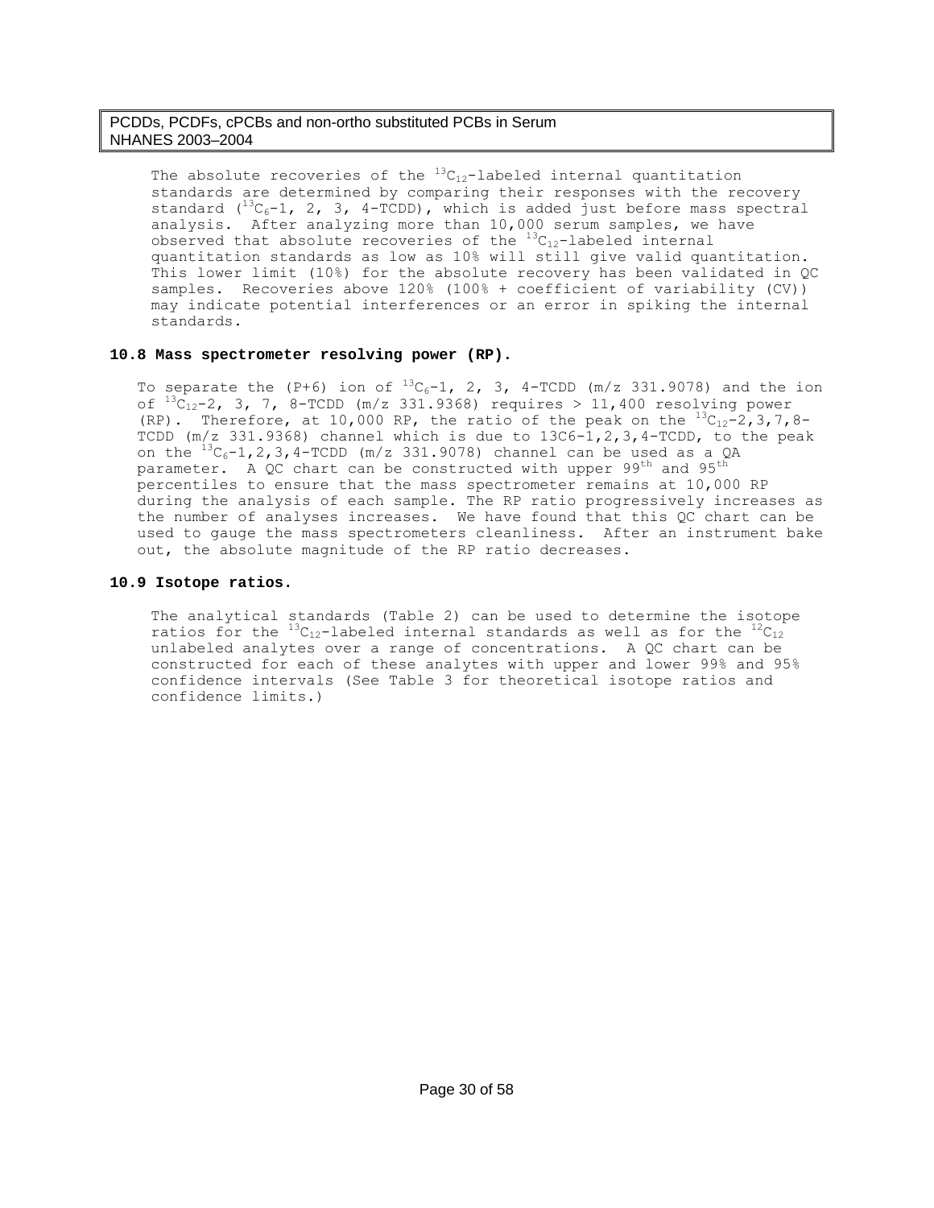The absolute recoveries of the $^{13}C_{12}$-labeled internal quantitation standards are determined by comparing their responses with the recovery standard ($^{13}C_6$-1, 2, 3, 4-TCDD), which is added just before mass spectral analysis. After analyzing more than 10,000 serum samples, we have observed that absolute recoveries of the $^{13}C_{12}$-labeled internal quantitation standards as low as 10% will still give valid quantitation. This lower limit (10%) for the absolute recovery has been validated in QC samples. Recoveries above 120% (100% + coefficient of variability (CV)) may indicate potential interferences or an error in spiking the internal standards.

**10.8 Mass spectrometer resolving power (RP).**

To separate the (P+6) ion of $^{13}C_6$-1, 2, 3, 4-TCDD (m/z 331.9078) and the ion of $^{13}C_{12}$-2, 3, 7, 8-TCDD (m/z 331.9368) requires > 11,400 resolving power (RP). Therefore, at 10,000 RP, the ratio of the peak on the $^{13}C_{12}$-2,3,7,8-TCDD (m/z 331.9368) channel which is due to 13C6-1,2,3,4-TCDD, to the peak on the $^{13}C_6$-1,2,3,4-TCDD (m/z 331.9078) channel can be used as a QA parameter. A QC chart can be constructed with upper 99th and 95th percentiles to ensure that the mass spectrometer remains at 10,000 RP during the analysis of each sample. The RP ratio progressively increases as the number of analyses increases. We have found that this QC chart can be used to gauge the mass spectrometers cleanliness. After an instrument bake out, the absolute magnitude of the RP ratio decreases.

**10.9 Isotope ratios.**

The analytical standards (Table 2) can be used to determine the isotope ratios for the $^{13}C_{12}$-labeled internal standards as well as for the $^{12}C_{12}$ unlabeled analytes over a range of concentrations. A QC chart can be constructed for each of these analytes with upper and lower 99% and 95% confidence intervals (See Table 3 for theoretical isotope ratios and confidence limits.)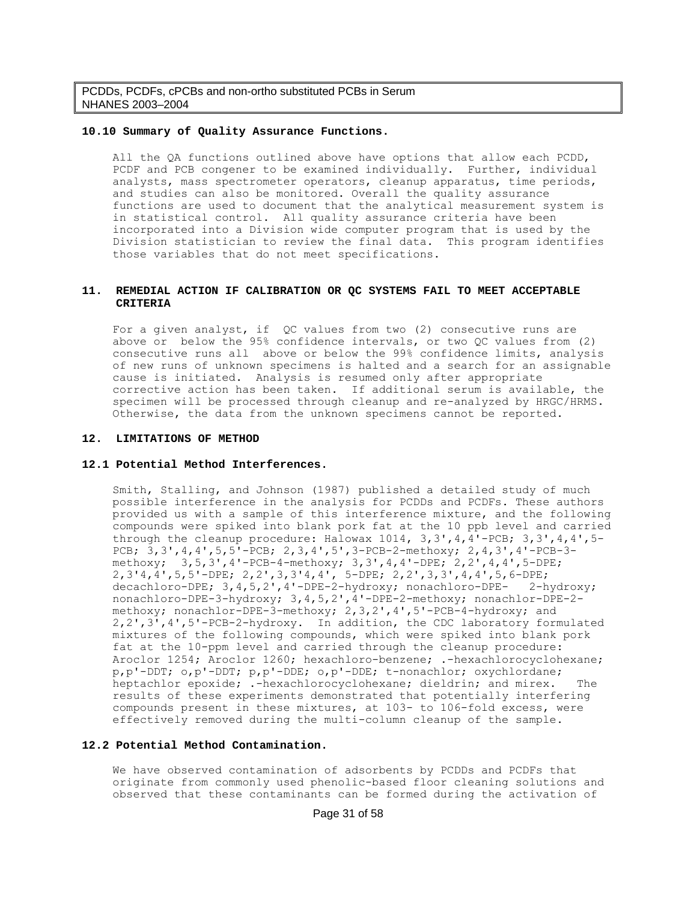### 10.10 Summary of Quality Assurance Functions.

All the QA functions outlined above have options that allow each PCDD, PCDF and PCB congener to be examined individually. Further, individual analysts, mass spectrometer operators, cleanup apparatus, time periods, and studies can also be monitored. Overall the quality assurance functions are used to document that the analytical measurement system is in statistical control. All quality assurance criteria have been incorporated into a Division wide computer program that is used by the Division statistician to review the final data. This program identifies those variables that do not meet specifications.

## 11. REMEDIAL ACTION IF CALIBRATION OR QC SYSTEMS FAIL TO MEET ACCEPTABLE CRITERIA

For a given analyst, if QC values from two (2) consecutive runs are above or below the 95% confidence intervals, or two QC values from (2) consecutive runs all above or below the 99% confidence limits, analysis of new runs of unknown specimens is halted and a search for an assignable cause is initiated. Analysis is resumed only after appropriate corrective action has been taken. If additional serum is available, the specimen will be processed through cleanup and re-analyzed by HRGC/HRMS. Otherwise, the data from the unknown specimens cannot be reported.

## 12. LIMITATIONS OF METHOD

### 12.1 Potential Method Interferences.

Smith, Stalling, and Johnson (1987) published a detailed study of much possible interference in the analysis for PCDDs and PCDFs. These authors provided us with a sample of this interference mixture, and the following compounds were spiked into blank pork fat at the 10 ppb level and carried through the cleanup procedure: Halowax 1014, 3,3',4,4'-PCB; 3,3',4,4',5-PCB; 3,3',4,4',5,5'-PCB; 2,3,4',5',3-PCB-2-methoxy; 2,4,3',4'-PCB-3-methoxy; 3,5,3',4'-PCB-4-methoxy; 3,3',4,4'-DPE; 2,2',4,4',5-DPE; 2,3'4,4',5,5'-DPE; 2,2',3,3'4,4', 5-DPE; 2,2',3,3',4,4',5,6-DPE; decachloro-DPE; 3,4,5,2',4'-DPE-2-hydroxy; nonachloro-DPE- 2-hydroxy; nonachloro-DPE-3-hydroxy; 3,4,5,2',4'-DPE-2-methoxy; nonachlor-DPE-2-methoxy; nonachlor-DPE-3-methoxy; 2,3,2',4',5'-PCB-4-hydroxy; and 2,2',3',4',5'-PCB-2-hydroxy. In addition, the CDC laboratory formulated mixtures of the following compounds, which were spiked into blank pork fat at the 10-ppm level and carried through the cleanup procedure: Aroclor 1254; Aroclor 1260; hexachloro-benzene; .-hexachlorocyclohexane; p,p'-DDT; o,p'-DDT; p,p'-DDE; o,p'-DDE; t-nonachlor; oxychlordane; heptachlor epoxide; .-hexachlorocyclohexane; dieldrin; and mirex. The results of these experiments demonstrated that potentially interfering compounds present in these mixtures, at 103- to 106-fold excess, were effectively removed during the multi-column cleanup of the sample.

### 12.2 Potential Method Contamination.

We have observed contamination of adsorbents by PCDDs and PCDFs that originate from commonly used phenolic-based floor cleaning solutions and observed that these contaminants can be formed during the activation of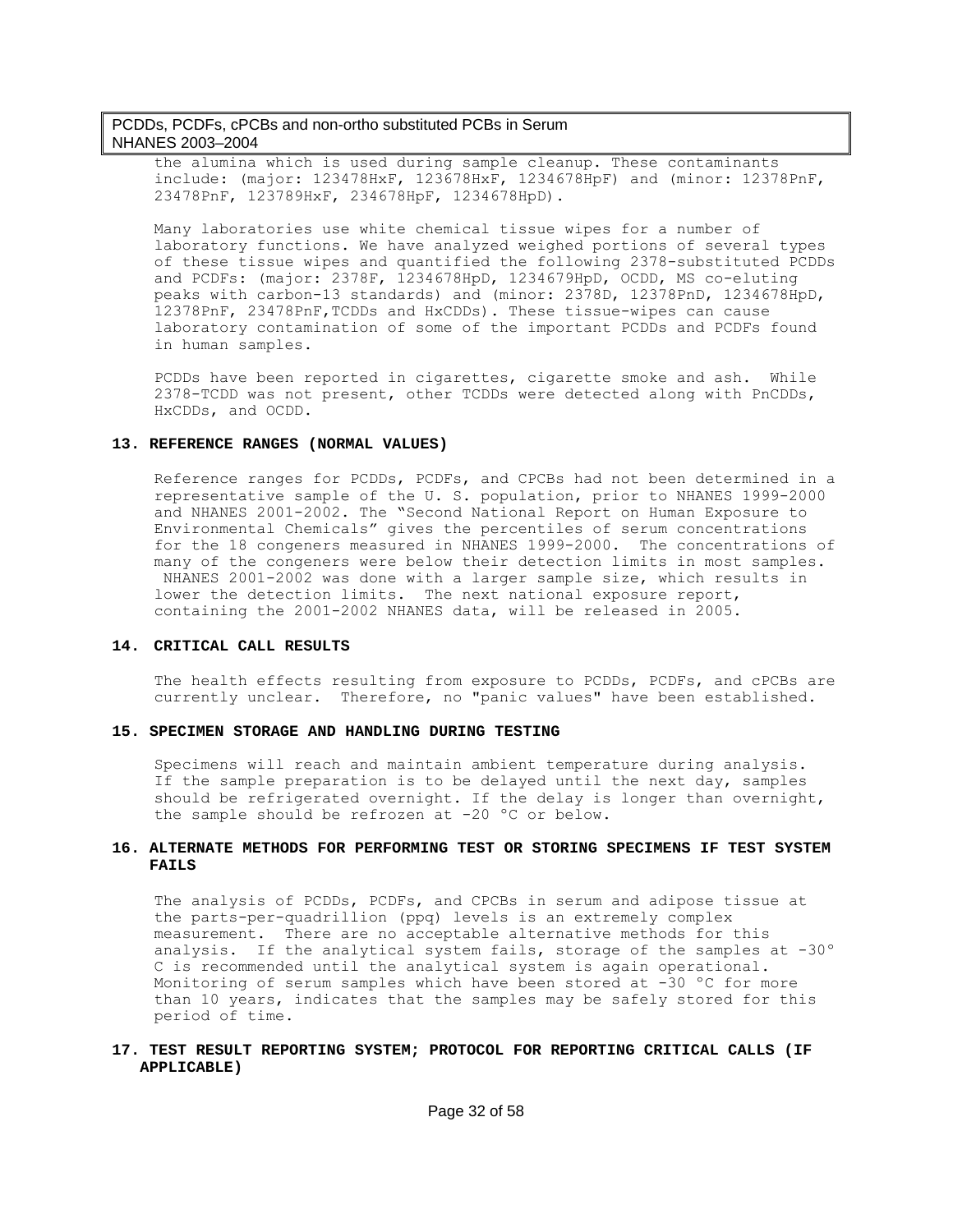the alumina which is used during sample cleanup. These contaminants include: (major: 123478HxF, 123678HxF, 1234678HpF) and (minor: 12378PnF, 23478PnF, 123789HxF, 234678HpF, 1234678HpD).

Many laboratories use white chemical tissue wipes for a number of laboratory functions. We have analyzed weighed portions of several types of these tissue wipes and quantified the following 2378-substituted PCDDs and PCDFs: (major: 2378F, 1234678HpD, 1234679HpD, OCDD, MS co-eluting peaks with carbon-13 standards) and (minor: 2378D, 12378PnD, 1234678HpD, 12378PnF, 23478PnF,TCDDs and HxCDDs). These tissue-wipes can cause laboratory contamination of some of the important PCDDs and PCDFs found in human samples.

PCDDs have been reported in cigarettes, cigarette smoke and ash. While 2378-TCDD was not present, other TCDDs were detected along with PnCDDs, HxCDDs, and OCDD.

## 13. REFERENCE RANGES (NORMAL VALUES)

Reference ranges for PCDDs, PCDFs, and CPCBs had not been determined in a representative sample of the U. S. population, prior to NHANES 1999-2000 and NHANES 2001-2002. The "Second National Report on Human Exposure to Environmental Chemicals" gives the percentiles of serum concentrations for the 18 congeners measured in NHANES 1999-2000. The concentrations of many of the congeners were below their detection limits in most samples. NHANES 2001-2002 was done with a larger sample size, which results in lower the detection limits. The next national exposure report, containing the 2001-2002 NHANES data, will be released in 2005.

## 14. CRITICAL CALL RESULTS

The health effects resulting from exposure to PCDDs, PCDFs, and cPCBs are currently unclear. Therefore, no "panic values" have been established.

## 15. SPECIMEN STORAGE AND HANDLING DURING TESTING

Specimens will reach and maintain ambient temperature during analysis. If the sample preparation is to be delayed until the next day, samples should be refrigerated overnight. If the delay is longer than overnight, the sample should be refrozen at -20 °C or below.

## 16. ALTERNATE METHODS FOR PERFORMING TEST OR STORING SPECIMENS IF TEST SYSTEM FAILS

The analysis of PCDDs, PCDFs, and CPCBs in serum and adipose tissue at the parts-per-quadrillion (ppq) levels is an extremely complex measurement. There are no acceptable alternative methods for this analysis. If the analytical system fails, storage of the samples at -30° C is recommended until the analytical system is again operational. Monitoring of serum samples which have been stored at -30 °C for more than 10 years, indicates that the samples may be safely stored for this period of time.

## 17. TEST RESULT REPORTING SYSTEM; PROTOCOL FOR REPORTING CRITICAL CALLS (IF APPLICABLE)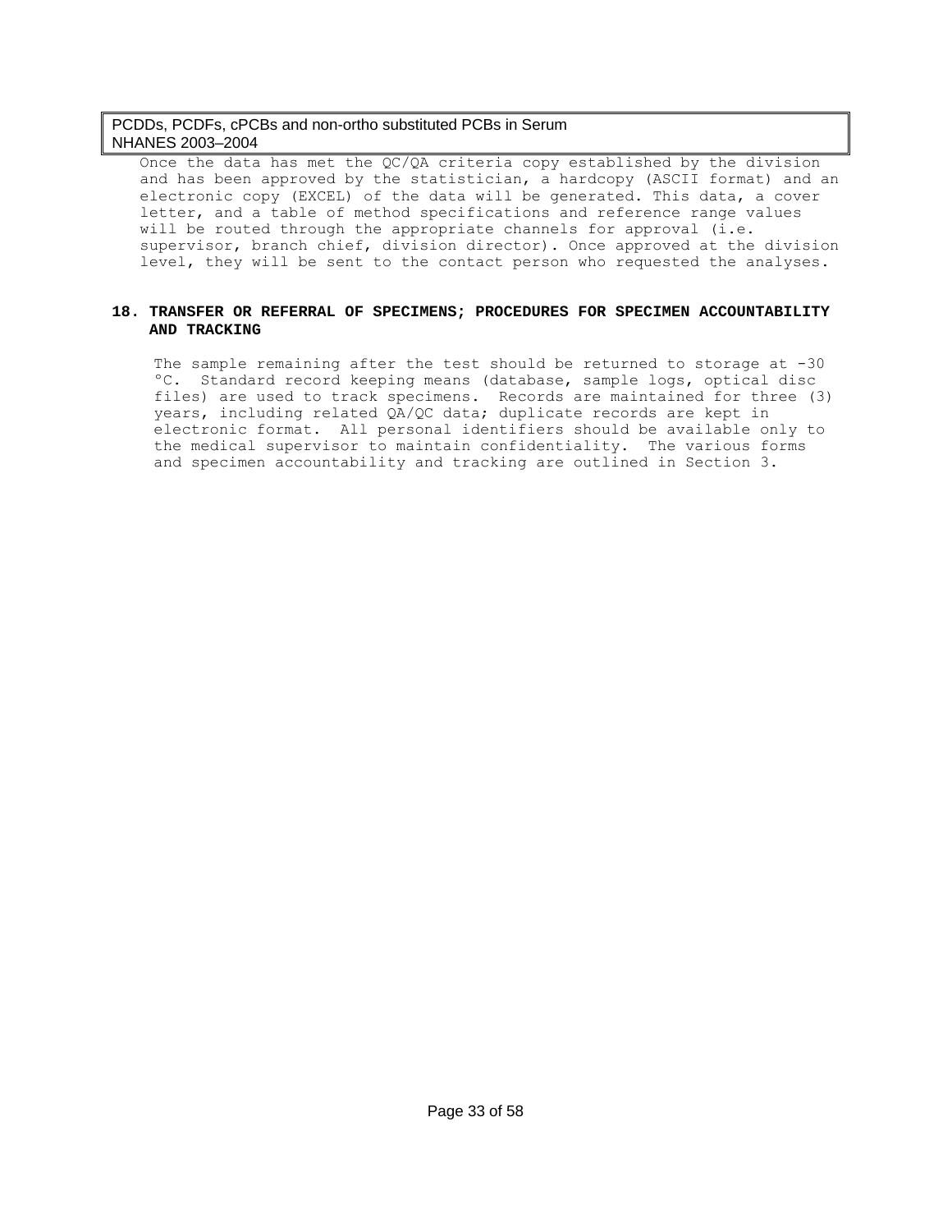Once the data has met the QC/QA criteria copy established by the division and has been approved by the statistician, a hardcopy (ASCII format) and an electronic copy (EXCEL) of the data will be generated. This data, a cover letter, and a table of method specifications and reference range values will be routed through the appropriate channels for approval (i.e. supervisor, branch chief, division director). Once approved at the division level, they will be sent to the contact person who requested the analyses.

## 18. TRANSFER OR REFERRAL OF SPECIMENS; PROCEDURES FOR SPECIMEN ACCOUNTABILITY AND TRACKING

The sample remaining after the test should be returned to storage at -30 °C. Standard record keeping means (database, sample logs, optical disc files) are used to track specimens. Records are maintained for three (3) years, including related QA/QC data; duplicate records are kept in electronic format. All personal identifiers should be available only to the medical supervisor to maintain confidentiality. The various forms and specimen accountability and tracking are outlined in Section 3.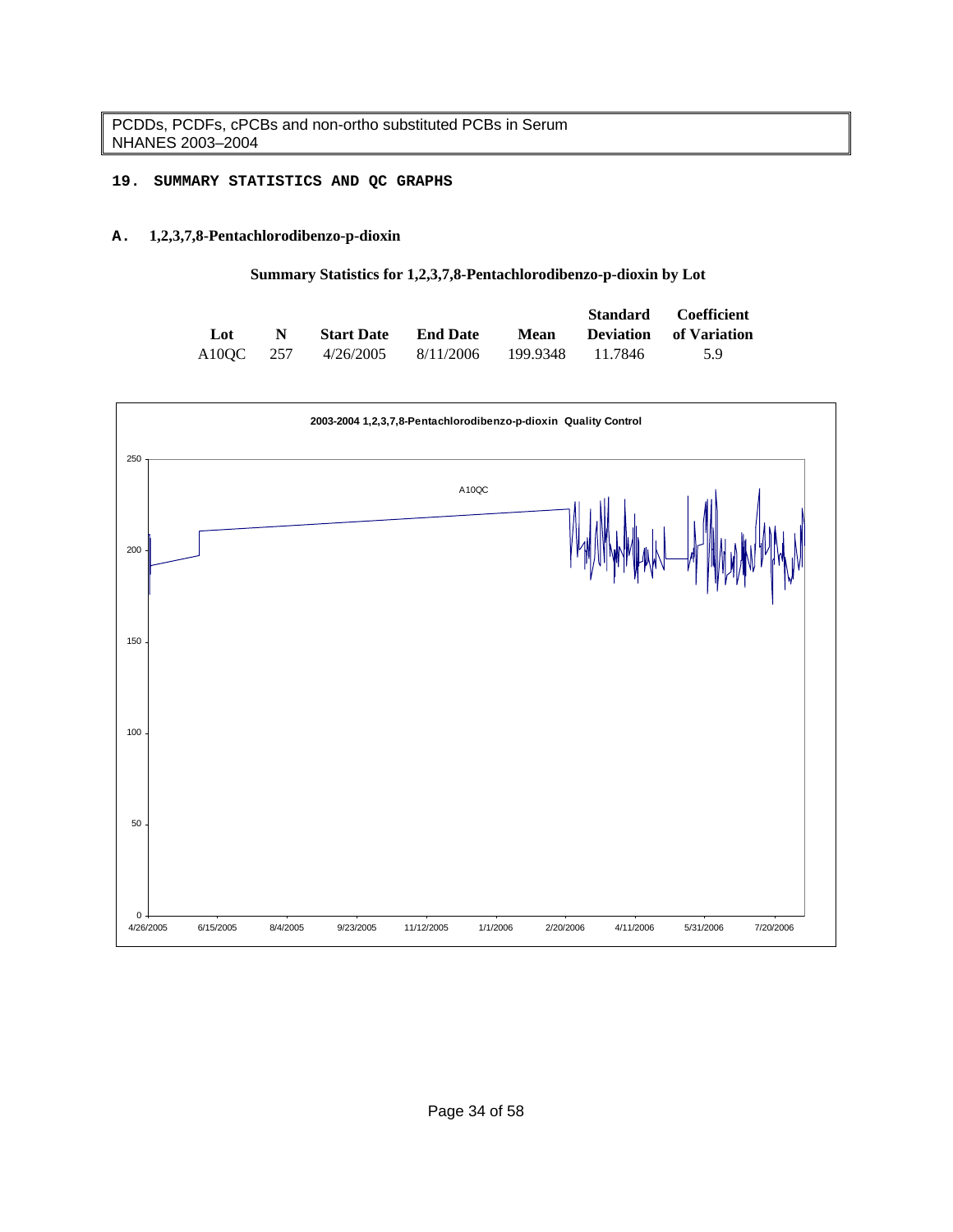## 19. SUMMARY STATISTICS AND QC GRAPHS

### A. 1,2,3,7,8-Pentachlorodibenzo-p-dioxin

**Summary Statistics for 1,2,3,7,8-Pentachlorodibenzo-p-dioxin by Lot**

| Lot | N | Start Date | End Date | Mean | Standard Deviation | Coefficient of Variation |
|---|---|---|---|---|---|---|
| A10QC | 257 | 4/26/2005 | 8/11/2006 | 199.9348 | 11.7846 | 5.9 |

**2003-2004 1,2,3,7,8-Pentachlorodibenzo-p-dioxin Quality Control**

A10QC

0, 50, 100, 150, 200, 250

4/26/2005, 6/15/2005, 8/4/2005, 9/23/2005, 11/12/2005, 1/1/2006, 2/20/2006, 4/11/2006, 5/31/2006, 7/20/2006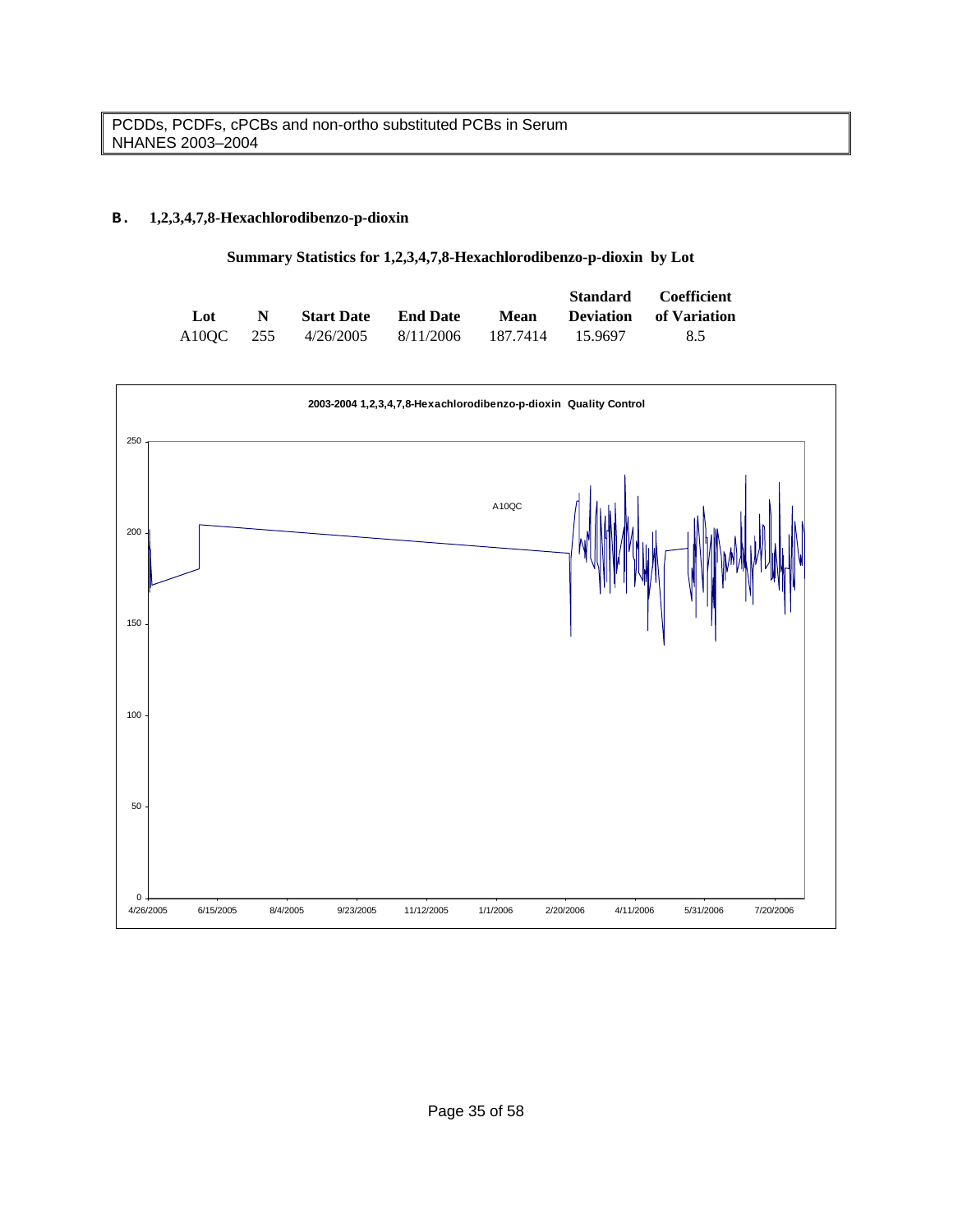## B. 1,2,3,4,7,8-Hexachlorodibenzo-p-dioxin

**Summary Statistics for 1,2,3,4,7,8-Hexachlorodibenzo-p-dioxin by Lot**

| Lot | N | Start Date | End Date | Mean | Standard Deviation | Coefficient of Variation |
|---|---|---|---|---|---|---|
| A10QC | 255 | 4/26/2005 | 8/11/2006 | 187.7414 | 15.9697 | 8.5 |

**2003-2004 1,2,3,4,7,8-Hexachlorodibenzo-p-dioxin Quality Control**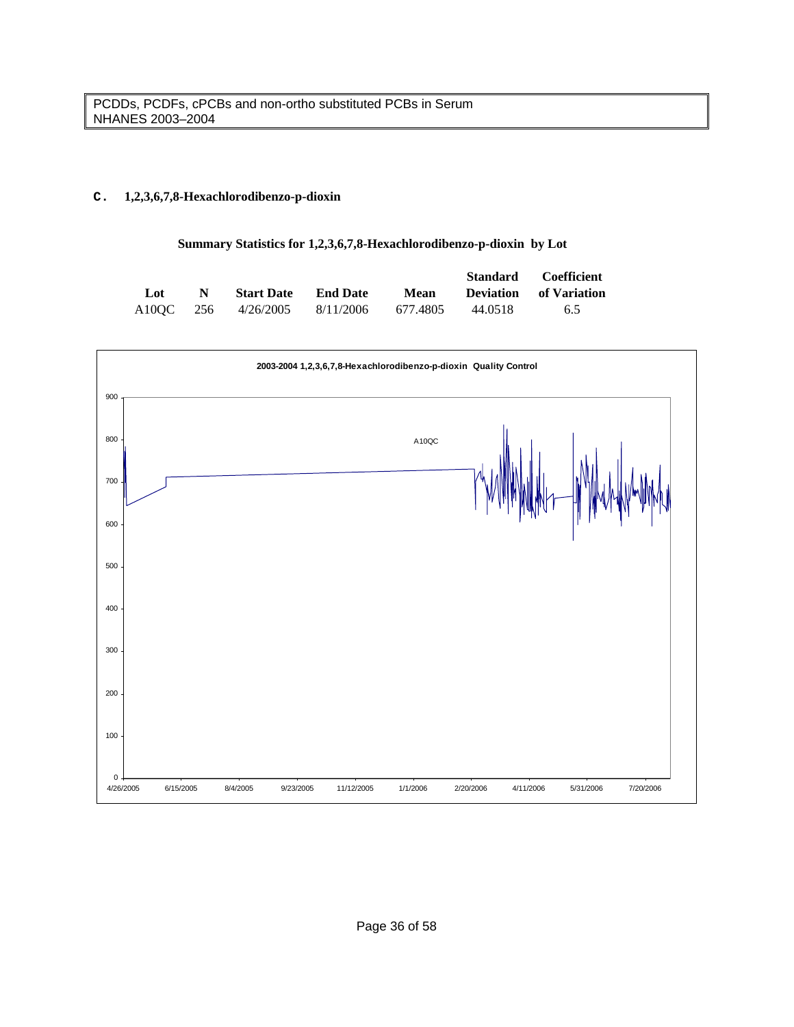## C. 1,2,3,6,7,8-Hexachlorodibenzo-p-dioxin

**Summary Statistics for 1,2,3,6,7,8-Hexachlorodibenzo-p-dioxin by Lot**

| Lot | N | Start Date | End Date | Mean | Standard Deviation | Coefficient of Variation |
|---|---|---|---|---|---|---|
| A10QC | 256 | 4/26/2005 | 8/11/2006 | 677.4805 | 44.0518 | 6.5 |

**2003-2004 1,2,3,6,7,8-Hexachlorodibenzo-p-dioxin Quality Control**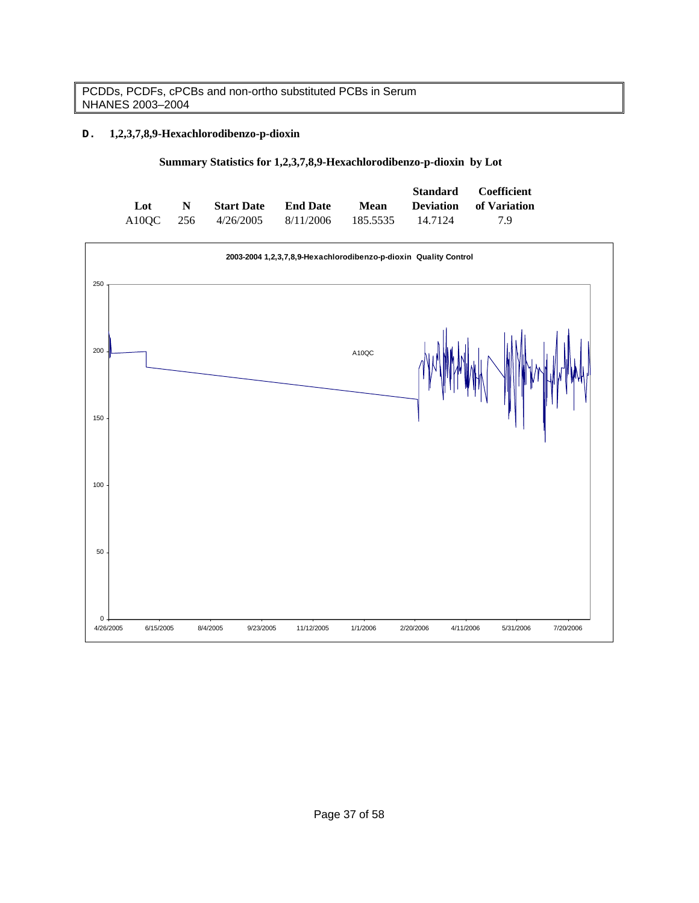PCDDs, PCDFs, cPCBs and non-ortho substituted PCBs in Serum
NHANES 2003–2004

**D. 1,2,3,7,8,9-Hexachlorodibenzo-p-dioxin**

**Summary Statistics for 1,2,3,7,8,9-Hexachlorodibenzo-p-dioxin by Lot**

| Lot | N | Start Date | End Date | Mean | Standard Deviation | Coefficient of Variation |
|---|---|---|---|---|---|---|
| A10QC | 256 | 4/26/2005 | 8/11/2006 | 185.5535 | 14.7124 | 7.9 |

**2003-2004 1,2,3,7,8,9-Hexachlorodibenzo-p-dioxin Quality Control**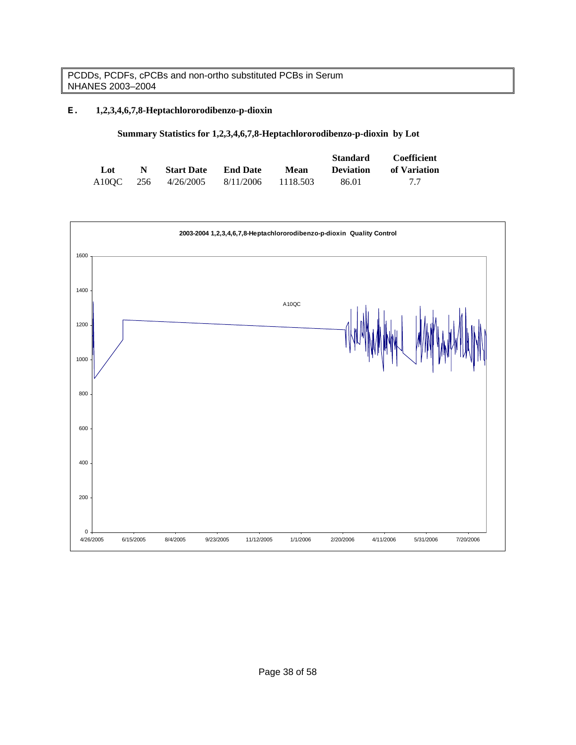PCDDs, PCDFs, cPCBs and non-ortho substituted PCBs in Serum
NHANES 2003–2004

## E. 1,2,3,4,6,7,8-Heptachlorodibenzo-p-dioxin

**Summary Statistics for 1,2,3,4,6,7,8-Heptachlorodibenzo-p-dioxin by Lot**

| Lot | N | Start Date | End Date | Mean | Standard Deviation | Coefficient of Variation |
|---|---|---|---|---|---|---|
| A10QC | 256 | 4/26/2005 | 8/11/2006 | 1118.503 | 86.01 | 7.7 |

**2003-2004 1,2,3,4,6,7,8-Heptachlorodibenzo-p-dioxin Quality Control**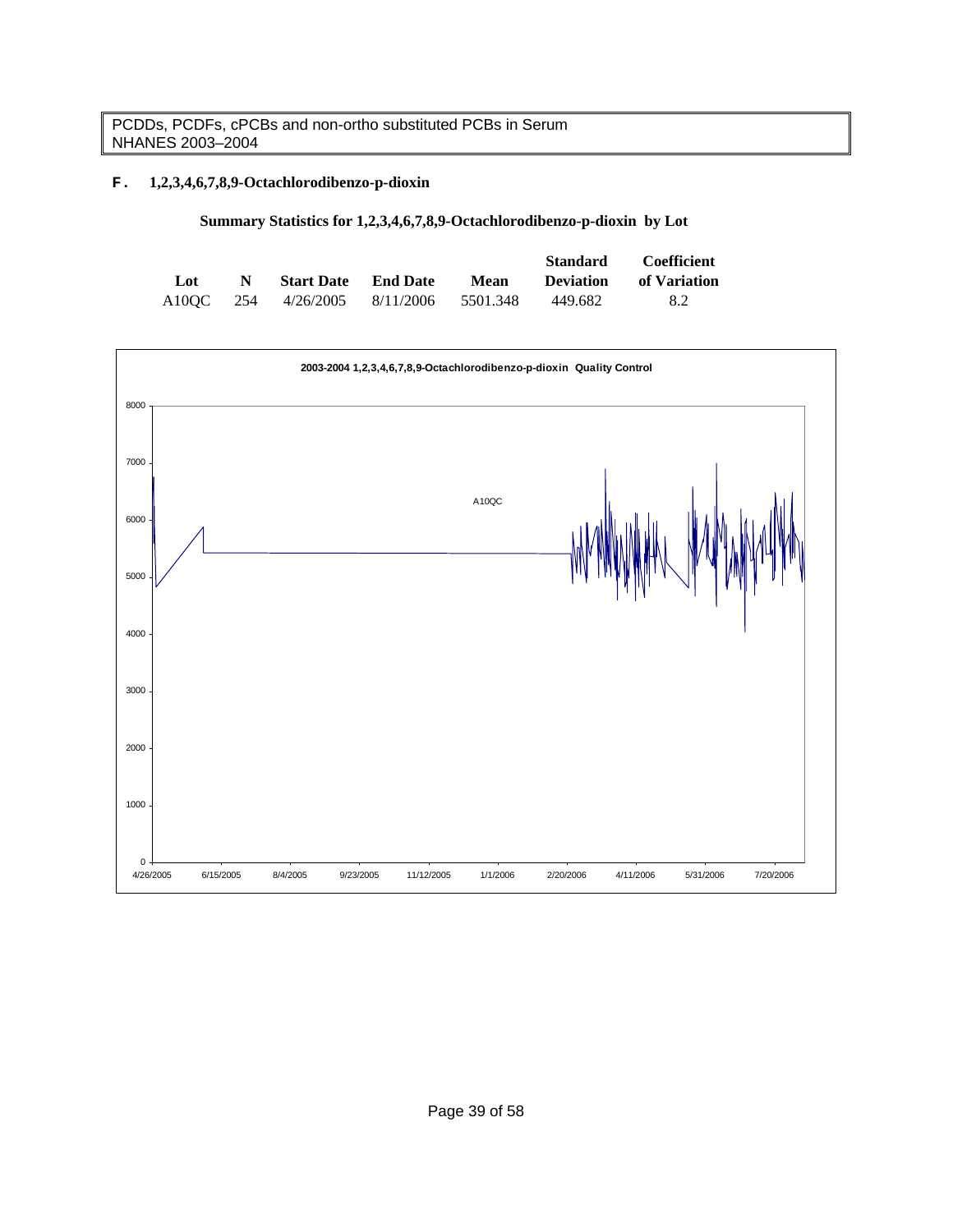PCDDs, PCDFs, cPCBs and non-ortho substituted PCBs in Serum
NHANES 2003–2004

### F. 1,2,3,4,6,7,8,9-Octachlorodibenzo-p-dioxin

**Summary Statistics for 1,2,3,4,6,7,8,9-Octachlorodibenzo-p-dioxin by Lot**

| Lot | N | Start Date | End Date | Mean | Standard Deviation | Coefficient of Variation |
|---|---|---|---|---|---|---|
| A10QC | 254 | 4/26/2005 | 8/11/2006 | 5501.348 | 449.682 | 8.2 |

**2003-2004 1,2,3,4,6,7,8,9-Octachlorodibenzo-p-dioxin Quality Control**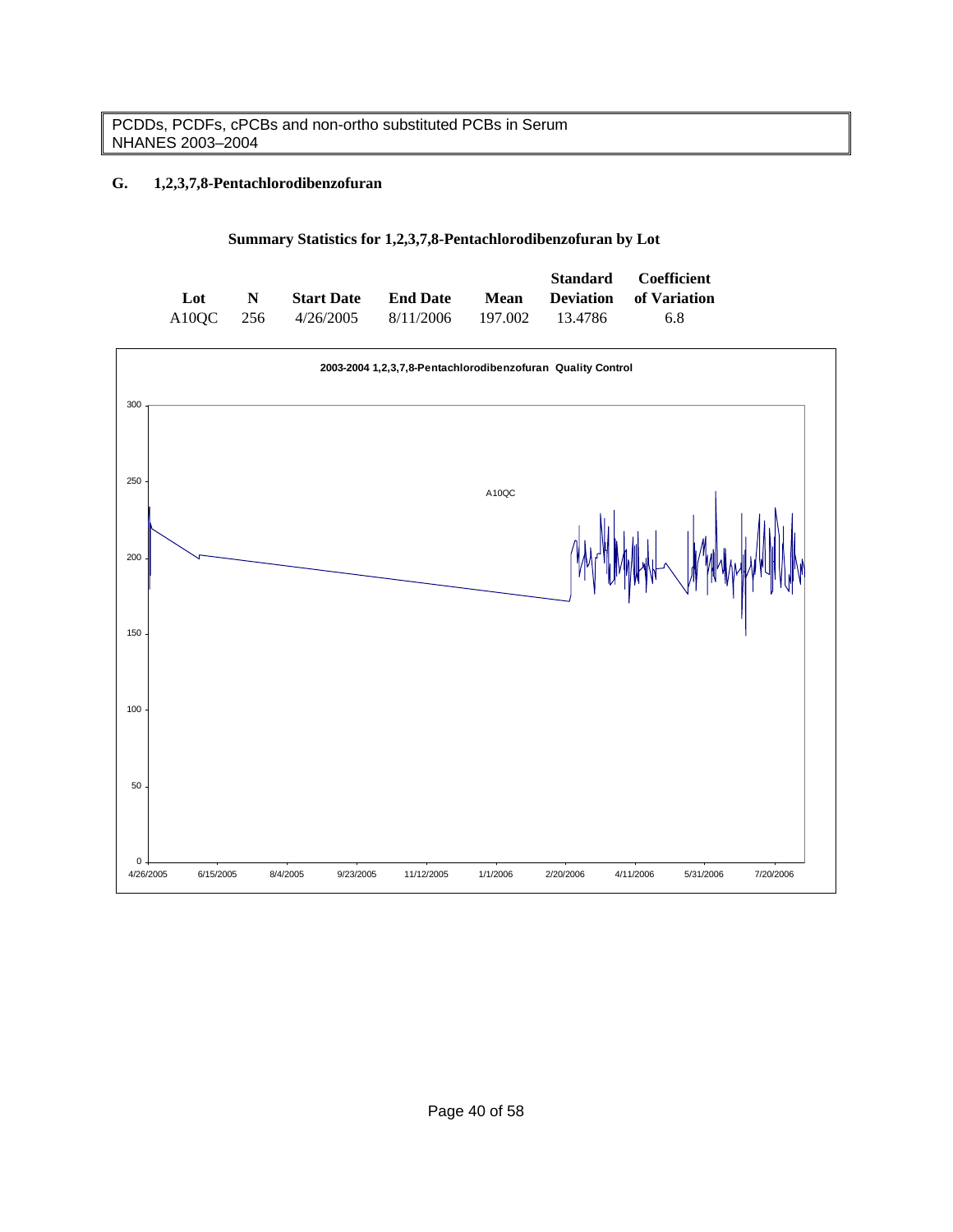## G. 1,2,3,7,8-Pentachlorodibenzofuran

**Summary Statistics for 1,2,3,7,8-Pentachlorodibenzofuran by Lot**

| Lot | N | Start Date | End Date | Mean | Standard Deviation | Coefficient of Variation |
|---|---|---|---|---|---|---|
| A10QC | 256 | 4/26/2005 | 8/11/2006 | 197.002 | 13.4786 | 6.8 |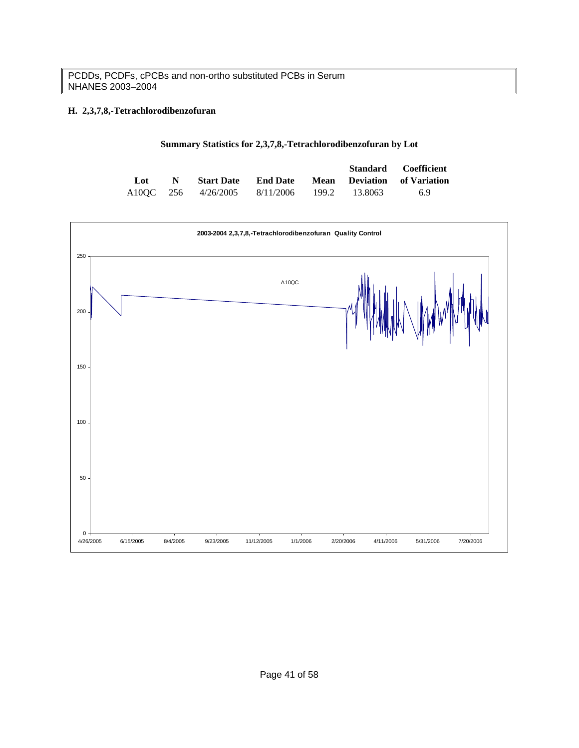## H. 2,3,7,8,-Tetrachlorodibenzofuran

**Summary Statistics for 2,3,7,8,-Tetrachlorodibenzofuran by Lot**

| Lot | N | Start Date | End Date | Mean | Standard Deviation | Coefficient of Variation |
|---|---|---|---|---|---|---|
| A10QC | 256 | 4/26/2005 | 8/11/2006 | 199.2 | 13.8063 | 6.9 |

**2003-2004 2,3,7,8,-Tetrachlorodibenzofuran Quality Control**

A10QC

250
200
150
100
50
0

4/26/2005 6/15/2005 8/4/2005 9/23/2005 11/12/2005 1/1/2006 2/20/2006 4/11/2006 5/31/2006 7/20/2006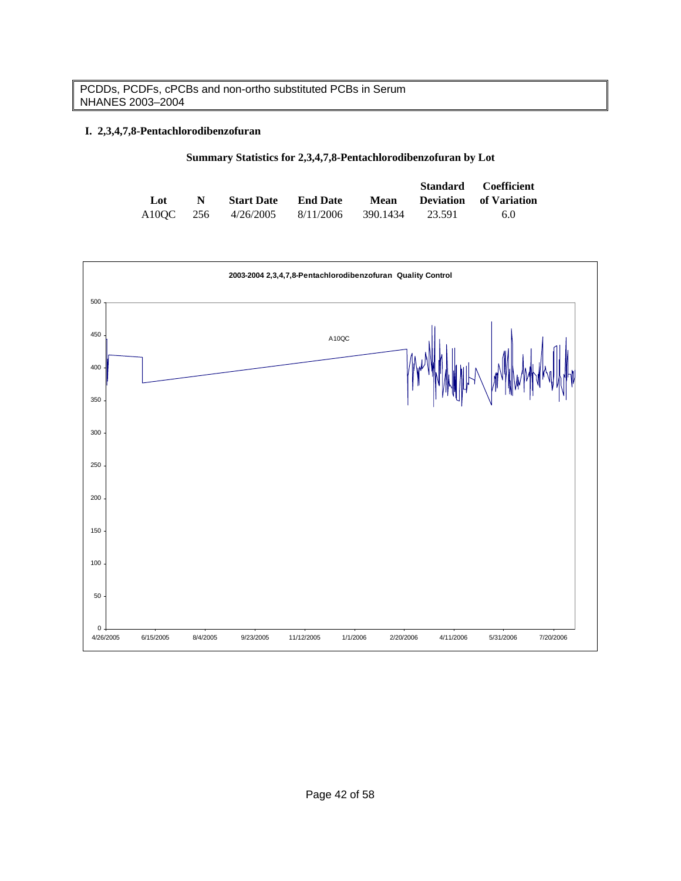PCDDs, PCDFs, cPCBs and non-ortho substituted PCBs in Serum
NHANES 2003–2004

## I. 2,3,4,7,8-Pentachlorodibenzofuran

### Summary Statistics for 2,3,4,7,8-Pentachlorodibenzofuran by Lot

| Lot | N | Start Date | End Date | Mean | Standard Deviation | Coefficient of Variation |
|---|---|---|---|---|---|---|
| A10QC | 256 | 4/26/2005 | 8/11/2006 | 390.1434 | 23.591 | 6.0 |

2003-2004 2,3,4,7,8-Pentachlorodibenzofuran Quality Control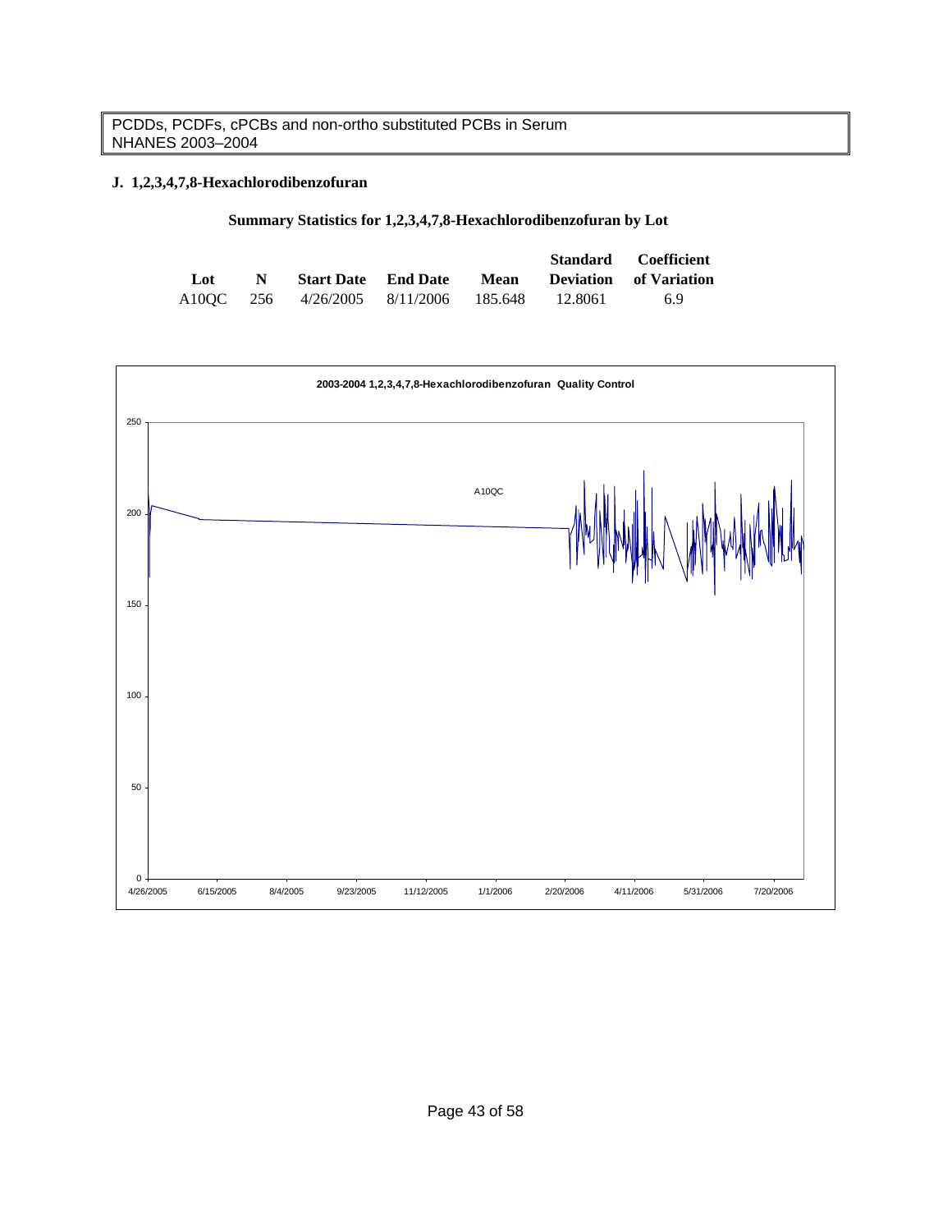PCDDs, PCDFs, cPCBs and non-ortho substituted PCBs in Serum
NHANES 2003–2004

**J. 1,2,3,4,7,8-Hexachlorodibenzofuran**

**Summary Statistics for 1,2,3,4,7,8-Hexachlorodibenzofuran by Lot**

| Lot | N | Start Date | End Date | Mean | Standard Deviation | Coefficient of Variation |
|---|---|---|---|---|---|---|
| A10QC | 256 | 4/26/2005 | 8/11/2006 | 185.648 | 12.8061 | 6.9 |

**2003-2004 1,2,3,4,7,8-Hexachlorodibenzofuran Quality Control**

A10QC

250
200
150
100
50
0

4/26/2005 6/15/2005 8/4/2005 9/23/2005 11/12/2005 1/1/2006 2/20/2006 4/11/2006 5/31/2006 7/20/2006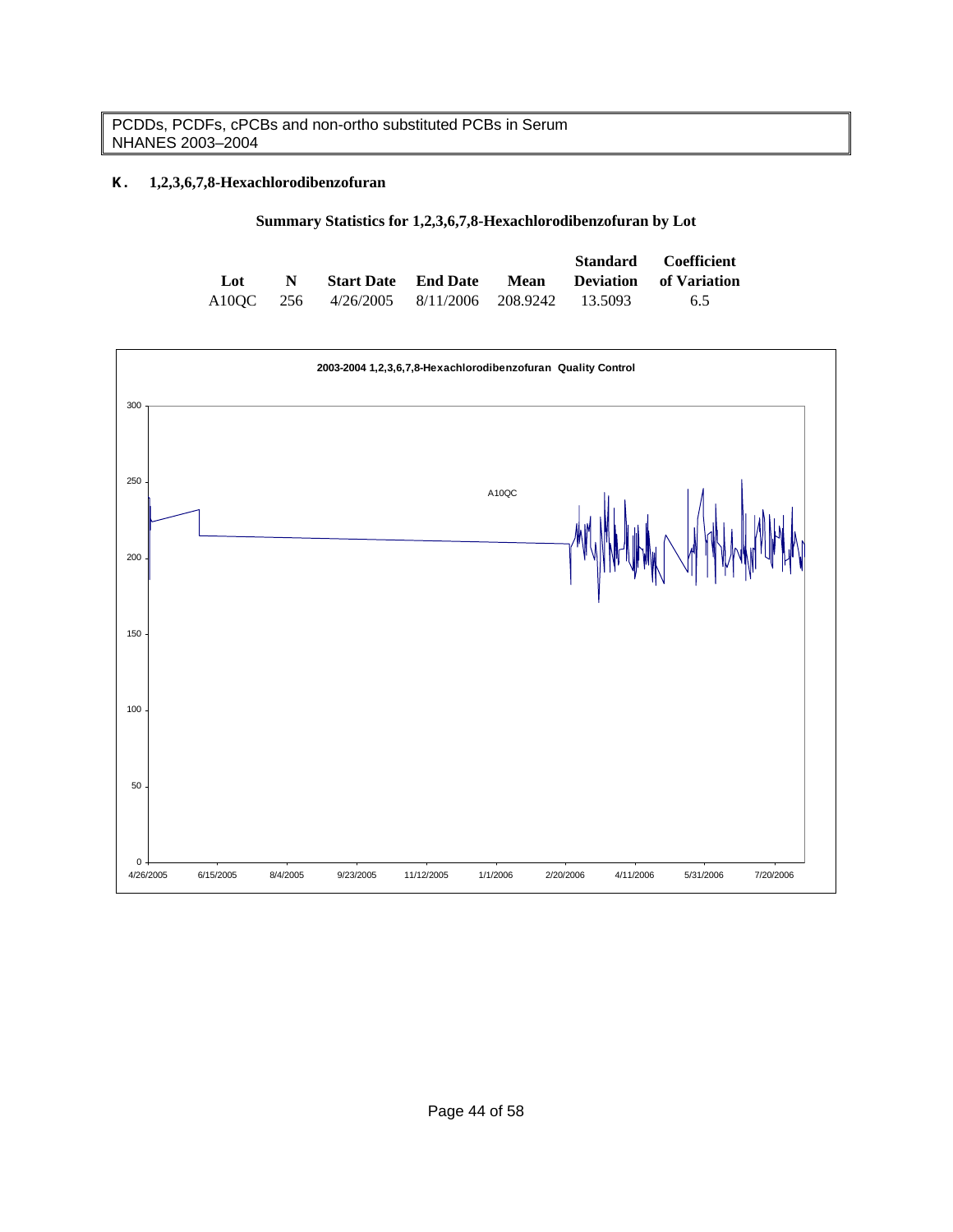PCDDs, PCDFs, cPCBs and non-ortho substituted PCBs in Serum
NHANES 2003–2004

### K. 1,2,3,6,7,8-Hexachlorodibenzofuran

**Summary Statistics for 1,2,3,6,7,8-Hexachlorodibenzofuran by Lot**

| Lot | N | Start Date | End Date | Mean | Standard Deviation | Coefficient of Variation |
|---|---|---|---|---|---|---|
| A10QC | 256 | 4/26/2005 | 8/11/2006 | 208.9242 | 13.5093 | 6.5 |

**2003-2004 1,2,3,6,7,8-Hexachlorodibenzofuran Quality Control**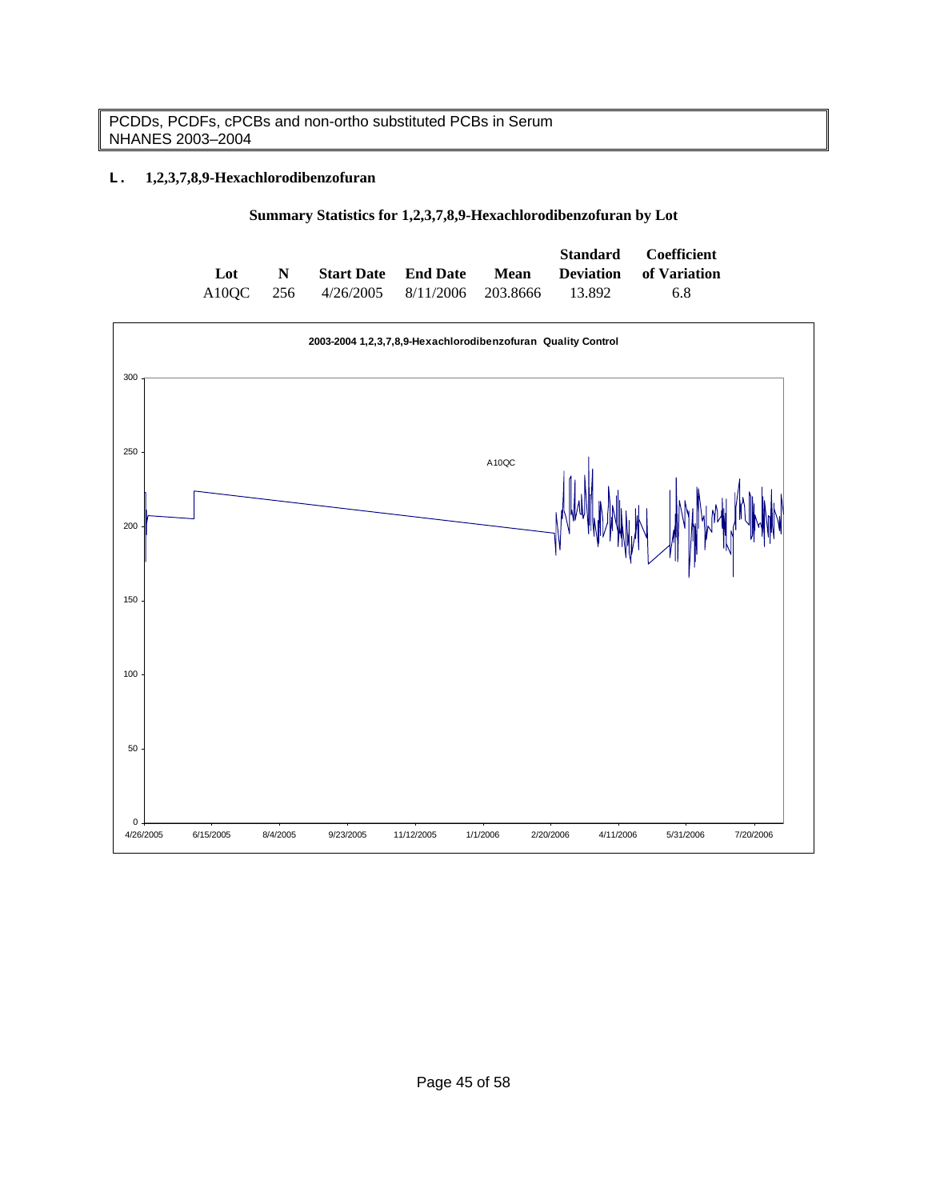PCDDs, PCDFs, cPCBs and non-ortho substituted PCBs in Serum
NHANES 2003–2004

### L. 1,2,3,7,8,9-Hexachlorodibenzofuran

**Summary Statistics for 1,2,3,7,8,9-Hexachlorodibenzofuran by Lot**

| Lot | N | Start Date | End Date | Mean | Standard Deviation | Coefficient of Variation |
|---|---|---|---|---|---|---|
| A10QC | 256 | 4/26/2005 | 8/11/2006 | 203.8666 | 13.892 | 6.8 |

**2003-2004 1,2,3,7,8,9-Hexachlorodibenzofuran Quality Control**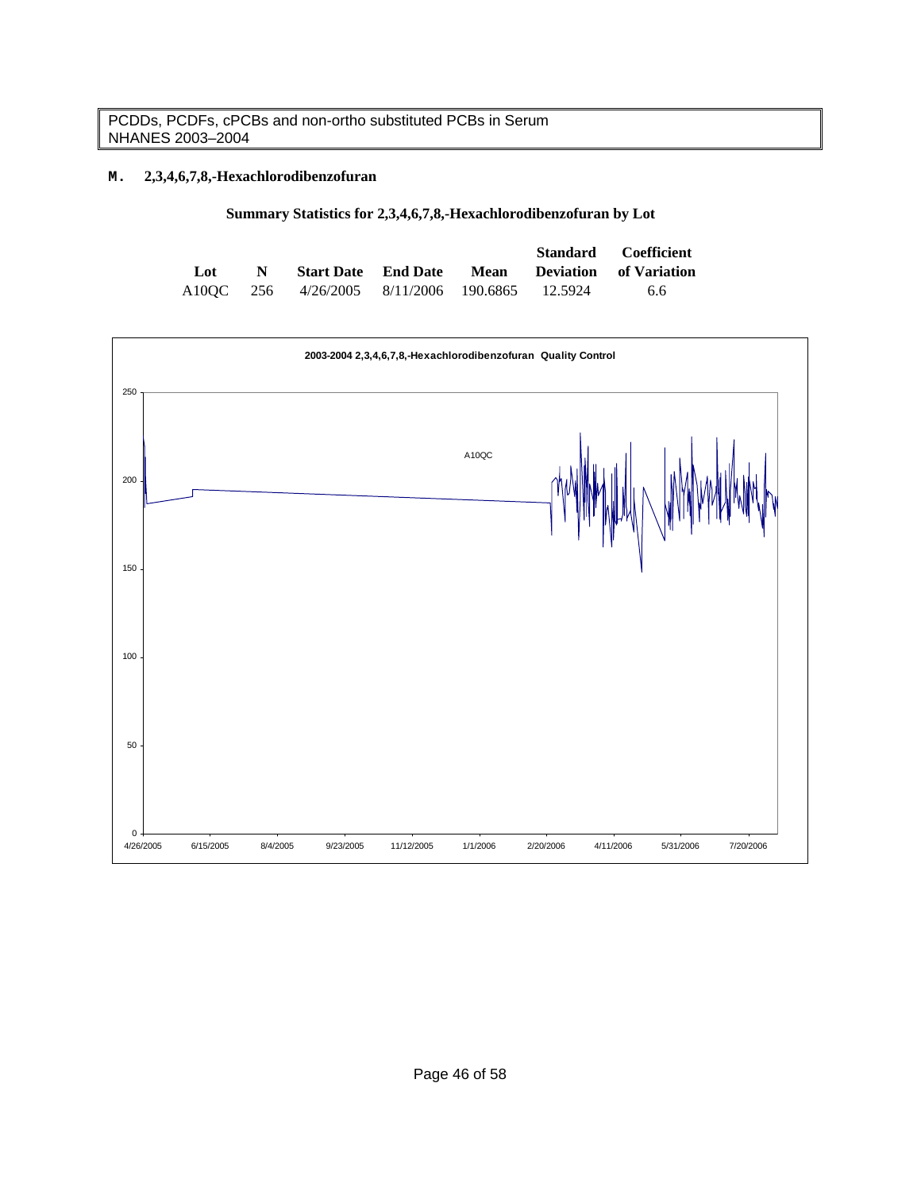PCDDs, PCDFs, cPCBs and non-ortho substituted PCBs in Serum
NHANES 2003–2004

## M. 2,3,4,6,7,8,-Hexachlorodibenzofuran

**Summary Statistics for 2,3,4,6,7,8,-Hexachlorodibenzofuran by Lot**

| Lot | N | Start Date | End Date | Mean | Standard Deviation | Coefficient of Variation |
|---|---|---|---|---|---|---|
| A10QC | 256 | 4/26/2005 | 8/11/2006 | 190.6865 | 12.5924 | 6.6 |

**2003-2004 2,3,4,6,7,8,-Hexachlorodibenzofuran Quality Control**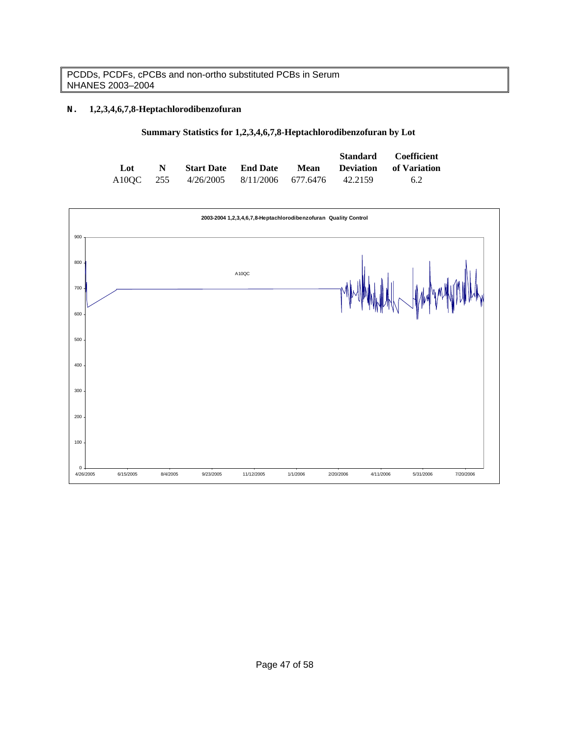## N. 1,2,3,4,6,7,8-Heptachlorodibenzofuran

**Summary Statistics for 1,2,3,4,6,7,8-Heptachlorodibenzofuran by Lot**

| Lot | N | Start Date | End Date | Mean | Standard Deviation | Coefficient of Variation |
|---|---|---|---|---|---|---|
| A10QC | 255 | 4/26/2005 | 8/11/2006 | 677.6476 | 42.2159 | 6.2 |

**2003-2004 1,2,3,4,6,7,8-Heptachlorodibenzofuran Quality Control**

A10QC

900
800
700
600
500
400
300
200
100
0

4/26/2005 6/15/2005 8/4/2005 9/23/2005 11/12/2005 1/1/2006 2/20/2006 4/11/2006 5/31/2006 7/20/2006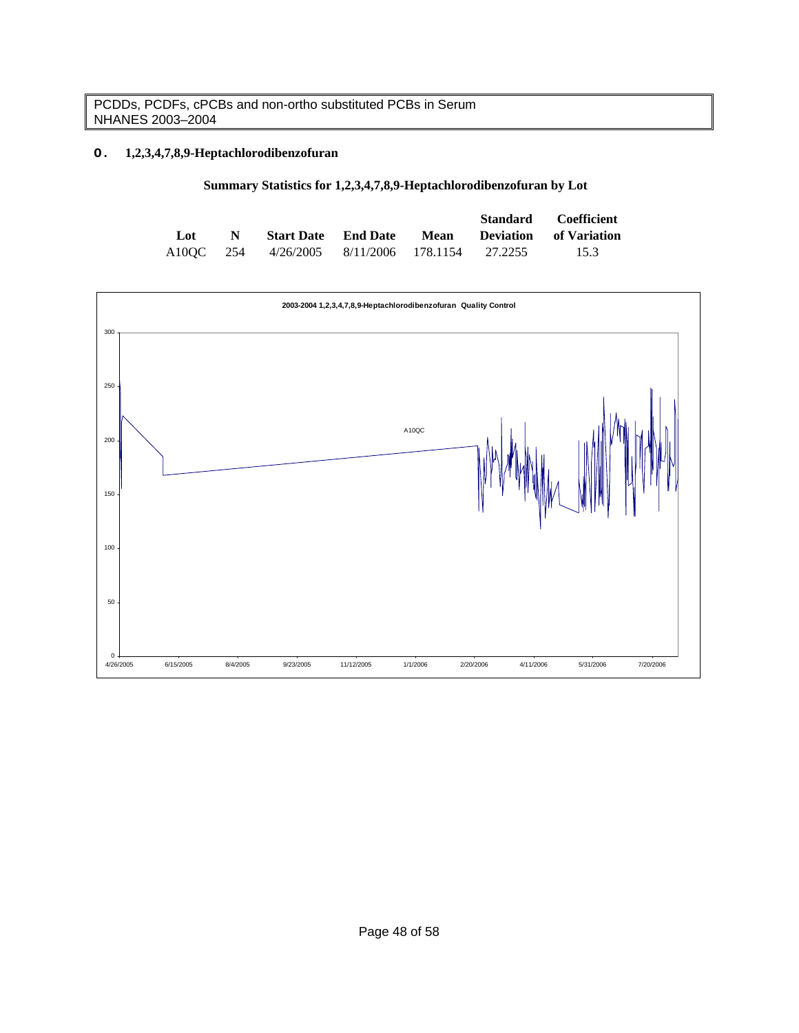PCDDs, PCDFs, cPCBs and non-ortho substituted PCBs in Serum
NHANES 2003–2004

### o. 1,2,3,4,7,8,9-Heptachlorodibenzofuran

**Summary Statistics for 1,2,3,4,7,8,9-Heptachlorodibenzofuran by Lot**

| Lot | N | Start Date | End Date | Mean | Standard Deviation | Coefficient of Variation |
|---|---|---|---|---|---|---|
| A10QC | 254 | 4/26/2005 | 8/11/2006 | 178.1154 | 27.2255 | 15.3 |

**2003-2004 1,2,3,4,7,8,9-Heptachlorodibenzofuran Quality Control**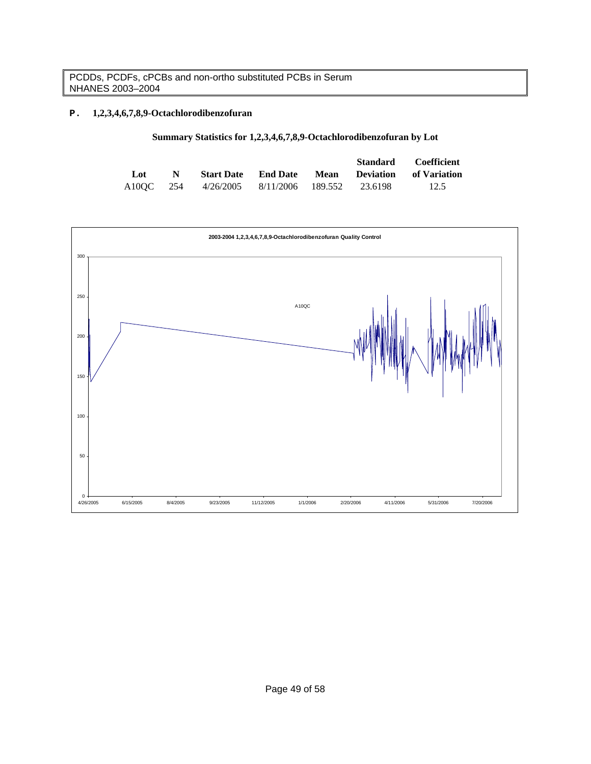## P. 1,2,3,4,6,7,8,9-Octachlorodibenzofuran

**Summary Statistics for 1,2,3,4,6,7,8,9-Octachlorodibenzofuran by Lot**

| Lot | N | Start Date | End Date | Mean | Standard Deviation | Coefficient of Variation |
|---|---|---|---|---|---|---|
| A10QC | 254 | 4/26/2005 | 8/11/2006 | 189.552 | 23.6198 | 12.5 |

**2003-2004 1,2,3,4,6,7,8,9-Octachlorodibenzofuran Quality Control**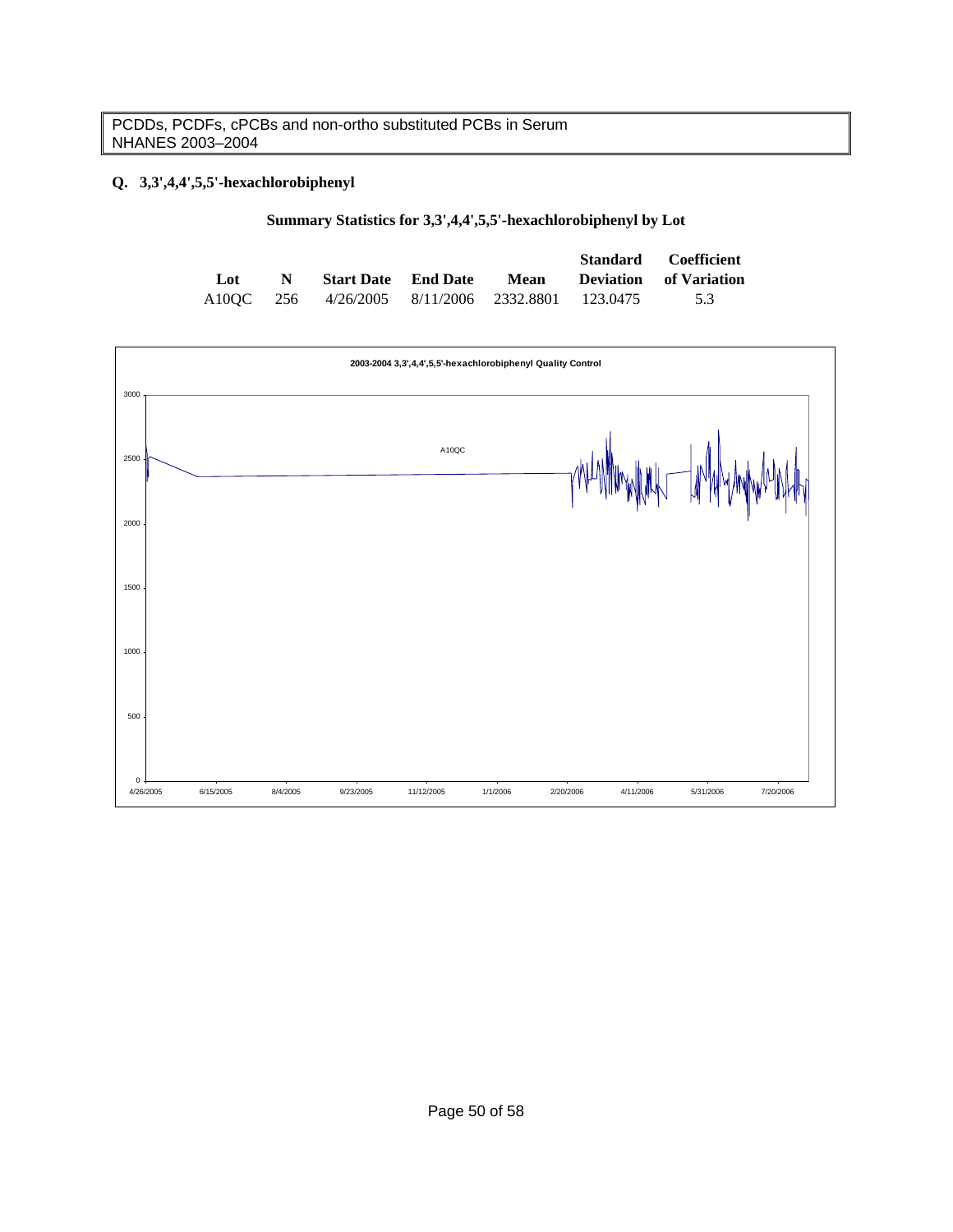PCDDs, PCDFs, cPCBs and non-ortho substituted PCBs in Serum
NHANES 2003–2004

## Q. 3,3',4,4',5,5'-hexachlorobiphenyl

**Summary Statistics for 3,3',4,4',5,5'-hexachlorobiphenyl by Lot**

| Lot | N | Start Date | End Date | Mean | Standard Deviation | Coefficient of Variation |
|---|---|---|---|---|---|---|
| A10QC | 256 | 4/26/2005 | 8/11/2006 | 2332.8801 | 123.0475 | 5.3 |

**2003-2004 3,3',4,4',5,5'-hexachlorobiphenyl Quality Control**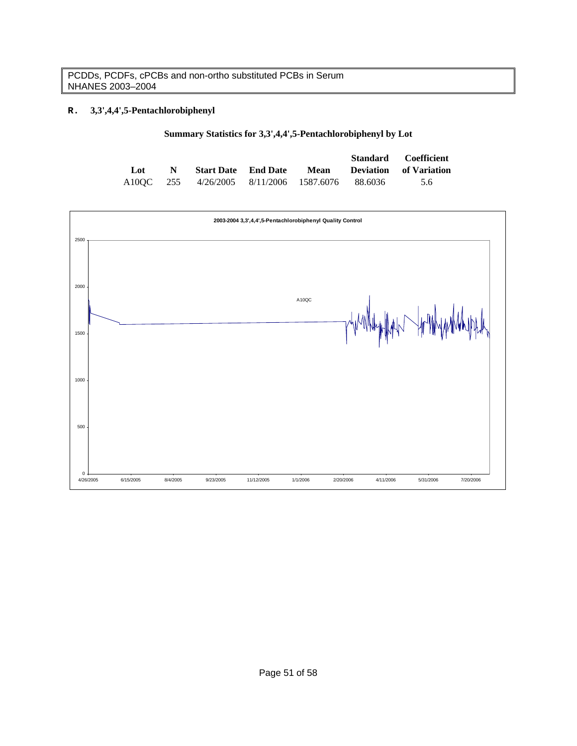PCDDs, PCDFs, cPCBs and non-ortho substituted PCBs in Serum
NHANES 2003–2004

**R. 3,3',4,4',5-Pentachlorobiphenyl**

**Summary Statistics for 3,3',4,4',5-Pentachlorobiphenyl by Lot**

| Lot | N | Start Date | End Date | Mean | Standard Deviation | Coefficient of Variation |
|---|---|---|---|---|---|---|
| A10QC | 255 | 4/26/2005 | 8/11/2006 | 1587.6076 | 88.6036 | 5.6 |

2003-2004 3,3',4,4',5-Pentachlorobiphenyl Quality Control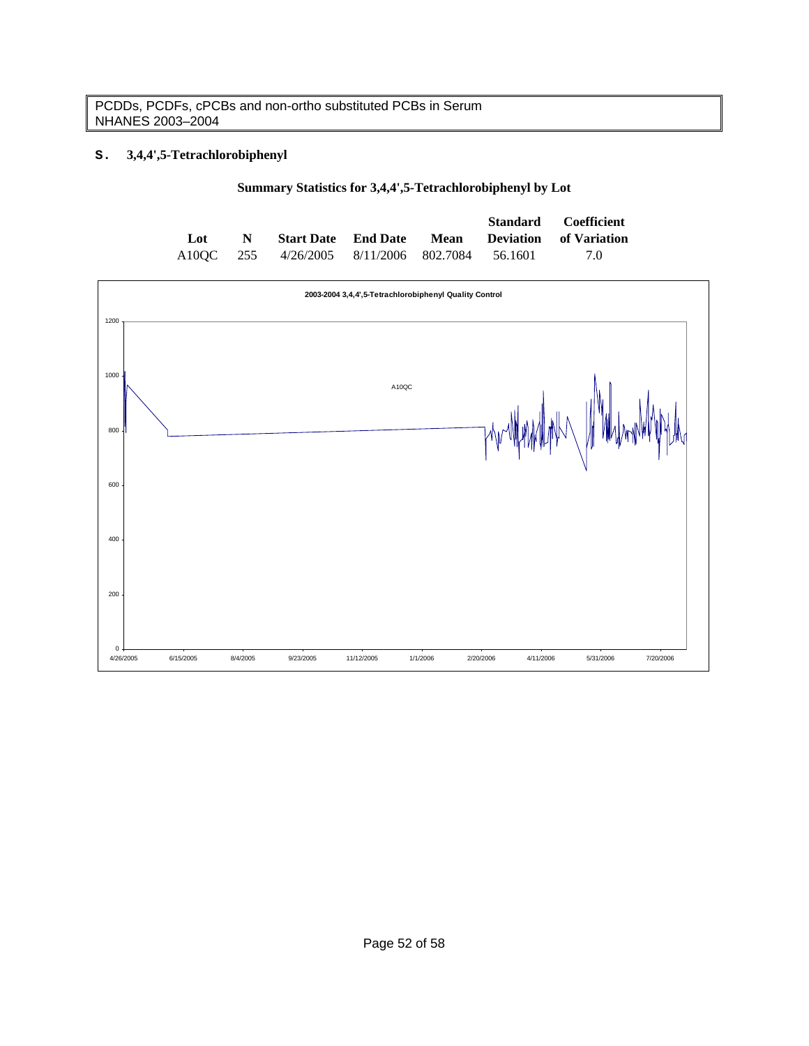PCDDs, PCDFs, cPCBs and non-ortho substituted PCBs in Serum
NHANES 2003–2004

### s. 3,4,4',5-Tetrachlorobiphenyl

**Summary Statistics for 3,4,4',5-Tetrachlorobiphenyl by Lot**

| Lot | N | Start Date | End Date | Mean | Standard Deviation | Coefficient of Variation |
|---|---|---|---|---|---|---|
| A10QC | 255 | 4/26/2005 | 8/11/2006 | 802.7084 | 56.1601 | 7.0 |

**2003-2004 3,4,4',5-Tetrachlorobiphenyl Quality Control**

A10QC

1200
1000
800
600
400
200
0

4/26/2005 6/15/2005 8/4/2005 9/23/2005 11/12/2005 1/1/2006 2/20/2006 4/11/2006 5/31/2006 7/20/2006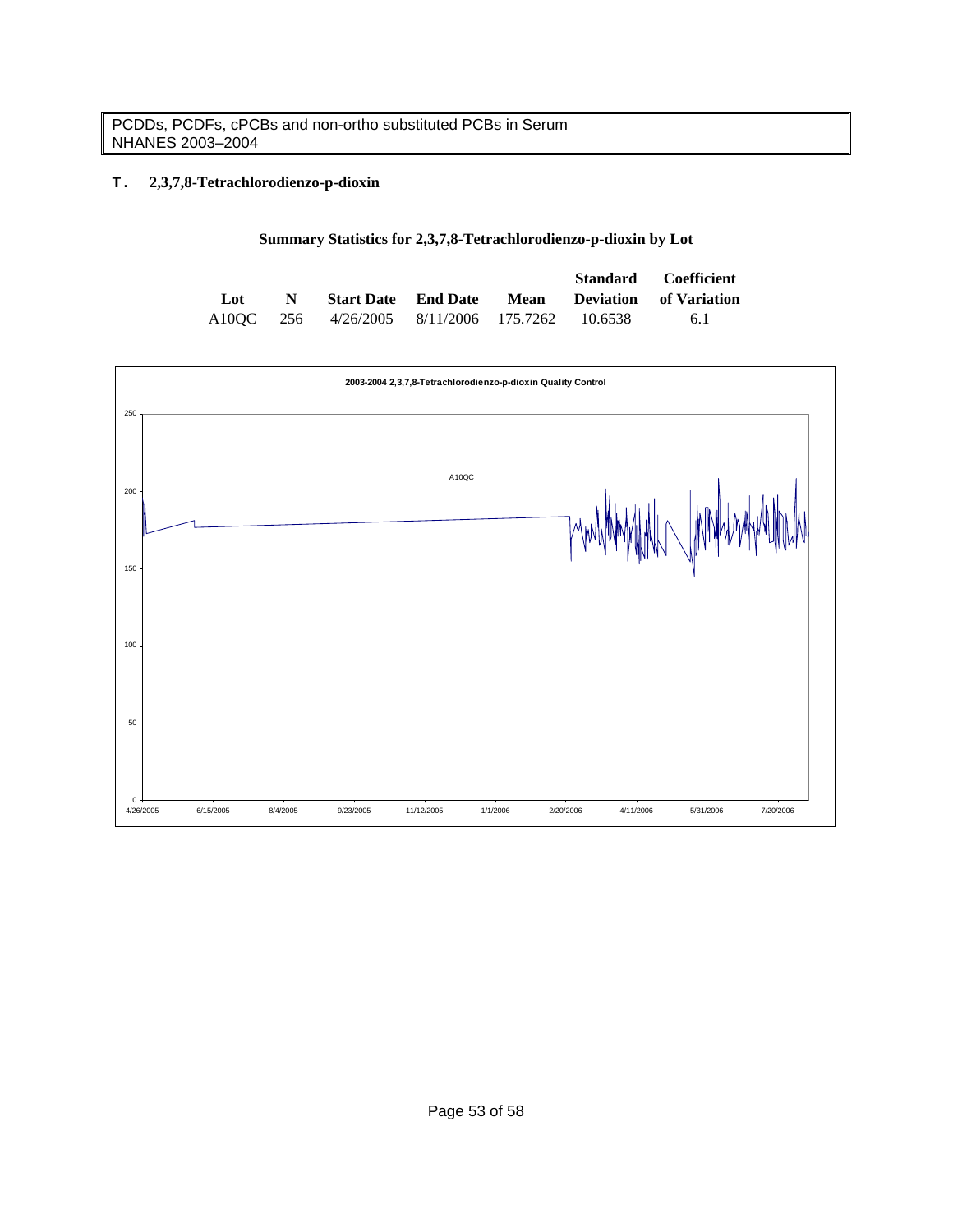## T. 2,3,7,8-Tetrachlorodienzo-p-dioxin

### Summary Statistics for 2,3,7,8-Tetrachlorodienzo-p-dioxin by Lot

| Lot | N | Start Date | End Date | Mean | Standard Deviation | Coefficient of Variation |
|---|---|---|---|---|---|---|
| A10QC | 256 | 4/26/2005 | 8/11/2006 | 175.7262 | 10.6538 | 6.1 |

**2003-2004 2,3,7,8-Tetrachlorodienzo-p-dioxin Quality Control**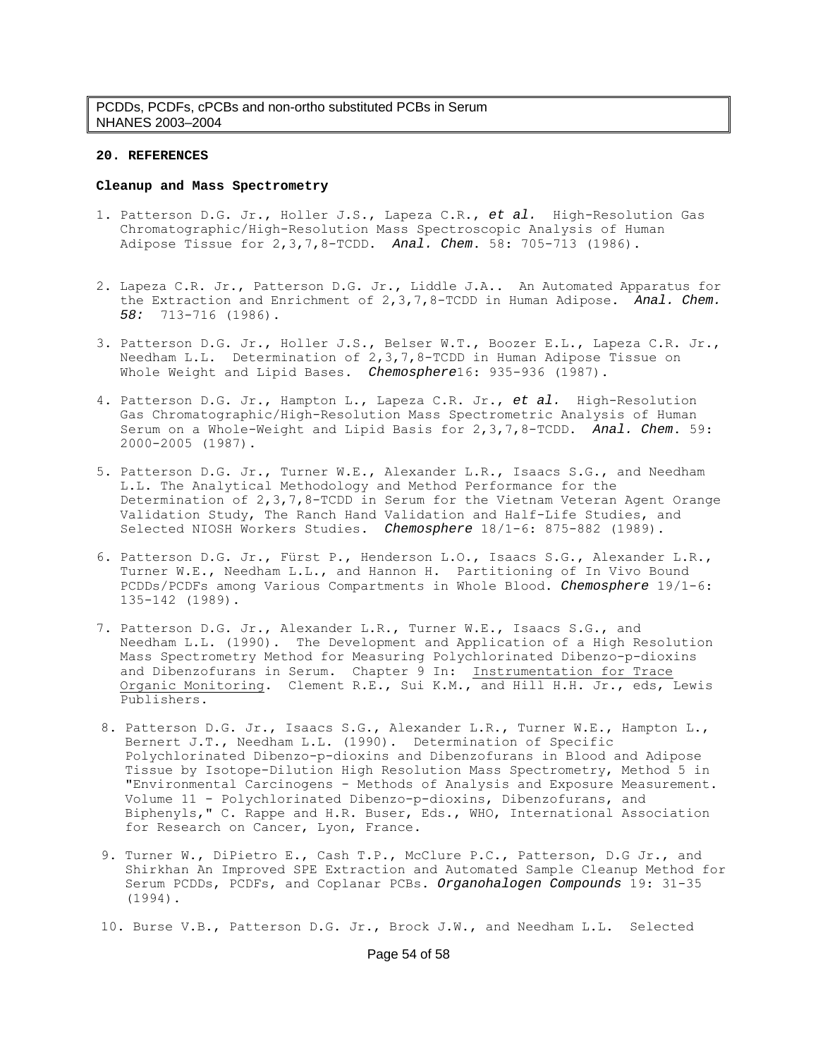## 20. REFERENCES

### Cleanup and Mass Spectrometry

1. Patterson D.G. Jr., Holler J.S., Lapeza C.R., *et al.* High-Resolution Gas Chromatographic/High-Resolution Mass Spectroscopic Analysis of Human Adipose Tissue for 2,3,7,8-TCDD. *Anal. Chem.* 58: 705-713 (1986).

2. Lapeza C.R. Jr., Patterson D.G. Jr., Liddle J.A.. An Automated Apparatus for the Extraction and Enrichment of 2,3,7,8-TCDD in Human Adipose. *Anal. Chem. 58:* 713-716 (1986).

3. Patterson D.G. Jr., Holler J.S., Belser W.T., Boozer E.L., Lapeza C.R. Jr., Needham L.L. Determination of 2,3,7,8-TCDD in Human Adipose Tissue on Whole Weight and Lipid Bases. *Chemosphere*16: 935-936 (1987).

4. Patterson D.G. Jr., Hampton L., Lapeza C.R. Jr., *et al.* High-Resolution Gas Chromatographic/High-Resolution Mass Spectrometric Analysis of Human Serum on a Whole-Weight and Lipid Basis for 2,3,7,8-TCDD. *Anal. Chem.* 59: 2000-2005 (1987).

5. Patterson D.G. Jr., Turner W.E., Alexander L.R., Isaacs S.G., and Needham L.L. The Analytical Methodology and Method Performance for the Determination of 2,3,7,8-TCDD in Serum for the Vietnam Veteran Agent Orange Validation Study, The Ranch Hand Validation and Half-Life Studies, and Selected NIOSH Workers Studies. *Chemosphere* 18/1-6: 875-882 (1989).

6. Patterson D.G. Jr., Fürst P., Henderson L.O., Isaacs S.G., Alexander L.R., Turner W.E., Needham L.L., and Hannon H. Partitioning of In Vivo Bound PCDDs/PCDFs among Various Compartments in Whole Blood. *Chemosphere* 19/1-6: 135-142 (1989).

7. Patterson D.G. Jr., Alexander L.R., Turner W.E., Isaacs S.G., and Needham L.L. (1990). The Development and Application of a High Resolution Mass Spectrometry Method for Measuring Polychlorinated Dibenzo-p-dioxins and Dibenzofurans in Serum. Chapter 9 In: Instrumentation for Trace Organic Monitoring. Clement R.E., Sui K.M., and Hill H.H. Jr., eds, Lewis Publishers.

8. Patterson D.G. Jr., Isaacs S.G., Alexander L.R., Turner W.E., Hampton L., Bernert J.T., Needham L.L. (1990). Determination of Specific Polychlorinated Dibenzo-p-dioxins and Dibenzofurans in Blood and Adipose Tissue by Isotope-Dilution High Resolution Mass Spectrometry, Method 5 in "Environmental Carcinogens - Methods of Analysis and Exposure Measurement. Volume 11 - Polychlorinated Dibenzo-p-dioxins, Dibenzofurans, and Biphenyls," C. Rappe and H.R. Buser, Eds., WHO, International Association for Research on Cancer, Lyon, France.

9. Turner W., DiPietro E., Cash T.P., McClure P.C., Patterson, D.G Jr., and Shirkhan An Improved SPE Extraction and Automated Sample Cleanup Method for Serum PCDDs, PCDFs, and Coplanar PCBs. *Organohalogen Compounds* 19: 31-35 (1994).

10. Burse V.B., Patterson D.G. Jr., Brock J.W., and Needham L.L. Selected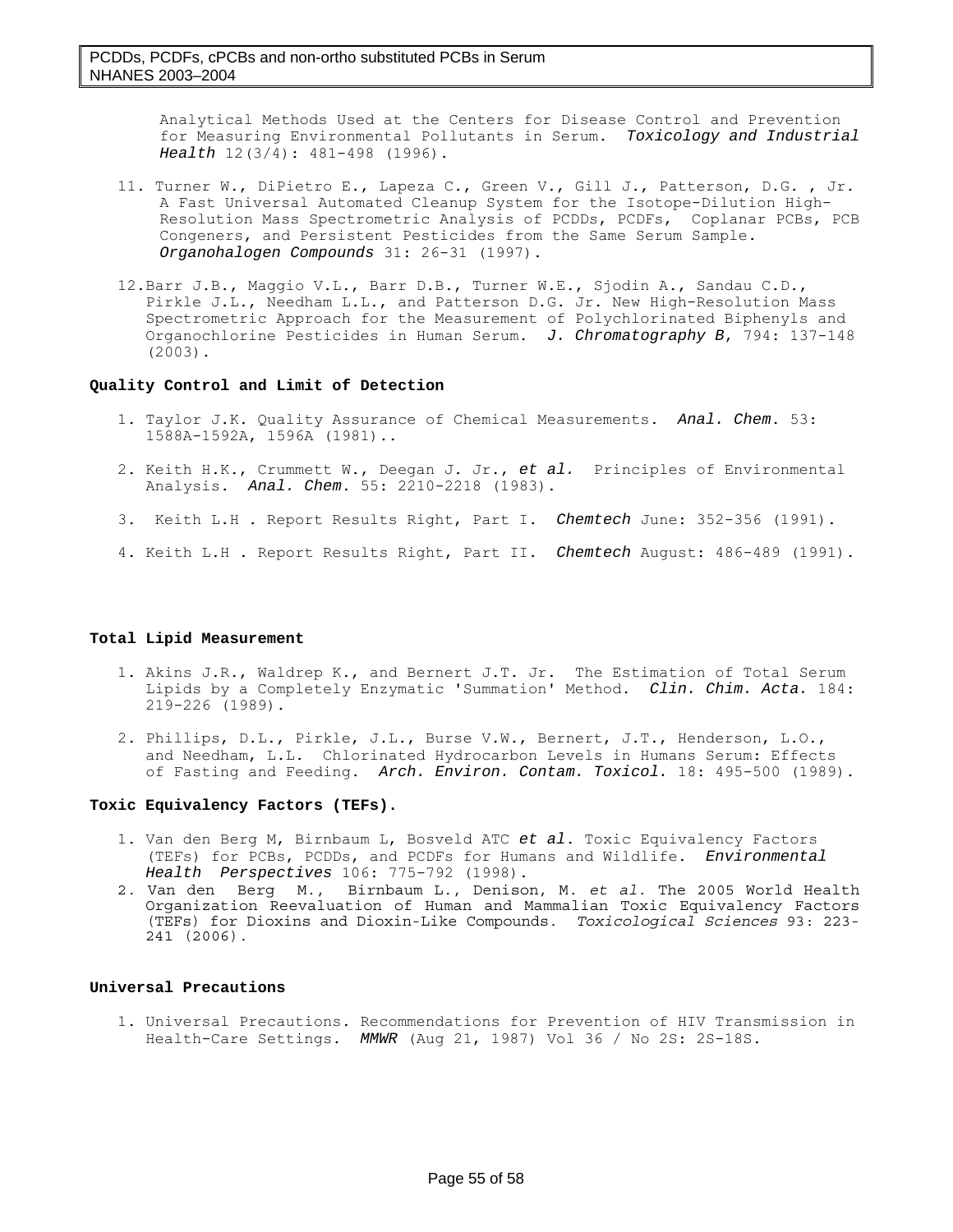Analytical Methods Used at the Centers for Disease Control and Prevention for Measuring Environmental Pollutants in Serum. *Toxicology and Industrial Health* 12(3/4): 481-498 (1996).

11. Turner W., DiPietro E., Lapeza C., Green V., Gill J., Patterson, D.G. , Jr. A Fast Universal Automated Cleanup System for the Isotope-Dilution High-Resolution Mass Spectrometric Analysis of PCDDs, PCDFs, Coplanar PCBs, PCB Congeners, and Persistent Pesticides from the Same Serum Sample. *Organohalogen Compounds* 31: 26-31 (1997).

12. Barr J.B., Maggio V.L., Barr D.B., Turner W.E., Sjodin A., Sandau C.D., Pirkle J.L., Needham L.L., and Patterson D.G. Jr. New High-Resolution Mass Spectrometric Approach for the Measurement of Polychlorinated Biphenyls and Organochlorine Pesticides in Human Serum. *J. Chromatography B*, 794: 137-148 (2003).

**Quality Control and Limit of Detection**

1. Taylor J.K. Quality Assurance of Chemical Measurements. *Anal. Chem.* 53: 1588A-1592A, 1596A (1981)..
2. Keith H.K., Crummett W., Deegan J. Jr., *et al.* Principles of Environmental Analysis. *Anal. Chem.* 55: 2210-2218 (1983).
3. Keith L.H . Report Results Right, Part I. *Chemtech* June: 352-356 (1991).
4. Keith L.H . Report Results Right, Part II. *Chemtech* August: 486-489 (1991).

**Total Lipid Measurement**

1. Akins J.R., Waldrep K., and Bernert J.T. Jr. The Estimation of Total Serum Lipids by a Completely Enzymatic 'Summation' Method. *Clin. Chim. Acta.* 184: 219-226 (1989).
2. Phillips, D.L., Pirkle, J.L., Burse V.W., Bernert, J.T., Henderson, L.O., and Needham, L.L. Chlorinated Hydrocarbon Levels in Humans Serum: Effects of Fasting and Feeding. *Arch. Environ. Contam. Toxicol.* 18: 495-500 (1989).

**Toxic Equivalency Factors (TEFs).**

1. Van den Berg M, Birnbaum L, Bosveld ATC *et al.* Toxic Equivalency Factors (TEFs) for PCBs, PCDDs, and PCDFs for Humans and Wildlife. *Environmental Health Perspectives* 106: 775-792 (1998).
2. Van den Berg M., Birnbaum L., Denison, M. *et al.* The 2005 World Health Organization Reevaluation of Human and Mammalian Toxic Equivalency Factors (TEFs) for Dioxins and Dioxin-Like Compounds. *Toxicological Sciences* 93: 223-241 (2006).

**Universal Precautions**

1. Universal Precautions. Recommendations for Prevention of HIV Transmission in Health-Care Settings. *MMWR* (Aug 21, 1987) Vol 36 / No 2S: 2S-18S.